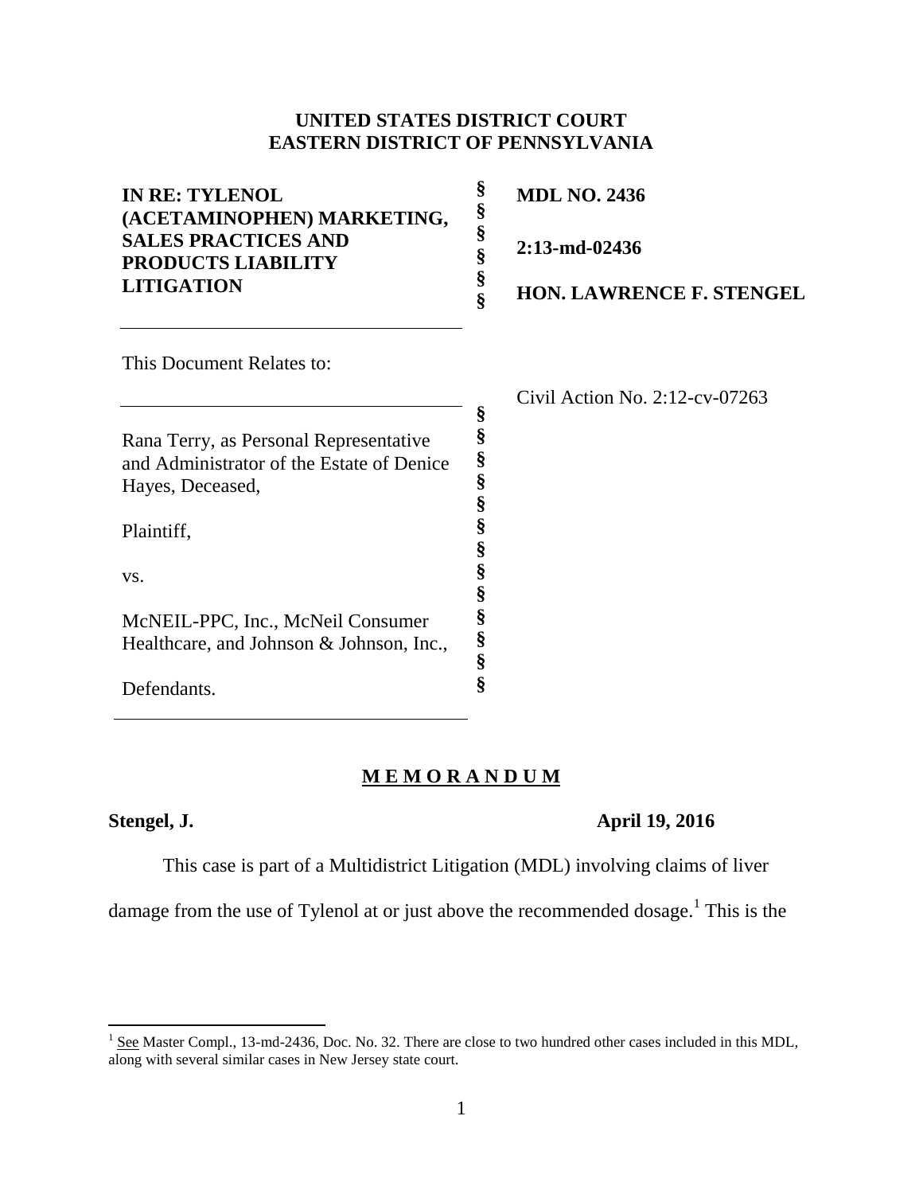**UNITED STATES DISTRICT COURT**
**EASTERN DISTRICT OF PENNSYLVANIA**

| | | |
|---|---|---|
| **IN RE: TYLENOL (ACETAMINOPHEN) MARKETING, SALES PRACTICES AND PRODUCTS LIABILITY LITIGATION** | § § § § § § | **MDL NO. 2436** <br> **2:13-md-02436** <br> **HON. LAWRENCE F. STENGEL** |

This Document Relates to:

| | | |
|---|---|---|
| Rana Terry, as Personal Representative and Administrator of the Estate of Denice Hayes, Deceased, <br><br> Plaintiff, <br><br> vs. <br><br> McNEIL-PPC, Inc., McNeil Consumer Healthcare, and Johnson & Johnson, Inc., <br><br> Defendants. | § § § § § § § § § § § § § | Civil Action No. 2:12-cv-07263 |

## M E M O R A N D U M

**Stengel, J.** **April 19, 2016**

This case is part of a Multidistrict Litigation (MDL) involving claims of liver damage from the use of Tylenol at or just above the recommended dosage.[1] This is the

[1] See Master Compl., 13-md-2436, Doc. No. 32. There are close to two hundred other cases included in this MDL, along with several similar cases in New Jersey state court.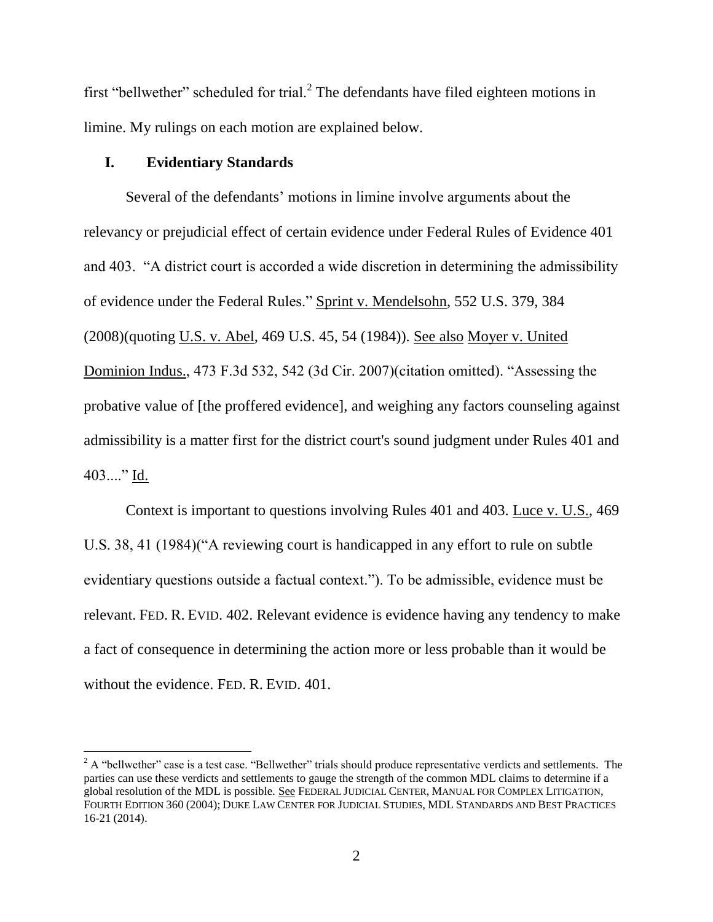first "bellwether" scheduled for trial.[2] The defendants have filed eighteen motions in limine. My rulings on each motion are explained below.

## I. Evidentiary Standards

Several of the defendants' motions in limine involve arguments about the relevancy or prejudicial effect of certain evidence under Federal Rules of Evidence 401 and 403. "A district court is accorded a wide discretion in determining the admissibility of evidence under the Federal Rules." Sprint v. Mendelsohn, 552 U.S. 379, 384 (2008)(quoting U.S. v. Abel, 469 U.S. 45, 54 (1984)). See also Moyer v. United Dominion Indus., 473 F.3d 532, 542 (3d Cir. 2007)(citation omitted). "Assessing the probative value of [the proffered evidence], and weighing any factors counseling against admissibility is a matter first for the district court's sound judgment under Rules 401 and 403...." Id.

Context is important to questions involving Rules 401 and 403. Luce v. U.S., 469 U.S. 38, 41 (1984)("A reviewing court is handicapped in any effort to rule on subtle evidentiary questions outside a factual context."). To be admissible, evidence must be relevant. FED. R. EVID. 402. Relevant evidence is evidence having any tendency to make a fact of consequence in determining the action more or less probable than it would be without the evidence. FED. R. EVID. 401.

---

[2] A "bellwether" case is a test case. "Bellwether" trials should produce representative verdicts and settlements. The parties can use these verdicts and settlements to gauge the strength of the common MDL claims to determine if a global resolution of the MDL is possible. See FEDERAL JUDICIAL CENTER, MANUAL FOR COMPLEX LITIGATION, FOURTH EDITION 360 (2004); DUKE LAW CENTER FOR JUDICIAL STUDIES, MDL STANDARDS AND BEST PRACTICES 16-21 (2014).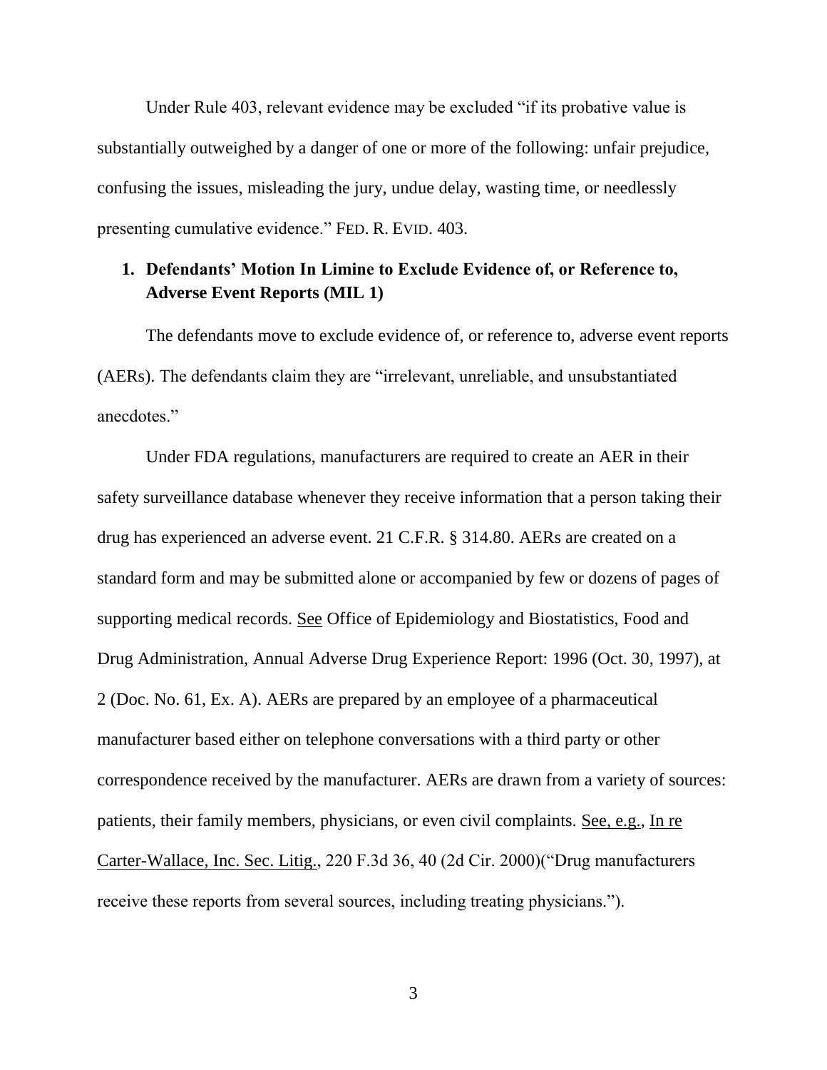Under Rule 403, relevant evidence may be excluded "if its probative value is substantially outweighed by a danger of one or more of the following: unfair prejudice, confusing the issues, misleading the jury, undue delay, wasting time, or needlessly presenting cumulative evidence." FED. R. EVID. 403.

### 1. Defendants' Motion In Limine to Exclude Evidence of, or Reference to, Adverse Event Reports (MIL 1)

The defendants move to exclude evidence of, or reference to, adverse event reports (AERs). The defendants claim they are "irrelevant, unreliable, and unsubstantiated anecdotes."

Under FDA regulations, manufacturers are required to create an AER in their safety surveillance database whenever they receive information that a person taking their drug has experienced an adverse event. 21 C.F.R. § 314.80. AERs are created on a standard form and may be submitted alone or accompanied by few or dozens of pages of supporting medical records. See Office of Epidemiology and Biostatistics, Food and Drug Administration, Annual Adverse Drug Experience Report: 1996 (Oct. 30, 1997), at 2 (Doc. No. 61, Ex. A). AERs are prepared by an employee of a pharmaceutical manufacturer based either on telephone conversations with a third party or other correspondence received by the manufacturer. AERs are drawn from a variety of sources: patients, their family members, physicians, or even civil complaints. See, e.g., In re Carter-Wallace, Inc. Sec. Litig., 220 F.3d 36, 40 (2d Cir. 2000)("Drug manufacturers receive these reports from several sources, including treating physicians.").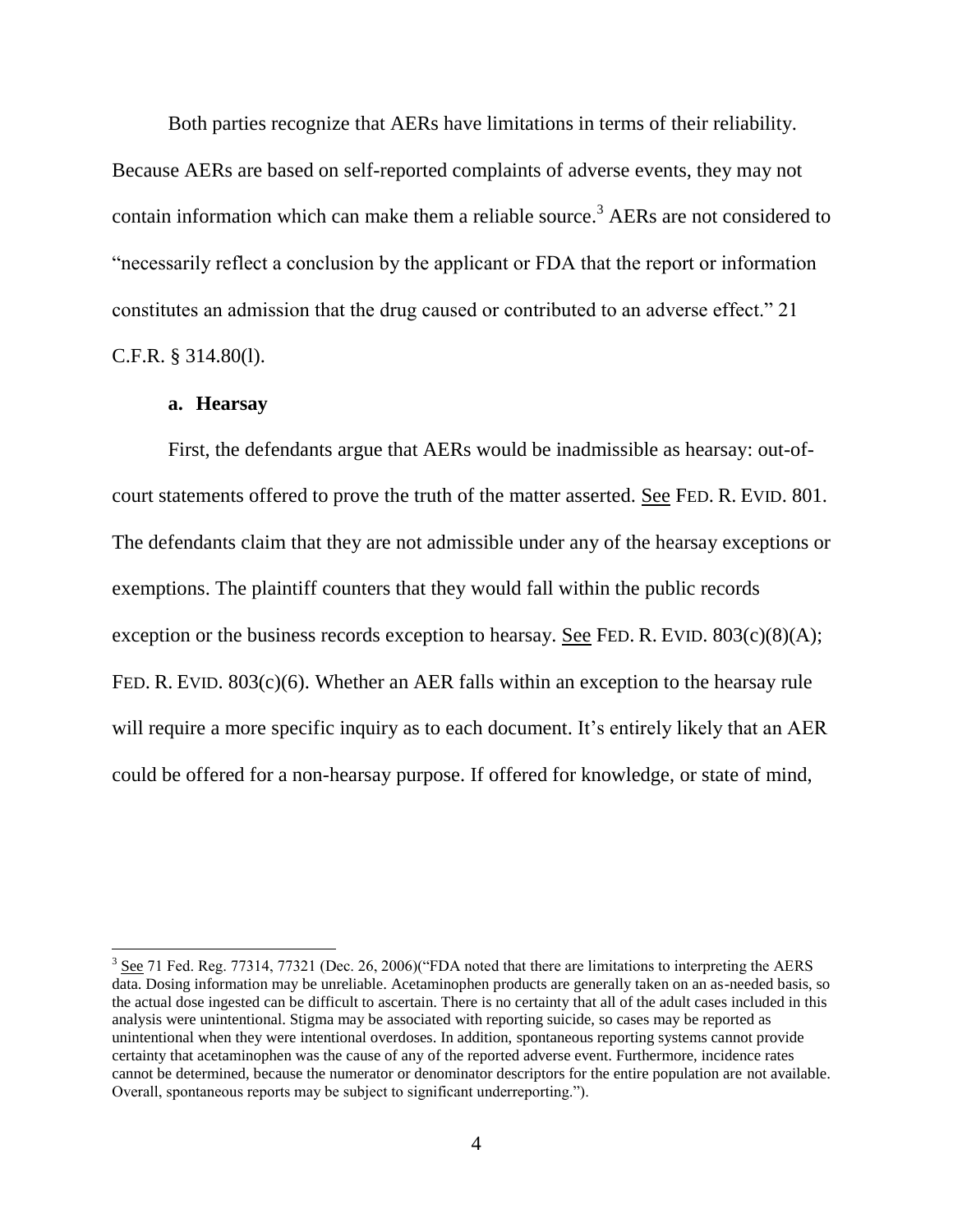Both parties recognize that AERs have limitations in terms of their reliability. Because AERs are based on self-reported complaints of adverse events, they may not contain information which can make them a reliable source.[3] AERs are not considered to "necessarily reflect a conclusion by the applicant or FDA that the report or information constitutes an admission that the drug caused or contributed to an adverse effect." 21 C.F.R. § 314.80(l).

**a. Hearsay**

First, the defendants argue that AERs would be inadmissible as hearsay: out-of-court statements offered to prove the truth of the matter asserted. See FED. R. EVID. 801. The defendants claim that they are not admissible under any of the hearsay exceptions or exemptions. The plaintiff counters that they would fall within the public records exception or the business records exception to hearsay. See FED. R. EVID. 803(c)(8)(A); FED. R. EVID. 803(c)(6). Whether an AER falls within an exception to the hearsay rule will require a more specific inquiry as to each document. It's entirely likely that an AER could be offered for a non-hearsay purpose. If offered for knowledge, or state of mind,

---

[3] See 71 Fed. Reg. 77314, 77321 (Dec. 26, 2006)("FDA noted that there are limitations to interpreting the AERS data. Dosing information may be unreliable. Acetaminophen products are generally taken on an as-needed basis, so the actual dose ingested can be difficult to ascertain. There is no certainty that all of the adult cases included in this analysis were unintentional. Stigma may be associated with reporting suicide, so cases may be reported as unintentional when they were intentional overdoses. In addition, spontaneous reporting systems cannot provide certainty that acetaminophen was the cause of any of the reported adverse event. Furthermore, incidence rates cannot be determined, because the numerator or denominator descriptors for the entire population are not available. Overall, spontaneous reports may be subject to significant underreporting.").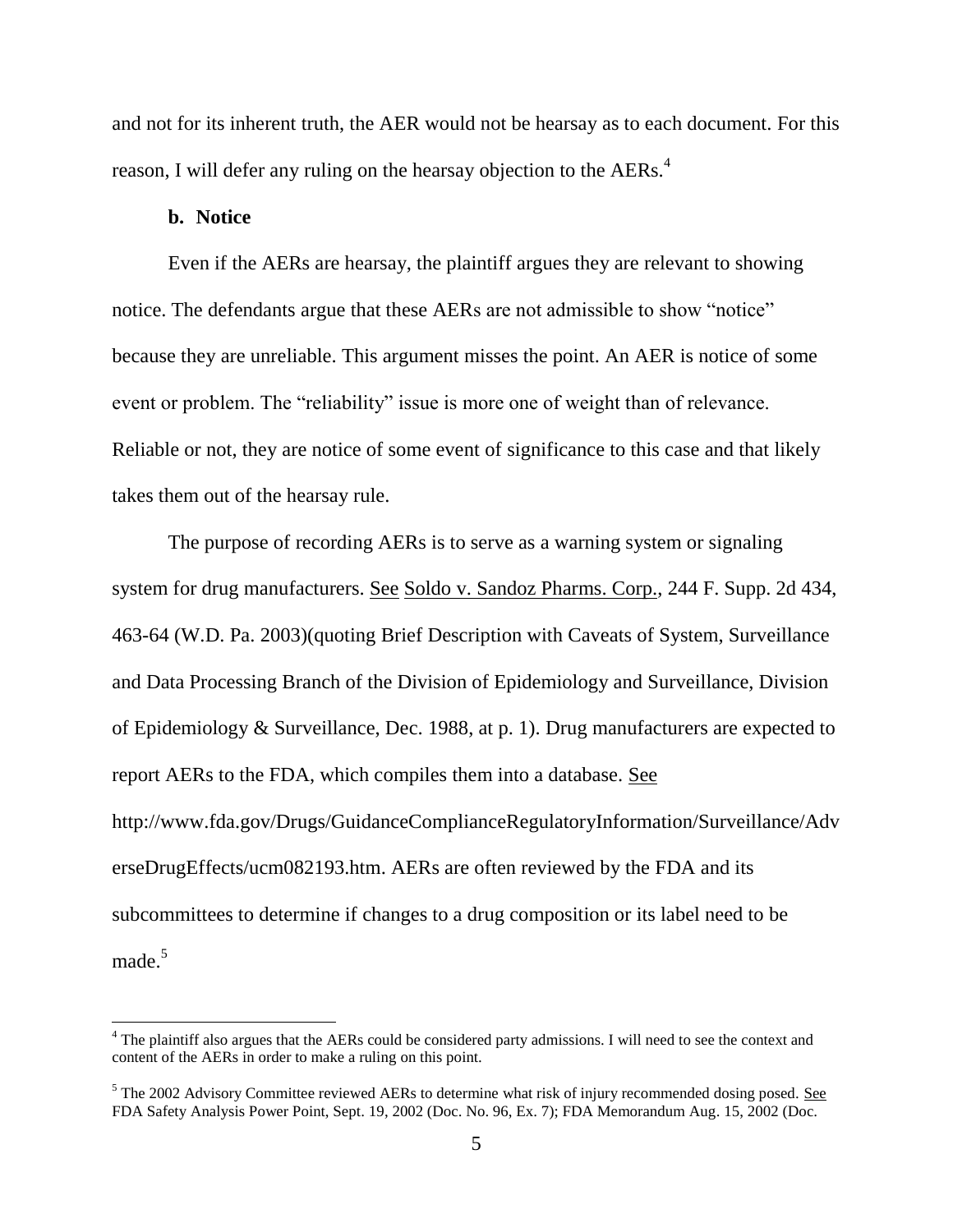and not for its inherent truth, the AER would not be hearsay as to each document. For this reason, I will defer any ruling on the hearsay objection to the AERs.[4]

**b. Notice**

Even if the AERs are hearsay, the plaintiff argues they are relevant to showing notice. The defendants argue that these AERs are not admissible to show "notice" because they are unreliable. This argument misses the point. An AER is notice of some event or problem. The "reliability" issue is more one of weight than of relevance. Reliable or not, they are notice of some event of significance to this case and that likely takes them out of the hearsay rule.

The purpose of recording AERs is to serve as a warning system or signaling system for drug manufacturers. See Soldo v. Sandoz Pharms. Corp., 244 F. Supp. 2d 434, 463-64 (W.D. Pa. 2003)(quoting Brief Description with Caveats of System, Surveillance and Data Processing Branch of the Division of Epidemiology and Surveillance, Division of Epidemiology & Surveillance, Dec. 1988, at p. 1). Drug manufacturers are expected to report AERs to the FDA, which compiles them into a database. See http://www.fda.gov/Drugs/GuidanceComplianceRegulatoryInformation/Surveillance/AdverseDrugEffects/ucm082193.htm. AERs are often reviewed by the FDA and its subcommittees to determine if changes to a drug composition or its label need to be made.[5]

---

[4] The plaintiff also argues that the AERs could be considered party admissions. I will need to see the context and content of the AERs in order to make a ruling on this point.

[5] The 2002 Advisory Committee reviewed AERs to determine what risk of injury recommended dosing posed. See FDA Safety Analysis Power Point, Sept. 19, 2002 (Doc. No. 96, Ex. 7); FDA Memorandum Aug. 15, 2002 (Doc.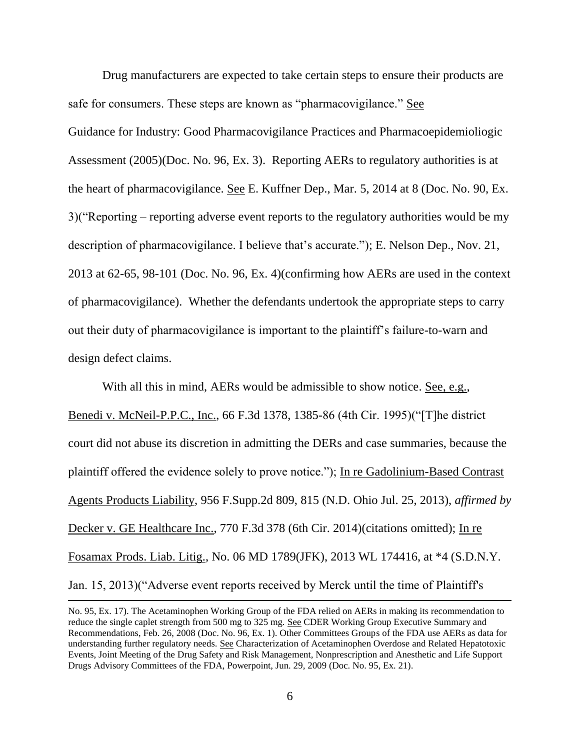Drug manufacturers are expected to take certain steps to ensure their products are safe for consumers. These steps are known as "pharmacovigilance." See Guidance for Industry: Good Pharmacovigilance Practices and Pharmacoepidemioliogic Assessment (2005)(Doc. No. 96, Ex. 3). Reporting AERs to regulatory authorities is at the heart of pharmacovigilance. See E. Kuffner Dep., Mar. 5, 2014 at 8 (Doc. No. 90, Ex. 3)("Reporting – reporting adverse event reports to the regulatory authorities would be my description of pharmacovigilance. I believe that's accurate."); E. Nelson Dep., Nov. 21, 2013 at 62-65, 98-101 (Doc. No. 96, Ex. 4)(confirming how AERs are used in the context of pharmacovigilance). Whether the defendants undertook the appropriate steps to carry out their duty of pharmacovigilance is important to the plaintiff's failure-to-warn and design defect claims.

With all this in mind, AERs would be admissible to show notice. See, e.g., Benedi v. McNeil-P.P.C., Inc., 66 F.3d 1378, 1385-86 (4th Cir. 1995)("[T]he district court did not abuse its discretion in admitting the DERs and case summaries, because the plaintiff offered the evidence solely to prove notice."); In re Gadolinium-Based Contrast Agents Products Liability, 956 F.Supp.2d 809, 815 (N.D. Ohio Jul. 25, 2013), *affirmed by* Decker v. GE Healthcare Inc., 770 F.3d 378 (6th Cir. 2014)(citations omitted); In re Fosamax Prods. Liab. Litig., No. 06 MD 1789(JFK), 2013 WL 174416, at *4 (S.D.N.Y. Jan. 15, 2013)("Adverse event reports received by Merck until the time of Plaintiff's

---

No. 95, Ex. 17). The Acetaminophen Working Group of the FDA relied on AERs in making its recommendation to reduce the single caplet strength from 500 mg to 325 mg. See CDER Working Group Executive Summary and Recommendations, Feb. 26, 2008 (Doc. No. 96, Ex. 1). Other Committees Groups of the FDA use AERs as data for understanding further regulatory needs. See Characterization of Acetaminophen Overdose and Related Hepatotoxic Events, Joint Meeting of the Drug Safety and Risk Management, Nonprescription and Anesthetic and Life Support Drugs Advisory Committees of the FDA, Powerpoint, Jun. 29, 2009 (Doc. No. 95, Ex. 21).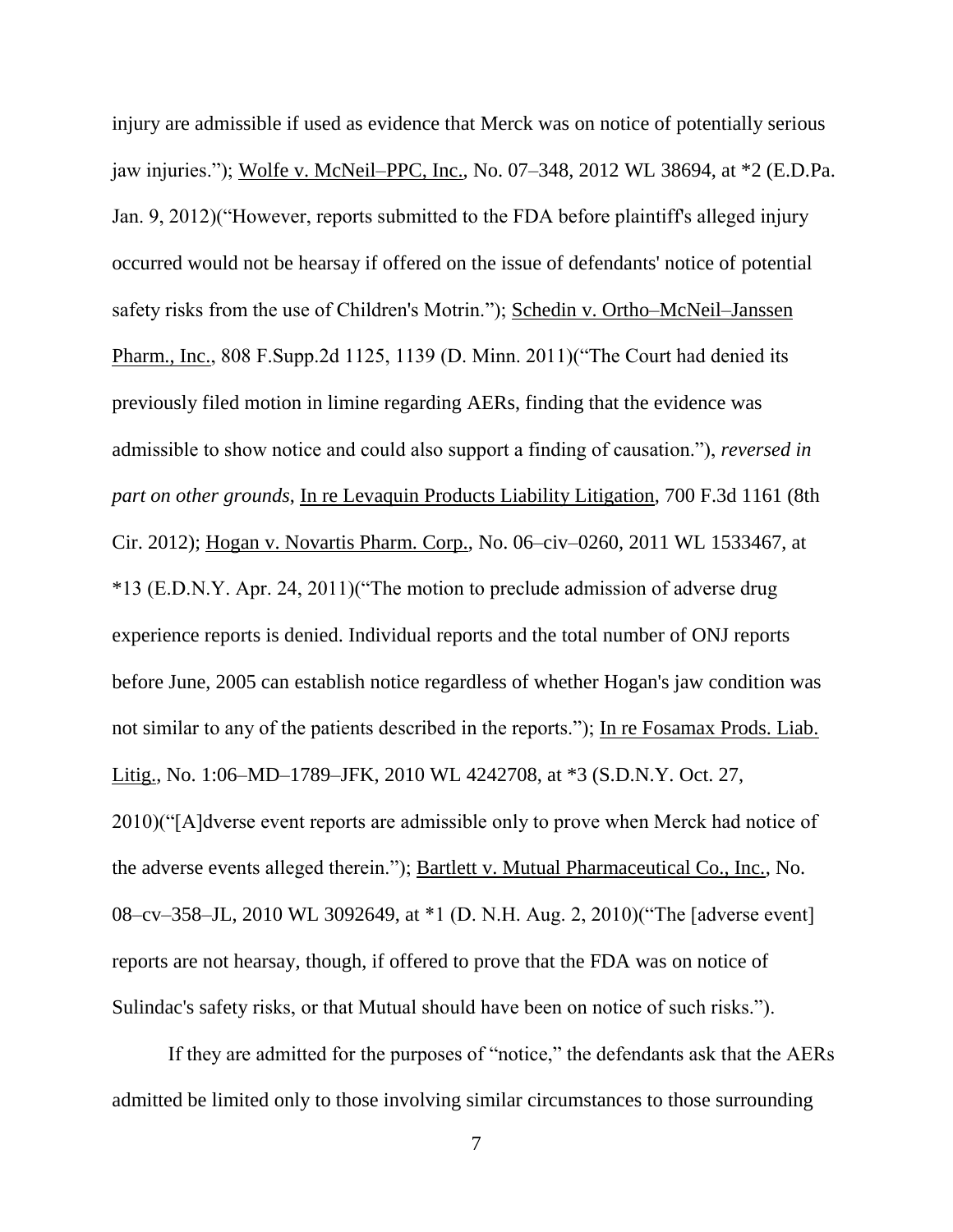injury are admissible if used as evidence that Merck was on notice of potentially serious jaw injuries."); Wolfe v. McNeil–PPC, Inc., No. 07–348, 2012 WL 38694, at *2 (E.D.Pa. Jan. 9, 2012)("However, reports submitted to the FDA before plaintiff's alleged injury occurred would not be hearsay if offered on the issue of defendants' notice of potential safety risks from the use of Children's Motrin."); Schedin v. Ortho–McNeil–Janssen Pharm., Inc., 808 F.Supp.2d 1125, 1139 (D. Minn. 2011)("The Court had denied its previously filed motion in limine regarding AERs, finding that the evidence was admissible to show notice and could also support a finding of causation."), *reversed in part on other grounds*, In re Levaquin Products Liability Litigation, 700 F.3d 1161 (8th Cir. 2012); Hogan v. Novartis Pharm. Corp., No. 06–civ–0260, 2011 WL 1533467, at *13 (E.D.N.Y. Apr. 24, 2011)("The motion to preclude admission of adverse drug experience reports is denied. Individual reports and the total number of ONJ reports before June, 2005 can establish notice regardless of whether Hogan's jaw condition was not similar to any of the patients described in the reports."); In re Fosamax Prods. Liab. Litig., No. 1:06–MD–1789–JFK, 2010 WL 4242708, at *3 (S.D.N.Y. Oct. 27, 2010)("[A]dverse event reports are admissible only to prove when Merck had notice of the adverse events alleged therein."); Bartlett v. Mutual Pharmaceutical Co., Inc., No. 08–cv–358–JL, 2010 WL 3092649, at *1 (D. N.H. Aug. 2, 2010)("The [adverse event] reports are not hearsay, though, if offered to prove that the FDA was on notice of Sulindac's safety risks, or that Mutual should have been on notice of such risks.").

If they are admitted for the purposes of "notice," the defendants ask that the AERs admitted be limited only to those involving similar circumstances to those surrounding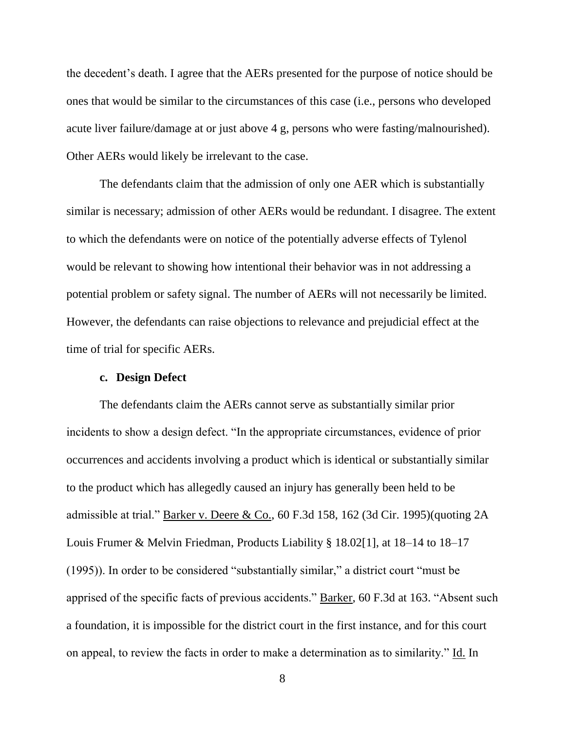the decedent's death. I agree that the AERs presented for the purpose of notice should be ones that would be similar to the circumstances of this case (i.e., persons who developed acute liver failure/damage at or just above 4 g, persons who were fasting/malnourished). Other AERs would likely be irrelevant to the case.

The defendants claim that the admission of only one AER which is substantially similar is necessary; admission of other AERs would be redundant. I disagree. The extent to which the defendants were on notice of the potentially adverse effects of Tylenol would be relevant to showing how intentional their behavior was in not addressing a potential problem or safety signal. The number of AERs will not necessarily be limited. However, the defendants can raise objections to relevance and prejudicial effect at the time of trial for specific AERs.

**c. Design Defect**

The defendants claim the AERs cannot serve as substantially similar prior incidents to show a design defect. "In the appropriate circumstances, evidence of prior occurrences and accidents involving a product which is identical or substantially similar to the product which has allegedly caused an injury has generally been held to be admissible at trial." Barker v. Deere & Co., 60 F.3d 158, 162 (3d Cir. 1995)(quoting 2A Louis Frumer & Melvin Friedman, Products Liability § 18.02[1], at 18–14 to 18–17 (1995)). In order to be considered "substantially similar," a district court "must be apprised of the specific facts of previous accidents." Barker, 60 F.3d at 163. "Absent such a foundation, it is impossible for the district court in the first instance, and for this court on appeal, to review the facts in order to make a determination as to similarity." Id. In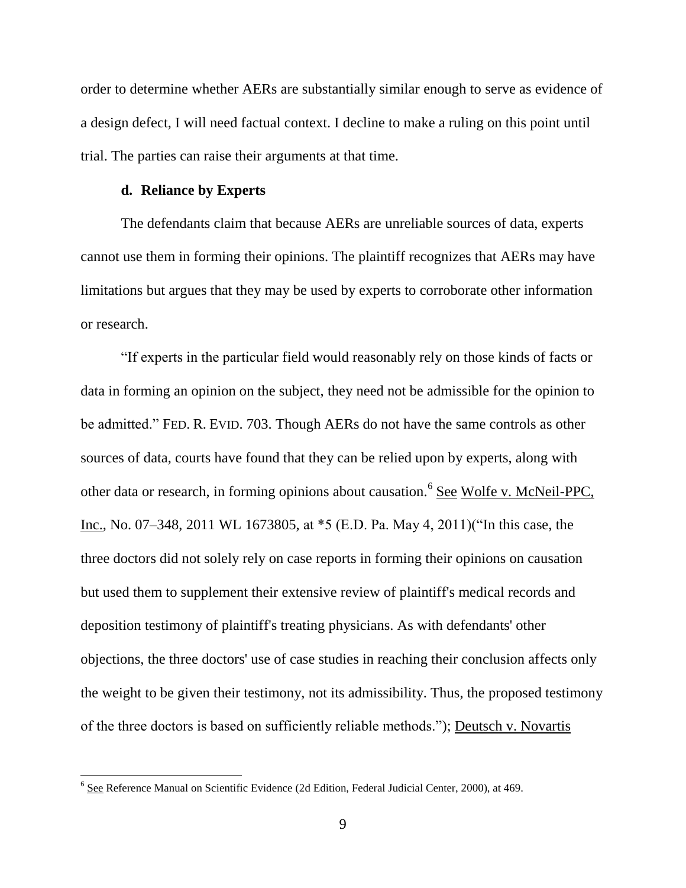order to determine whether AERs are substantially similar enough to serve as evidence of a design defect, I will need factual context. I decline to make a ruling on this point until trial. The parties can raise their arguments at that time.

#### d. Reliance by Experts

The defendants claim that because AERs are unreliable sources of data, experts cannot use them in forming their opinions. The plaintiff recognizes that AERs may have limitations but argues that they may be used by experts to corroborate other information or research.

"If experts in the particular field would reasonably rely on those kinds of facts or data in forming an opinion on the subject, they need not be admissible for the opinion to be admitted." FED. R. EVID. 703. Though AERs do not have the same controls as other sources of data, courts have found that they can be relied upon by experts, along with other data or research, in forming opinions about causation.[6] See Wolfe v. McNeil-PPC, Inc., No. 07–348, 2011 WL 1673805, at *5 (E.D. Pa. May 4, 2011)("In this case, the three doctors did not solely rely on case reports in forming their opinions on causation but used them to supplement their extensive review of plaintiff's medical records and deposition testimony of plaintiff's treating physicians. As with defendants' other objections, the three doctors' use of case studies in reaching their conclusion affects only the weight to be given their testimony, not its admissibility. Thus, the proposed testimony of the three doctors is based on sufficiently reliable methods."); Deutsch v. Novartis

---

[6] See Reference Manual on Scientific Evidence (2d Edition, Federal Judicial Center, 2000), at 469.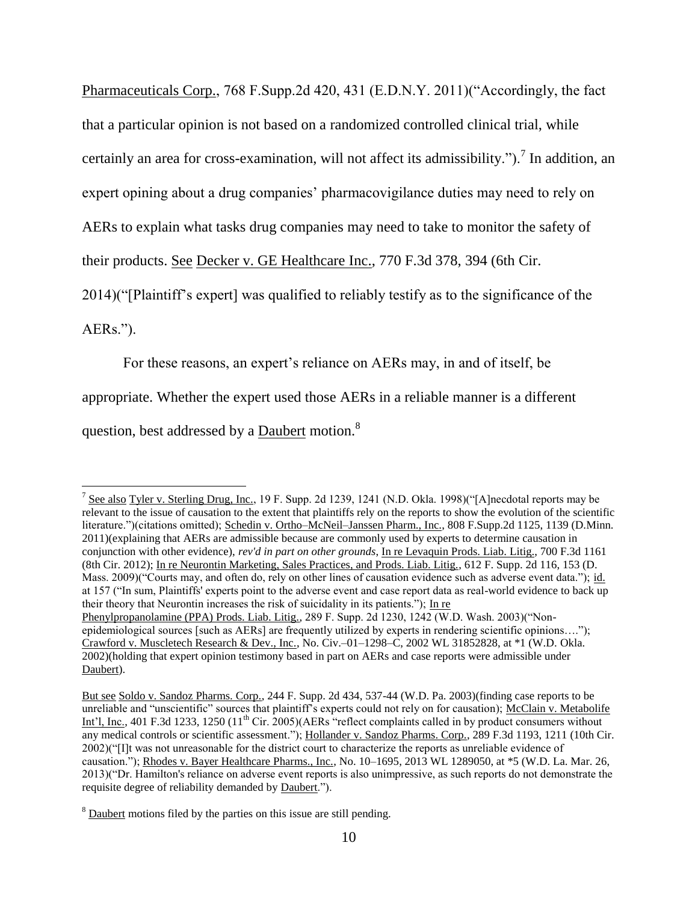Pharmaceuticals Corp., 768 F.Supp.2d 420, 431 (E.D.N.Y. 2011)("Accordingly, the fact that a particular opinion is not based on a randomized controlled clinical trial, while certainly an area for cross-examination, will not affect its admissibility.").[7] In addition, an expert opining about a drug companies' pharmacovigilance duties may need to rely on AERs to explain what tasks drug companies may need to take to monitor the safety of their products. See Decker v. GE Healthcare Inc., 770 F.3d 378, 394 (6th Cir. 2014)("[Plaintiff's expert] was qualified to reliably testify as to the significance of the AERs.").

For these reasons, an expert's reliance on AERs may, in and of itself, be appropriate. Whether the expert used those AERs in a reliable manner is a different question, best addressed by a Daubert motion.[8]

---

[7] See also Tyler v. Sterling Drug, Inc., 19 F. Supp. 2d 1239, 1241 (N.D. Okla. 1998)("[A]necdotal reports may be relevant to the issue of causation to the extent that plaintiffs rely on the reports to show the evolution of the scientific literature.")(citations omitted); Schedin v. Ortho–McNeil–Janssen Pharm., Inc., 808 F.Supp.2d 1125, 1139 (D.Minn. 2011)(explaining that AERs are admissible because are commonly used by experts to determine causation in conjunction with other evidence), *rev'd in part on other grounds*, In re Levaquin Prods. Liab. Litig., 700 F.3d 1161 (8th Cir. 2012); In re Neurontin Marketing, Sales Practices, and Prods. Liab. Litig., 612 F. Supp. 2d 116, 153 (D. Mass. 2009)("Courts may, and often do, rely on other lines of causation evidence such as adverse event data."); id. at 157 ("In sum, Plaintiffs' experts point to the adverse event and case report data as real-world evidence to back up their theory that Neurontin increases the risk of suicidality in its patients."); In re Phenylpropanolamine (PPA) Prods. Liab. Litig., 289 F. Supp. 2d 1230, 1242 (W.D. Wash. 2003)("Non-epidemiological sources [such as AERs] are frequently utilized by experts in rendering scientific opinions…."); Crawford v. Muscletech Research & Dev., Inc., No. Civ.–01–1298–C, 2002 WL 31852828, at *1 (W.D. Okla. 2002)(holding that expert opinion testimony based in part on AERs and case reports were admissible under Daubert).

But see Soldo v. Sandoz Pharms. Corp., 244 F. Supp. 2d 434, 537-44 (W.D. Pa. 2003)(finding case reports to be unreliable and "unscientific" sources that plaintiff's experts could not rely on for causation); McClain v. Metabolife Int'l, Inc., 401 F.3d 1233, 1250 (11th Cir. 2005)(AERs "reflect complaints called in by product consumers without any medical controls or scientific assessment."); Hollander v. Sandoz Pharms. Corp., 289 F.3d 1193, 1211 (10th Cir. 2002)("[I]t was not unreasonable for the district court to characterize the reports as unreliable evidence of causation."); Rhodes v. Bayer Healthcare Pharms., Inc., No. 10–1695, 2013 WL 1289050, at *5 (W.D. La. Mar. 26, 2013)("Dr. Hamilton's reliance on adverse event reports is also unimpressive, as such reports do not demonstrate the requisite degree of reliability demanded by Daubert.").

[8] Daubert motions filed by the parties on this issue are still pending.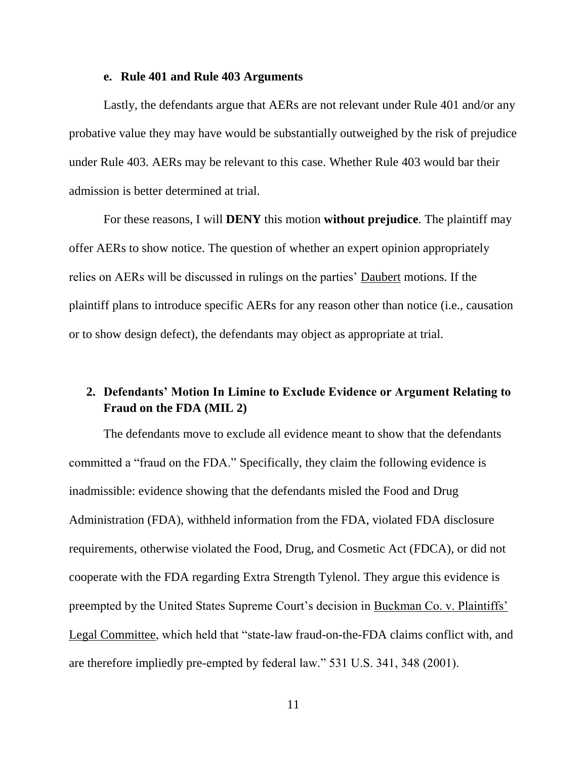#### e. Rule 401 and Rule 403 Arguments

Lastly, the defendants argue that AERs are not relevant under Rule 401 and/or any probative value they may have would be substantially outweighed by the risk of prejudice under Rule 403. AERs may be relevant to this case. Whether Rule 403 would bar their admission is better determined at trial.

For these reasons, I will **DENY** this motion **without prejudice**. The plaintiff may offer AERs to show notice. The question of whether an expert opinion appropriately relies on AERs will be discussed in rulings on the parties' Daubert motions. If the plaintiff plans to introduce specific AERs for any reason other than notice (i.e., causation or to show design defect), the defendants may object as appropriate at trial.

### 2. Defendants' Motion In Limine to Exclude Evidence or Argument Relating to Fraud on the FDA (MIL 2)

The defendants move to exclude all evidence meant to show that the defendants committed a "fraud on the FDA." Specifically, they claim the following evidence is inadmissible: evidence showing that the defendants misled the Food and Drug Administration (FDA), withheld information from the FDA, violated FDA disclosure requirements, otherwise violated the Food, Drug, and Cosmetic Act (FDCA), or did not cooperate with the FDA regarding Extra Strength Tylenol. They argue this evidence is preempted by the United States Supreme Court's decision in Buckman Co. v. Plaintiffs' Legal Committee, which held that "state-law fraud-on-the-FDA claims conflict with, and are therefore impliedly pre-empted by federal law." 531 U.S. 341, 348 (2001).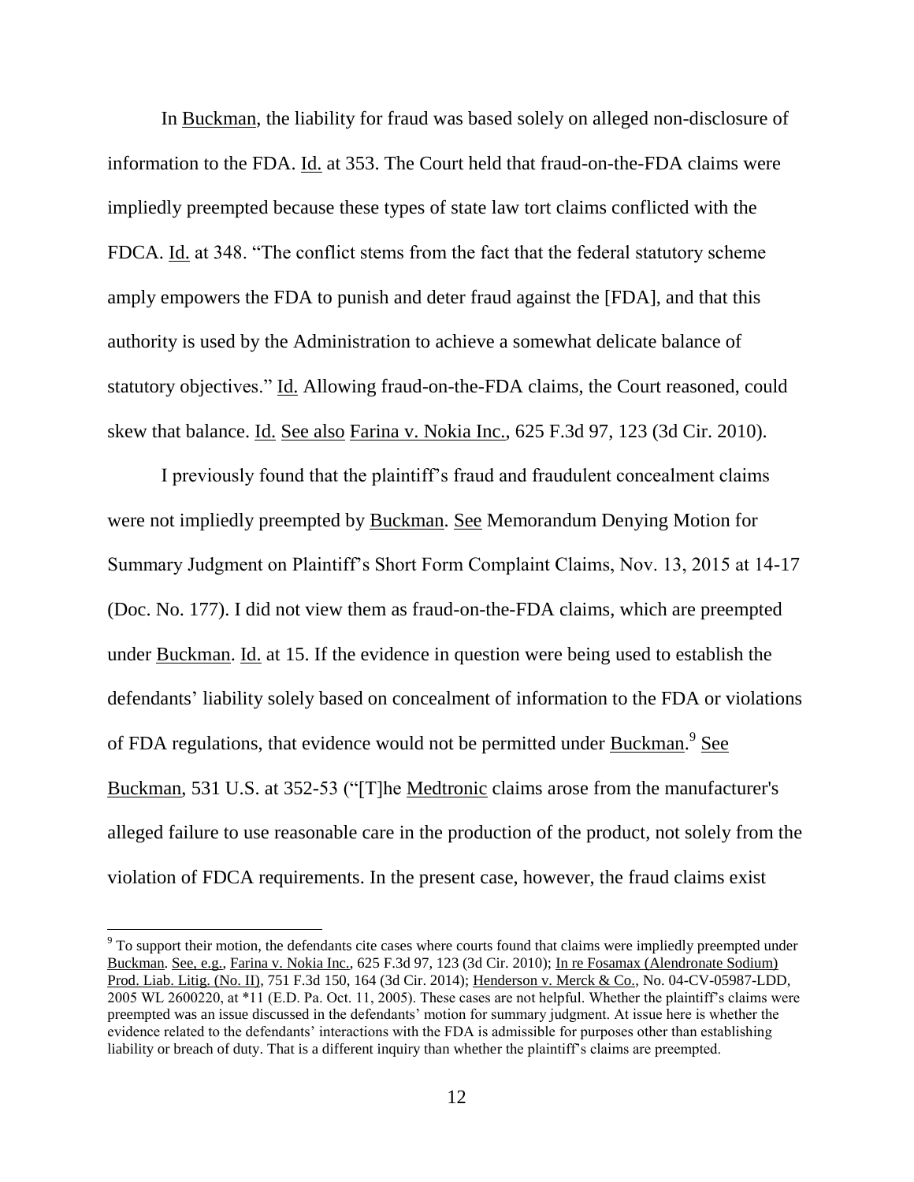In Buckman, the liability for fraud was based solely on alleged non-disclosure of information to the FDA. Id. at 353. The Court held that fraud-on-the-FDA claims were impliedly preempted because these types of state law tort claims conflicted with the FDCA. Id. at 348. "The conflict stems from the fact that the federal statutory scheme amply empowers the FDA to punish and deter fraud against the [FDA], and that this authority is used by the Administration to achieve a somewhat delicate balance of statutory objectives." Id. Allowing fraud-on-the-FDA claims, the Court reasoned, could skew that balance. Id. See also Farina v. Nokia Inc., 625 F.3d 97, 123 (3d Cir. 2010).

I previously found that the plaintiff's fraud and fraudulent concealment claims were not impliedly preempted by Buckman. See Memorandum Denying Motion for Summary Judgment on Plaintiff's Short Form Complaint Claims, Nov. 13, 2015 at 14-17 (Doc. No. 177). I did not view them as fraud-on-the-FDA claims, which are preempted under Buckman. Id. at 15. If the evidence in question were being used to establish the defendants' liability solely based on concealment of information to the FDA or violations of FDA regulations, that evidence would not be permitted under Buckman.[9] See Buckman, 531 U.S. at 352-53 ("[T]he Medtronic claims arose from the manufacturer's alleged failure to use reasonable care in the production of the product, not solely from the violation of FDCA requirements. In the present case, however, the fraud claims exist

[9] To support their motion, the defendants cite cases where courts found that claims were impliedly preempted under Buckman. See, e.g., Farina v. Nokia Inc., 625 F.3d 97, 123 (3d Cir. 2010); In re Fosamax (Alendronate Sodium) Prod. Liab. Litig. (No. II), 751 F.3d 150, 164 (3d Cir. 2014); Henderson v. Merck & Co., No. 04-CV-05987-LDD, 2005 WL 2600220, at *11 (E.D. Pa. Oct. 11, 2005). These cases are not helpful. Whether the plaintiff's claims were preempted was an issue discussed in the defendants' motion for summary judgment. At issue here is whether the evidence related to the defendants' interactions with the FDA is admissible for purposes other than establishing liability or breach of duty. That is a different inquiry than whether the plaintiff's claims are preempted.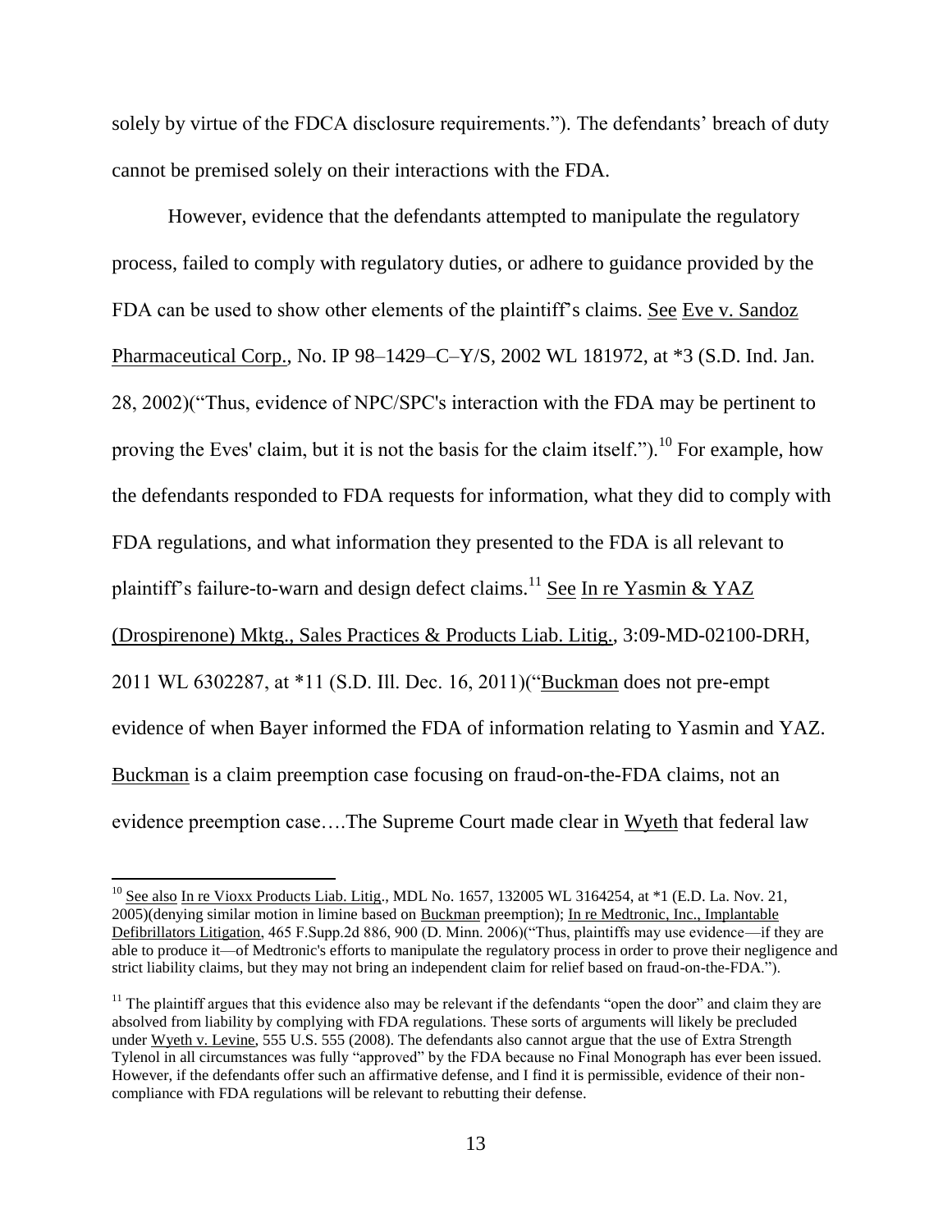solely by virtue of the FDCA disclosure requirements."). The defendants' breach of duty cannot be premised solely on their interactions with the FDA.

However, evidence that the defendants attempted to manipulate the regulatory process, failed to comply with regulatory duties, or adhere to guidance provided by the FDA can be used to show other elements of the plaintiff's claims. See Eve v. Sandoz Pharmaceutical Corp., No. IP 98–1429–C–Y/S, 2002 WL 181972, at *3 (S.D. Ind. Jan. 28, 2002)("Thus, evidence of NPC/SPC's interaction with the FDA may be pertinent to proving the Eves' claim, but it is not the basis for the claim itself.").[10] For example, how the defendants responded to FDA requests for information, what they did to comply with FDA regulations, and what information they presented to the FDA is all relevant to plaintiff's failure-to-warn and design defect claims.[11] See In re Yasmin & YAZ (Drospirenone) Mktg., Sales Practices & Products Liab. Litig., 3:09-MD-02100-DRH, 2011 WL 6302287, at *11 (S.D. Ill. Dec. 16, 2011)("Buckman does not pre-empt evidence of when Bayer informed the FDA of information relating to Yasmin and YAZ. Buckman is a claim preemption case focusing on fraud-on-the-FDA claims, not an evidence preemption case….The Supreme Court made clear in Wyeth that federal law

---

[10] See also In re Vioxx Products Liab. Litig., MDL No. 1657, 132005 WL 3164254, at *1 (E.D. La. Nov. 21, 2005)(denying similar motion in limine based on Buckman preemption); In re Medtronic, Inc., Implantable Defibrillators Litigation, 465 F.Supp.2d 886, 900 (D. Minn. 2006)("Thus, plaintiffs may use evidence—if they are able to produce it—of Medtronic's efforts to manipulate the regulatory process in order to prove their negligence and strict liability claims, but they may not bring an independent claim for relief based on fraud-on-the-FDA.").

[11] The plaintiff argues that this evidence also may be relevant if the defendants "open the door" and claim they are absolved from liability by complying with FDA regulations. These sorts of arguments will likely be precluded under Wyeth v. Levine, 555 U.S. 555 (2008). The defendants also cannot argue that the use of Extra Strength Tylenol in all circumstances was fully "approved" by the FDA because no Final Monograph has ever been issued. However, if the defendants offer such an affirmative defense, and I find it is permissible, evidence of their non-compliance with FDA regulations will be relevant to rebutting their defense.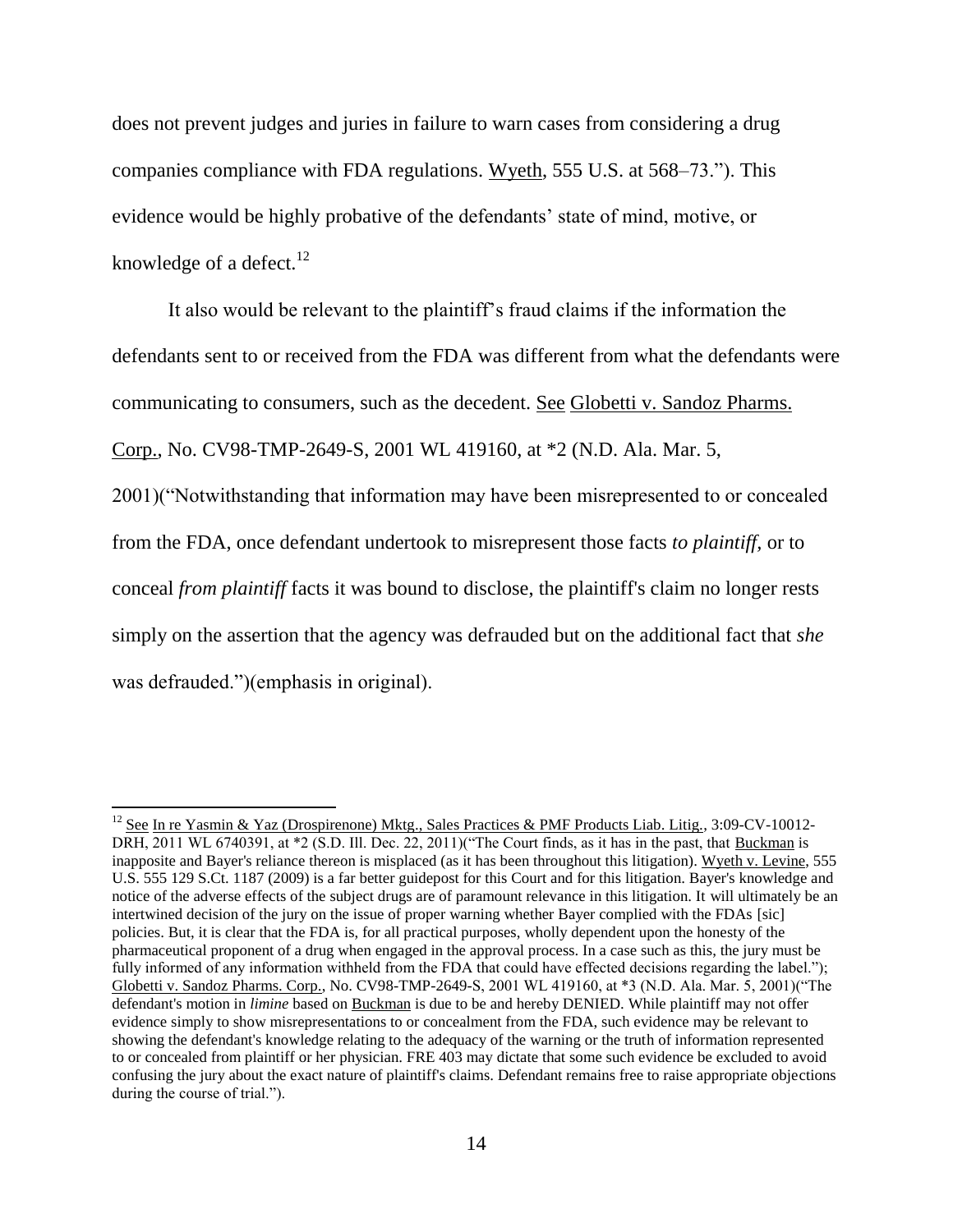does not prevent judges and juries in failure to warn cases from considering a drug companies compliance with FDA regulations. Wyeth, 555 U.S. at 568–73."). This evidence would be highly probative of the defendants' state of mind, motive, or knowledge of a defect.[12]

It also would be relevant to the plaintiff's fraud claims if the information the defendants sent to or received from the FDA was different from what the defendants were communicating to consumers, such as the decedent. See Globetti v. Sandoz Pharms. Corp., No. CV98-TMP-2649-S, 2001 WL 419160, at *2 (N.D. Ala. Mar. 5, 2001)("Notwithstanding that information may have been misrepresented to or concealed from the FDA, once defendant undertook to misrepresent those facts *to plaintiff*, or to conceal *from plaintiff* facts it was bound to disclose, the plaintiff's claim no longer rests simply on the assertion that the agency was defrauded but on the additional fact that *she* was defrauded.")(emphasis in original).

---

[12] See In re Yasmin & Yaz (Drospirenone) Mktg., Sales Practices & PMF Products Liab. Litig., 3:09-CV-10012-DRH, 2011 WL 6740391, at *2 (S.D. Ill. Dec. 22, 2011)("The Court finds, as it has in the past, that Buckman is inapposite and Bayer's reliance thereon is misplaced (as it has been throughout this litigation). Wyeth v. Levine, 555 U.S. 555 129 S.Ct. 1187 (2009) is a far better guidepost for this Court and for this litigation. Bayer's knowledge and notice of the adverse effects of the subject drugs are of paramount relevance in this litigation. It will ultimately be an intertwined decision of the jury on the issue of proper warning whether Bayer complied with the FDAs [sic] policies. But, it is clear that the FDA is, for all practical purposes, wholly dependent upon the honesty of the pharmaceutical proponent of a drug when engaged in the approval process. In a case such as this, the jury must be fully informed of any information withheld from the FDA that could have effected decisions regarding the label."); Globetti v. Sandoz Pharms. Corp., No. CV98-TMP-2649-S, 2001 WL 419160, at *3 (N.D. Ala. Mar. 5, 2001)("The defendant's motion in *limine* based on Buckman is due to be and hereby DENIED. While plaintiff may not offer evidence simply to show misrepresentations to or concealment from the FDA, such evidence may be relevant to showing the defendant's knowledge relating to the adequacy of the warning or the truth of information represented to or concealed from plaintiff or her physician. FRE 403 may dictate that some such evidence be excluded to avoid confusing the jury about the exact nature of plaintiff's claims. Defendant remains free to raise appropriate objections during the course of trial.").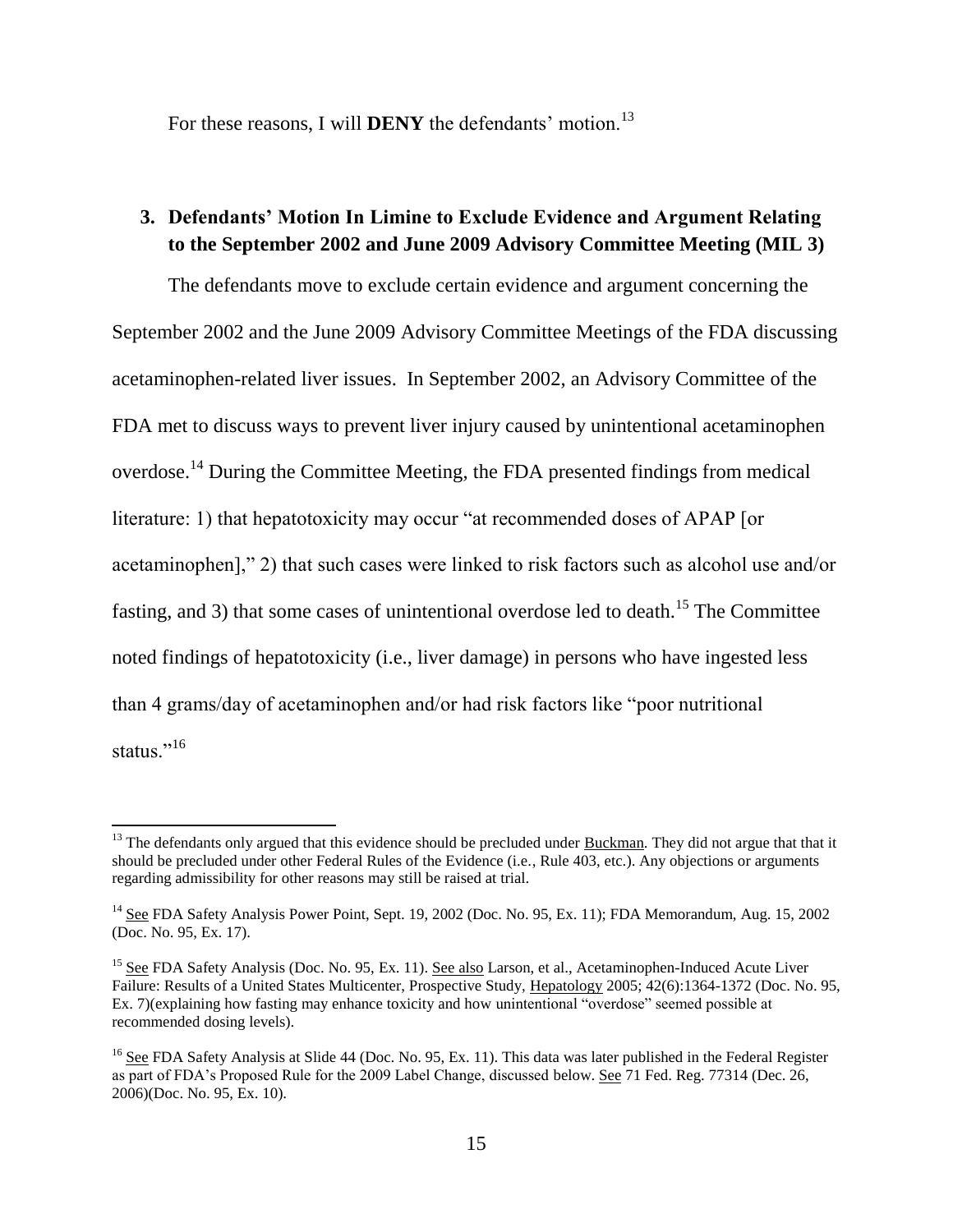For these reasons, I will **DENY** the defendants' motion.[13]

### 3. Defendants' Motion In Limine to Exclude Evidence and Argument Relating to the September 2002 and June 2009 Advisory Committee Meeting (MIL 3)

The defendants move to exclude certain evidence and argument concerning the September 2002 and the June 2009 Advisory Committee Meetings of the FDA discussing acetaminophen-related liver issues. In September 2002, an Advisory Committee of the FDA met to discuss ways to prevent liver injury caused by unintentional acetaminophen overdose.[14] During the Committee Meeting, the FDA presented findings from medical literature: 1) that hepatotoxicity may occur "at recommended doses of APAP [or acetaminophen]," 2) that such cases were linked to risk factors such as alcohol use and/or fasting, and 3) that some cases of unintentional overdose led to death.[15] The Committee noted findings of hepatotoxicity (i.e., liver damage) in persons who have ingested less than 4 grams/day of acetaminophen and/or had risk factors like "poor nutritional status."[16]

---

[13] The defendants only argued that this evidence should be precluded under Buckman. They did not argue that that it should be precluded under other Federal Rules of the Evidence (i.e., Rule 403, etc.). Any objections or arguments regarding admissibility for other reasons may still be raised at trial.

[14] See FDA Safety Analysis Power Point, Sept. 19, 2002 (Doc. No. 95, Ex. 11); FDA Memorandum, Aug. 15, 2002 (Doc. No. 95, Ex. 17).

[15] See FDA Safety Analysis (Doc. No. 95, Ex. 11). See also Larson, et al., Acetaminophen-Induced Acute Liver Failure: Results of a United States Multicenter, Prospective Study, Hepatology 2005; 42(6):1364-1372 (Doc. No. 95, Ex. 7)(explaining how fasting may enhance toxicity and how unintentional "overdose" seemed possible at recommended dosing levels).

[16] See FDA Safety Analysis at Slide 44 (Doc. No. 95, Ex. 11). This data was later published in the Federal Register as part of FDA's Proposed Rule for the 2009 Label Change, discussed below. See 71 Fed. Reg. 77314 (Dec. 26, 2006)(Doc. No. 95, Ex. 10).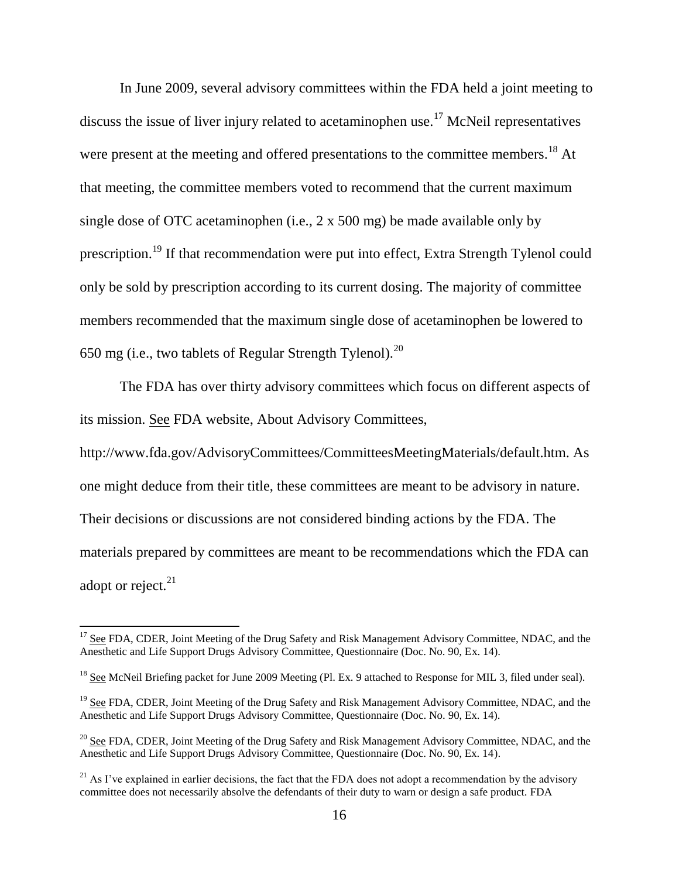In June 2009, several advisory committees within the FDA held a joint meeting to discuss the issue of liver injury related to acetaminophen use.[17] McNeil representatives were present at the meeting and offered presentations to the committee members.[18] At that meeting, the committee members voted to recommend that the current maximum single dose of OTC acetaminophen (i.e., 2 x 500 mg) be made available only by prescription.[19] If that recommendation were put into effect, Extra Strength Tylenol could only be sold by prescription according to its current dosing. The majority of committee members recommended that the maximum single dose of acetaminophen be lowered to 650 mg (i.e., two tablets of Regular Strength Tylenol).[20]

The FDA has over thirty advisory committees which focus on different aspects of its mission. See FDA website, About Advisory Committees, http://www.fda.gov/AdvisoryCommittees/CommitteesMeetingMaterials/default.htm. As one might deduce from their title, these committees are meant to be advisory in nature. Their decisions or discussions are not considered binding actions by the FDA. The materials prepared by committees are meant to be recommendations which the FDA can adopt or reject.[21]

---

[17] See FDA, CDER, Joint Meeting of the Drug Safety and Risk Management Advisory Committee, NDAC, and the Anesthetic and Life Support Drugs Advisory Committee, Questionnaire (Doc. No. 90, Ex. 14).

[18] See McNeil Briefing packet for June 2009 Meeting (Pl. Ex. 9 attached to Response for MIL 3, filed under seal).

[19] See FDA, CDER, Joint Meeting of the Drug Safety and Risk Management Advisory Committee, NDAC, and the Anesthetic and Life Support Drugs Advisory Committee, Questionnaire (Doc. No. 90, Ex. 14).

[20] See FDA, CDER, Joint Meeting of the Drug Safety and Risk Management Advisory Committee, NDAC, and the Anesthetic and Life Support Drugs Advisory Committee, Questionnaire (Doc. No. 90, Ex. 14).

[21] As I've explained in earlier decisions, the fact that the FDA does not adopt a recommendation by the advisory committee does not necessarily absolve the defendants of their duty to warn or design a safe product. FDA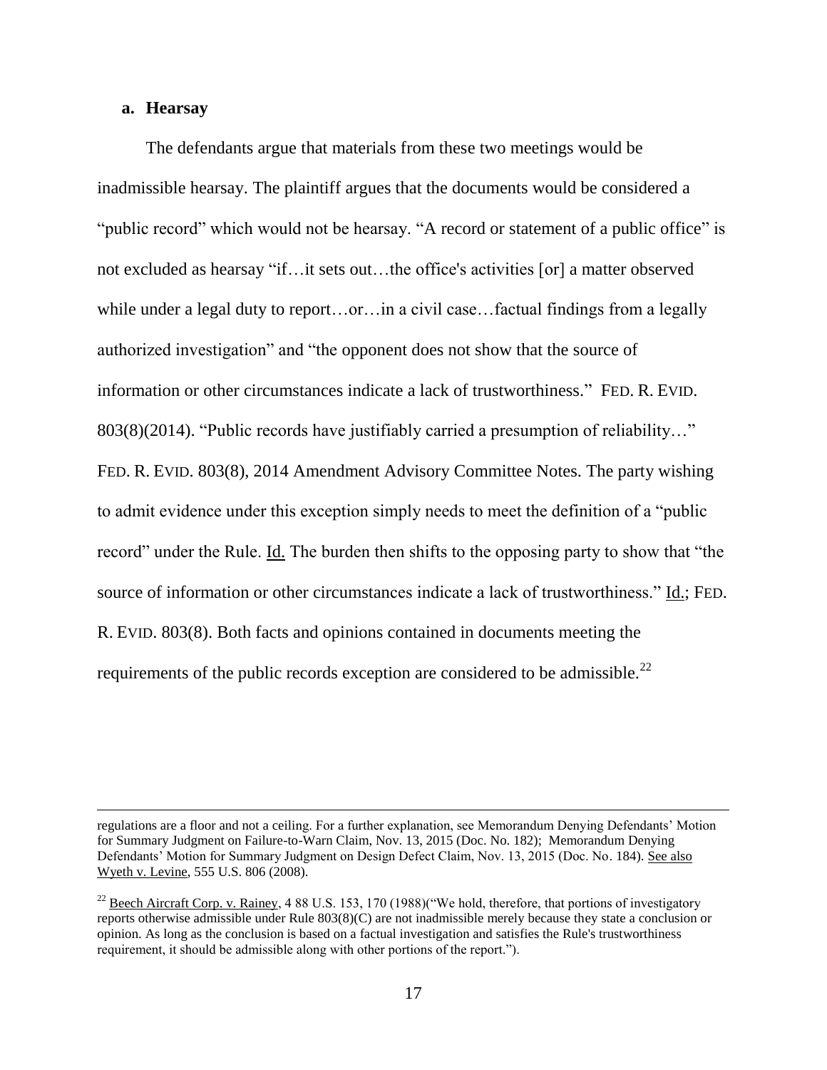**a. Hearsay**

The defendants argue that materials from these two meetings would be inadmissible hearsay. The plaintiff argues that the documents would be considered a "public record" which would not be hearsay. "A record or statement of a public office" is not excluded as hearsay "if…it sets out…the office's activities [or] a matter observed while under a legal duty to report…or…in a civil case…factual findings from a legally authorized investigation" and "the opponent does not show that the source of information or other circumstances indicate a lack of trustworthiness." FED. R. EVID. 803(8)(2014). "Public records have justifiably carried a presumption of reliability…" FED. R. EVID. 803(8), 2014 Amendment Advisory Committee Notes. The party wishing to admit evidence under this exception simply needs to meet the definition of a "public record" under the Rule. Id. The burden then shifts to the opposing party to show that "the source of information or other circumstances indicate a lack of trustworthiness." Id.; FED. R. EVID. 803(8). Both facts and opinions contained in documents meeting the requirements of the public records exception are considered to be admissible.[22]

---

regulations are a floor and not a ceiling. For a further explanation, see Memorandum Denying Defendants' Motion for Summary Judgment on Failure-to-Warn Claim, Nov. 13, 2015 (Doc. No. 182); Memorandum Denying Defendants' Motion for Summary Judgment on Design Defect Claim, Nov. 13, 2015 (Doc. No. 184). See also Wyeth v. Levine, 555 U.S. 806 (2008).

[22] Beech Aircraft Corp. v. Rainey, 4 88 U.S. 153, 170 (1988)("We hold, therefore, that portions of investigatory reports otherwise admissible under Rule 803(8)(C) are not inadmissible merely because they state a conclusion or opinion. As long as the conclusion is based on a factual investigation and satisfies the Rule's trustworthiness requirement, it should be admissible along with other portions of the report.").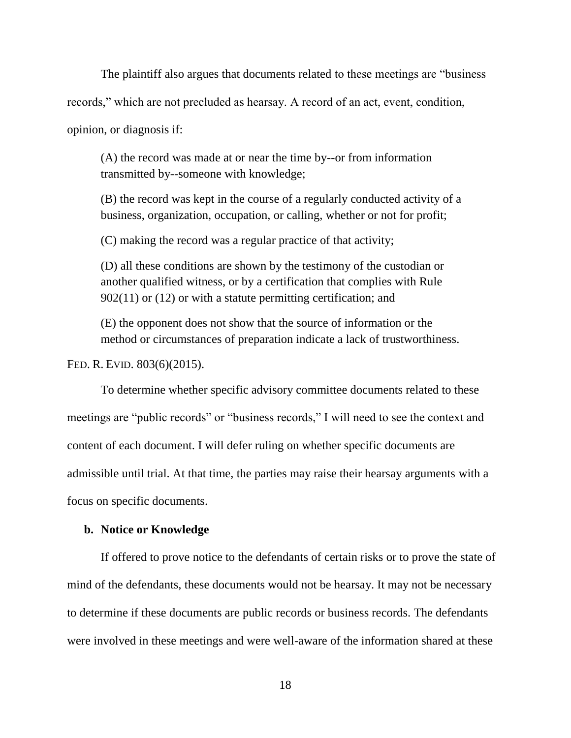The plaintiff also argues that documents related to these meetings are "business records," which are not precluded as hearsay. A record of an act, event, condition, opinion, or diagnosis if:

> (A) the record was made at or near the time by--or from information transmitted by--someone with knowledge;
>
> (B) the record was kept in the course of a regularly conducted activity of a business, organization, occupation, or calling, whether or not for profit;
>
> (C) making the record was a regular practice of that activity;
>
> (D) all these conditions are shown by the testimony of the custodian or another qualified witness, or by a certification that complies with Rule 902(11) or (12) or with a statute permitting certification; and
>
> (E) the opponent does not show that the source of information or the method or circumstances of preparation indicate a lack of trustworthiness.

FED. R. EVID. 803(6)(2015).

To determine whether specific advisory committee documents related to these meetings are "public records" or "business records," I will need to see the context and content of each document. I will defer ruling on whether specific documents are admissible until trial. At that time, the parties may raise their hearsay arguments with a focus on specific documents.

**b. Notice or Knowledge**

If offered to prove notice to the defendants of certain risks or to prove the state of mind of the defendants, these documents would not be hearsay. It may not be necessary to determine if these documents are public records or business records. The defendants were involved in these meetings and were well-aware of the information shared at these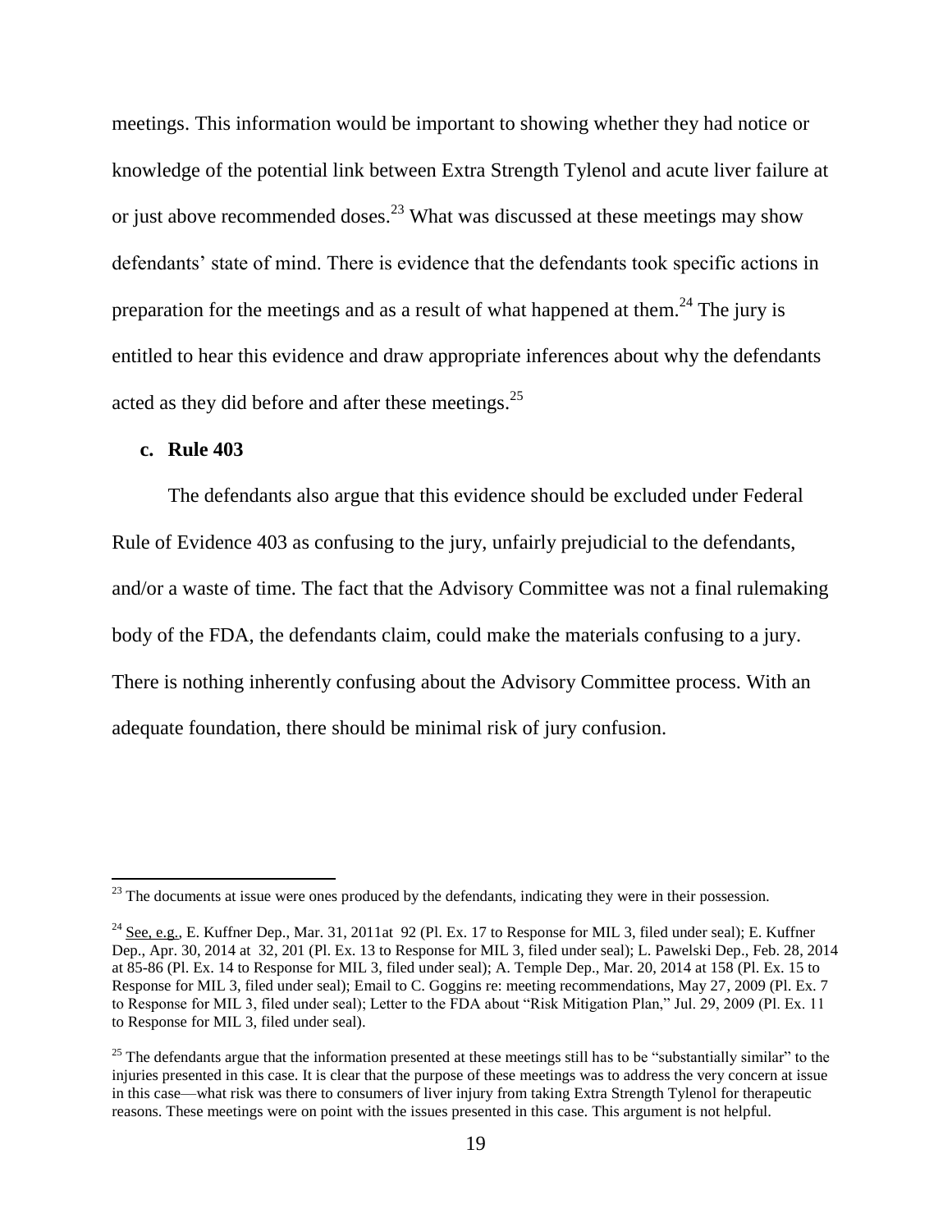meetings. This information would be important to showing whether they had notice or knowledge of the potential link between Extra Strength Tylenol and acute liver failure at or just above recommended doses.[23] What was discussed at these meetings may show defendants' state of mind. There is evidence that the defendants took specific actions in preparation for the meetings and as a result of what happened at them.[24] The jury is entitled to hear this evidence and draw appropriate inferences about why the defendants acted as they did before and after these meetings.[25]

**c. Rule 403**

The defendants also argue that this evidence should be excluded under Federal Rule of Evidence 403 as confusing to the jury, unfairly prejudicial to the defendants, and/or a waste of time. The fact that the Advisory Committee was not a final rulemaking body of the FDA, the defendants claim, could make the materials confusing to a jury. There is nothing inherently confusing about the Advisory Committee process. With an adequate foundation, there should be minimal risk of jury confusion.

---

[23] The documents at issue were ones produced by the defendants, indicating they were in their possession.

[24] See, e.g., E. Kuffner Dep., Mar. 31, 2011at 92 (Pl. Ex. 17 to Response for MIL 3, filed under seal); E. Kuffner Dep., Apr. 30, 2014 at 32, 201 (Pl. Ex. 13 to Response for MIL 3, filed under seal); L. Pawelski Dep., Feb. 28, 2014 at 85-86 (Pl. Ex. 14 to Response for MIL 3, filed under seal); A. Temple Dep., Mar. 20, 2014 at 158 (Pl. Ex. 15 to Response for MIL 3, filed under seal); Email to C. Goggins re: meeting recommendations, May 27, 2009 (Pl. Ex. 7 to Response for MIL 3, filed under seal); Letter to the FDA about "Risk Mitigation Plan," Jul. 29, 2009 (Pl. Ex. 11 to Response for MIL 3, filed under seal).

[25] The defendants argue that the information presented at these meetings still has to be "substantially similar" to the injuries presented in this case. It is clear that the purpose of these meetings was to address the very concern at issue in this case—what risk was there to consumers of liver injury from taking Extra Strength Tylenol for therapeutic reasons. These meetings were on point with the issues presented in this case. This argument is not helpful.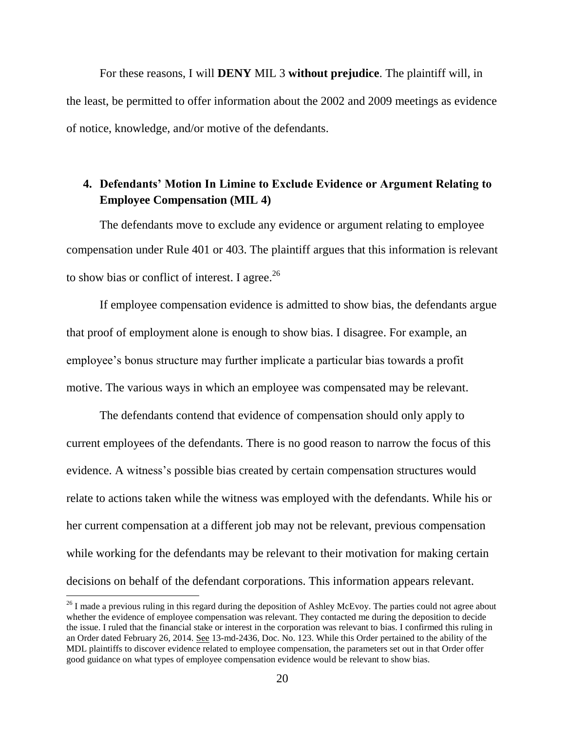For these reasons, I will **DENY** MIL 3 **without prejudice**. The plaintiff will, in the least, be permitted to offer information about the 2002 and 2009 meetings as evidence of notice, knowledge, and/or motive of the defendants.

### 4. Defendants' Motion In Limine to Exclude Evidence or Argument Relating to Employee Compensation (MIL 4)

The defendants move to exclude any evidence or argument relating to employee compensation under Rule 401 or 403. The plaintiff argues that this information is relevant to show bias or conflict of interest. I agree.[26]

If employee compensation evidence is admitted to show bias, the defendants argue that proof of employment alone is enough to show bias. I disagree. For example, an employee's bonus structure may further implicate a particular bias towards a profit motive. The various ways in which an employee was compensated may be relevant.

The defendants contend that evidence of compensation should only apply to current employees of the defendants. There is no good reason to narrow the focus of this evidence. A witness's possible bias created by certain compensation structures would relate to actions taken while the witness was employed with the defendants. While his or her current compensation at a different job may not be relevant, previous compensation while working for the defendants may be relevant to their motivation for making certain decisions on behalf of the defendant corporations. This information appears relevant.

[26] I made a previous ruling in this regard during the deposition of Ashley McEvoy. The parties could not agree about whether the evidence of employee compensation was relevant. They contacted me during the deposition to decide the issue. I ruled that the financial stake or interest in the corporation was relevant to bias. I confirmed this ruling in an Order dated February 26, 2014. See 13-md-2436, Doc. No. 123. While this Order pertained to the ability of the MDL plaintiffs to discover evidence related to employee compensation, the parameters set out in that Order offer good guidance on what types of employee compensation evidence would be relevant to show bias.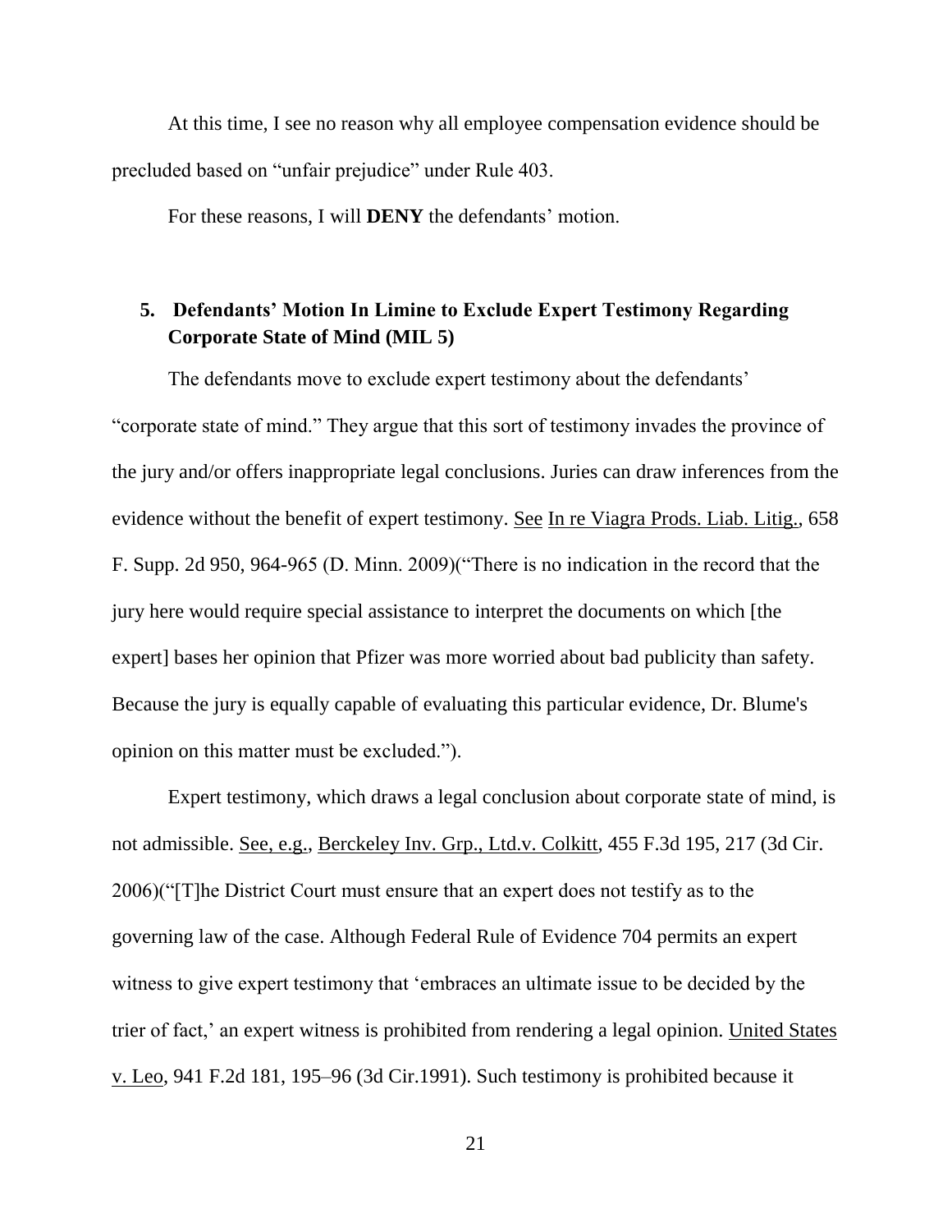At this time, I see no reason why all employee compensation evidence should be precluded based on "unfair prejudice" under Rule 403.

For these reasons, I will **DENY** the defendants' motion.

## 5. Defendants' Motion In Limine to Exclude Expert Testimony Regarding Corporate State of Mind (MIL 5)

The defendants move to exclude expert testimony about the defendants' "corporate state of mind." They argue that this sort of testimony invades the province of the jury and/or offers inappropriate legal conclusions. Juries can draw inferences from the evidence without the benefit of expert testimony. See In re Viagra Prods. Liab. Litig., 658 F. Supp. 2d 950, 964-965 (D. Minn. 2009)("There is no indication in the record that the jury here would require special assistance to interpret the documents on which [the expert] bases her opinion that Pfizer was more worried about bad publicity than safety. Because the jury is equally capable of evaluating this particular evidence, Dr. Blume's opinion on this matter must be excluded.").

Expert testimony, which draws a legal conclusion about corporate state of mind, is not admissible. See, e.g., Berckeley Inv. Grp., Ltd.v. Colkitt, 455 F.3d 195, 217 (3d Cir. 2006)("[T]he District Court must ensure that an expert does not testify as to the governing law of the case. Although Federal Rule of Evidence 704 permits an expert witness to give expert testimony that 'embraces an ultimate issue to be decided by the trier of fact,' an expert witness is prohibited from rendering a legal opinion. United States v. Leo, 941 F.2d 181, 195–96 (3d Cir.1991). Such testimony is prohibited because it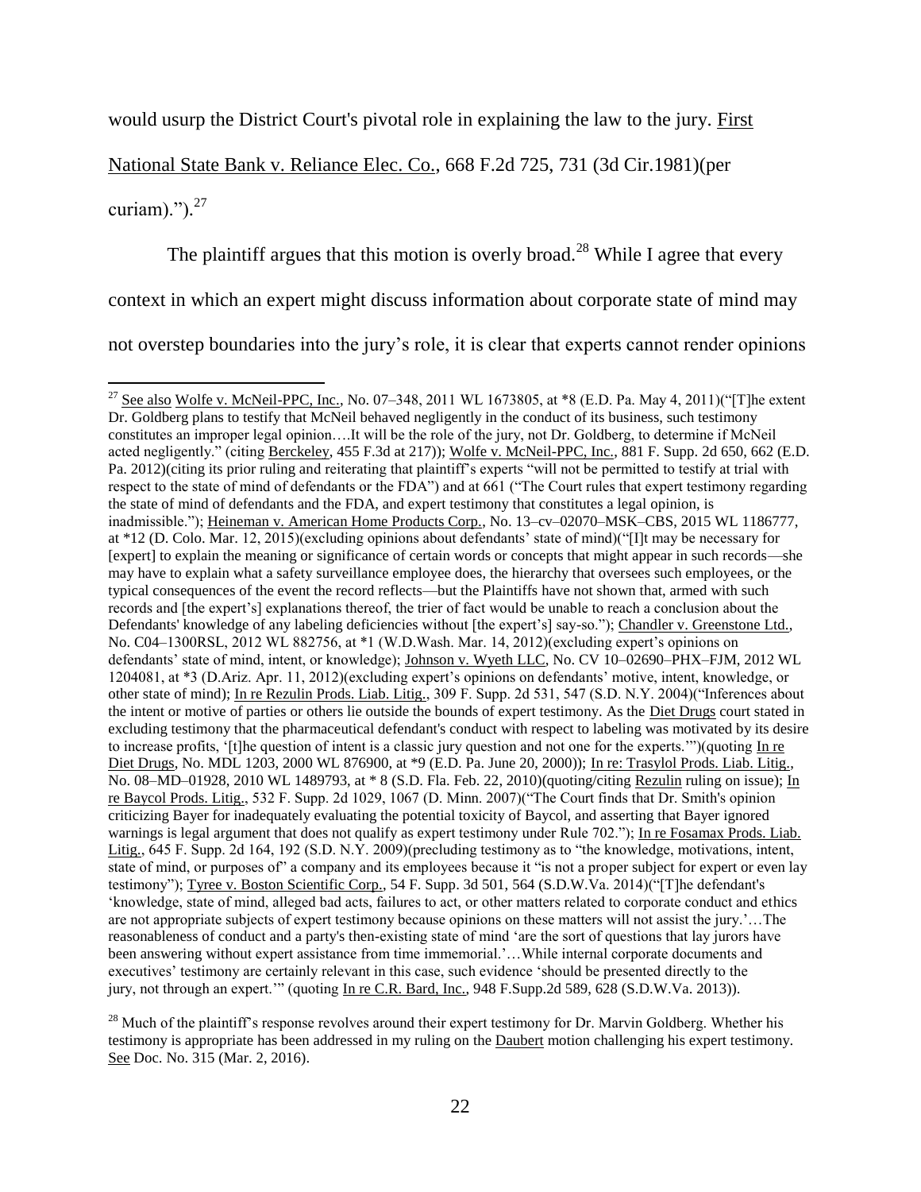would usurp the District Court's pivotal role in explaining the law to the jury. First National State Bank v. Reliance Elec. Co., 668 F.2d 725, 731 (3d Cir.1981)(per curiam).").[27]

The plaintiff argues that this motion is overly broad.[28] While I agree that every context in which an expert might discuss information about corporate state of mind may not overstep boundaries into the jury's role, it is clear that experts cannot render opinions

---

[27] See also Wolfe v. McNeil-PPC, Inc., No. 07–348, 2011 WL 1673805, at *8 (E.D. Pa. May 4, 2011)("[T]he extent Dr. Goldberg plans to testify that McNeil behaved negligently in the conduct of its business, such testimony constitutes an improper legal opinion….It will be the role of the jury, not Dr. Goldberg, to determine if McNeil acted negligently." (citing Berckeley, 455 F.3d at 217)); Wolfe v. McNeil-PPC, Inc., 881 F. Supp. 2d 650, 662 (E.D. Pa. 2012)(citing its prior ruling and reiterating that plaintiff's experts "will not be permitted to testify at trial with respect to the state of mind of defendants or the FDA") and at 661 ("The Court rules that expert testimony regarding the state of mind of defendants and the FDA, and expert testimony that constitutes a legal opinion, is inadmissible."); Heineman v. American Home Products Corp., No. 13–cv–02070–MSK–CBS, 2015 WL 1186777, at *12 (D. Colo. Mar. 12, 2015)(excluding opinions about defendants' state of mind)("[I]t may be necessary for [expert] to explain the meaning or significance of certain words or concepts that might appear in such records—she may have to explain what a safety surveillance employee does, the hierarchy that oversees such employees, or the typical consequences of the event the record reflects—but the Plaintiffs have not shown that, armed with such records and [the expert's] explanations thereof, the trier of fact would be unable to reach a conclusion about the Defendants' knowledge of any labeling deficiencies without [the expert's] say-so."); Chandler v. Greenstone Ltd., No. C04–1300RSL, 2012 WL 882756, at *1 (W.D.Wash. Mar. 14, 2012)(excluding expert's opinions on defendants' state of mind, intent, or knowledge); Johnson v. Wyeth LLC, No. CV 10–02690–PHX–FJM, 2012 WL 1204081, at *3 (D.Ariz. Apr. 11, 2012)(excluding expert's opinions on defendants' motive, intent, knowledge, or other state of mind); In re Rezulin Prods. Liab. Litig., 309 F. Supp. 2d 531, 547 (S.D. N.Y. 2004)("Inferences about the intent or motive of parties or others lie outside the bounds of expert testimony. As the Diet Drugs court stated in excluding testimony that the pharmaceutical defendant's conduct with respect to labeling was motivated by its desire to increase profits, '[t]he question of intent is a classic jury question and not one for the experts.'")(quoting In re Diet Drugs, No. MDL 1203, 2000 WL 876900, at *9 (E.D. Pa. June 20, 2000)); In re: Trasylol Prods. Liab. Litig., No. 08–MD–01928, 2010 WL 1489793, at * 8 (S.D. Fla. Feb. 22, 2010)(quoting/citing Rezulin ruling on issue); In re Baycol Prods. Litig., 532 F. Supp. 2d 1029, 1067 (D. Minn. 2007)("The Court finds that Dr. Smith's opinion criticizing Bayer for inadequately evaluating the potential toxicity of Baycol, and asserting that Bayer ignored warnings is legal argument that does not qualify as expert testimony under Rule 702."); In re Fosamax Prods. Liab. Litig., 645 F. Supp. 2d 164, 192 (S.D. N.Y. 2009)(precluding testimony as to "the knowledge, motivations, intent, state of mind, or purposes of" a company and its employees because it "is not a proper subject for expert or even lay testimony"); Tyree v. Boston Scientific Corp., 54 F. Supp. 3d 501, 564 (S.D.W.Va. 2014)("[T]he defendant's 'knowledge, state of mind, alleged bad acts, failures to act, or other matters related to corporate conduct and ethics are not appropriate subjects of expert testimony because opinions on these matters will not assist the jury.'…The reasonableness of conduct and a party's then-existing state of mind 'are the sort of questions that lay jurors have been answering without expert assistance from time immemorial.'…While internal corporate documents and executives' testimony are certainly relevant in this case, such evidence 'should be presented directly to the jury, not through an expert.'" (quoting In re C.R. Bard, Inc., 948 F.Supp.2d 589, 628 (S.D.W.Va. 2013)).

[28] Much of the plaintiff's response revolves around their expert testimony for Dr. Marvin Goldberg. Whether his testimony is appropriate has been addressed in my ruling on the Daubert motion challenging his expert testimony. See Doc. No. 315 (Mar. 2, 2016).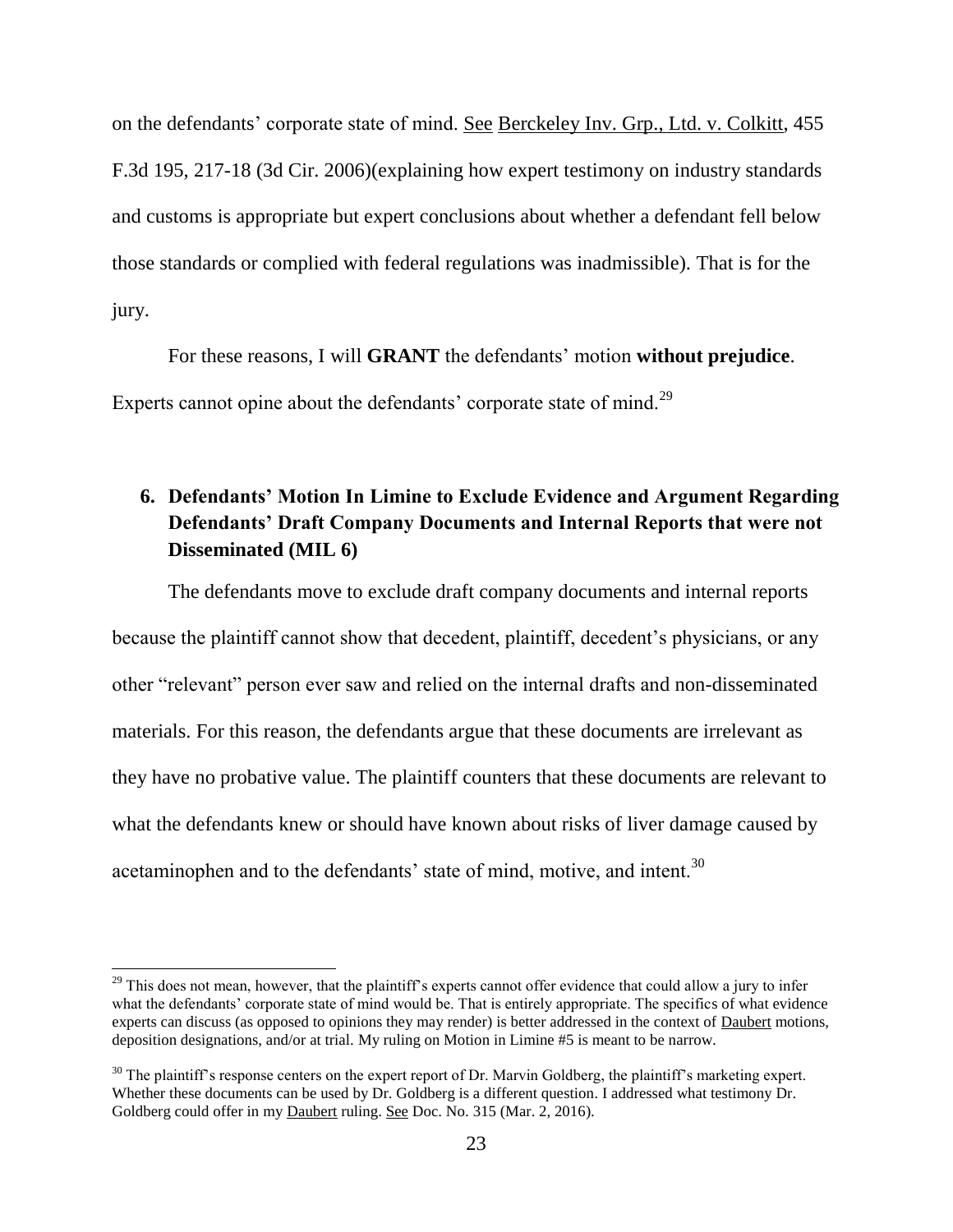on the defendants' corporate state of mind. See Berckeley Inv. Grp., Ltd. v. Colkitt, 455 F.3d 195, 217-18 (3d Cir. 2006)(explaining how expert testimony on industry standards and customs is appropriate but expert conclusions about whether a defendant fell below those standards or complied with federal regulations was inadmissible). That is for the jury.

For these reasons, I will **GRANT** the defendants' motion **without prejudice**. Experts cannot opine about the defendants' corporate state of mind.[29]

### 6. Defendants' Motion In Limine to Exclude Evidence and Argument Regarding Defendants' Draft Company Documents and Internal Reports that were not Disseminated (MIL 6)

The defendants move to exclude draft company documents and internal reports because the plaintiff cannot show that decedent, plaintiff, decedent's physicians, or any other "relevant" person ever saw and relied on the internal drafts and non-disseminated materials. For this reason, the defendants argue that these documents are irrelevant as they have no probative value. The plaintiff counters that these documents are relevant to what the defendants knew or should have known about risks of liver damage caused by acetaminophen and to the defendants' state of mind, motive, and intent.[30]

---

[29] This does not mean, however, that the plaintiff's experts cannot offer evidence that could allow a jury to infer what the defendants' corporate state of mind would be. That is entirely appropriate. The specifics of what evidence experts can discuss (as opposed to opinions they may render) is better addressed in the context of Daubert motions, deposition designations, and/or at trial. My ruling on Motion in Limine #5 is meant to be narrow.

[30] The plaintiff's response centers on the expert report of Dr. Marvin Goldberg, the plaintiff's marketing expert. Whether these documents can be used by Dr. Goldberg is a different question. I addressed what testimony Dr. Goldberg could offer in my Daubert ruling. See Doc. No. 315 (Mar. 2, 2016).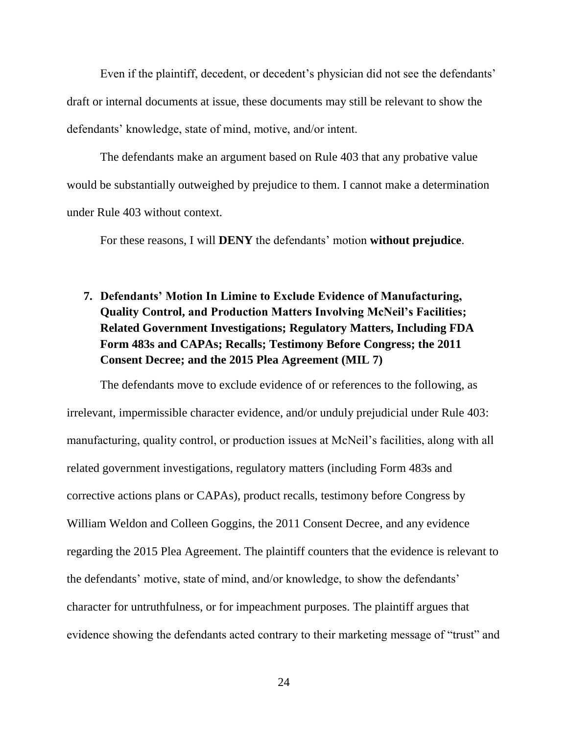Even if the plaintiff, decedent, or decedent's physician did not see the defendants' draft or internal documents at issue, these documents may still be relevant to show the defendants' knowledge, state of mind, motive, and/or intent.

The defendants make an argument based on Rule 403 that any probative value would be substantially outweighed by prejudice to them. I cannot make a determination under Rule 403 without context.

For these reasons, I will **DENY** the defendants' motion **without prejudice**.

**7. Defendants' Motion In Limine to Exclude Evidence of Manufacturing, Quality Control, and Production Matters Involving McNeil's Facilities; Related Government Investigations; Regulatory Matters, Including FDA Form 483s and CAPAs; Recalls; Testimony Before Congress; the 2011 Consent Decree; and the 2015 Plea Agreement (MIL 7)**

The defendants move to exclude evidence of or references to the following, as irrelevant, impermissible character evidence, and/or unduly prejudicial under Rule 403: manufacturing, quality control, or production issues at McNeil's facilities, along with all related government investigations, regulatory matters (including Form 483s and corrective actions plans or CAPAs), product recalls, testimony before Congress by William Weldon and Colleen Goggins, the 2011 Consent Decree, and any evidence regarding the 2015 Plea Agreement. The plaintiff counters that the evidence is relevant to the defendants' motive, state of mind, and/or knowledge, to show the defendants' character for untruthfulness, or for impeachment purposes. The plaintiff argues that evidence showing the defendants acted contrary to their marketing message of "trust" and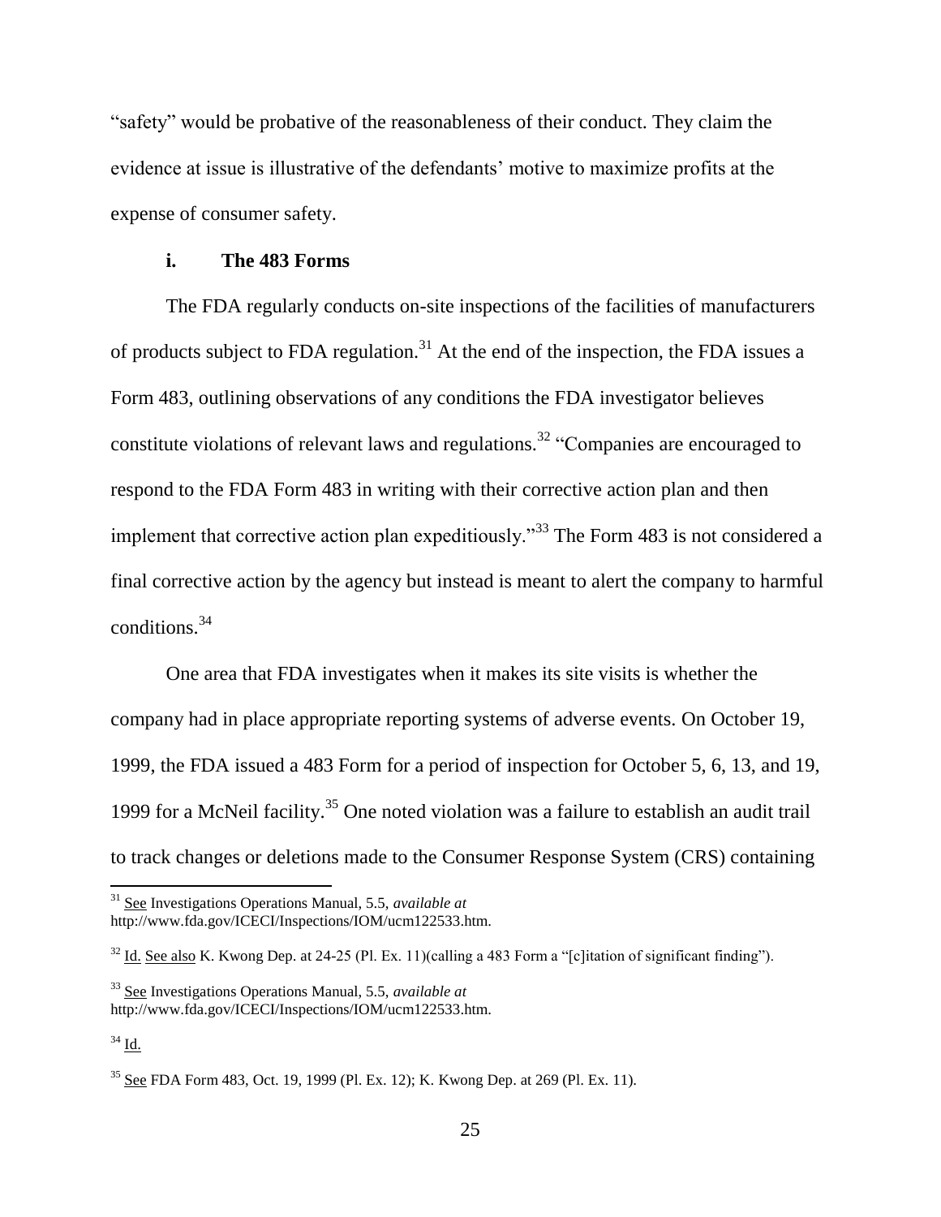"safety" would be probative of the reasonableness of their conduct. They claim the evidence at issue is illustrative of the defendants' motive to maximize profits at the expense of consumer safety.

### i. The 483 Forms

The FDA regularly conducts on-site inspections of the facilities of manufacturers of products subject to FDA regulation.[31] At the end of the inspection, the FDA issues a Form 483, outlining observations of any conditions the FDA investigator believes constitute violations of relevant laws and regulations.[32] "Companies are encouraged to respond to the FDA Form 483 in writing with their corrective action plan and then implement that corrective action plan expeditiously."[33] The Form 483 is not considered a final corrective action by the agency but instead is meant to alert the company to harmful conditions.[34]

One area that FDA investigates when it makes its site visits is whether the company had in place appropriate reporting systems of adverse events. On October 19, 1999, the FDA issued a 483 Form for a period of inspection for October 5, 6, 13, and 19, 1999 for a McNeil facility.[35] One noted violation was a failure to establish an audit trail to track changes or deletions made to the Consumer Response System (CRS) containing

---

[31] See Investigations Operations Manual, 5.5, *available at* http://www.fda.gov/ICECI/Inspections/IOM/ucm122533.htm.

[32] Id. See also K. Kwong Dep. at 24-25 (Pl. Ex. 11)(calling a 483 Form a "[c]itation of significant finding").

[33] See Investigations Operations Manual, 5.5, *available at* http://www.fda.gov/ICECI/Inspections/IOM/ucm122533.htm.

[34] Id.

[35] See FDA Form 483, Oct. 19, 1999 (Pl. Ex. 12); K. Kwong Dep. at 269 (Pl. Ex. 11).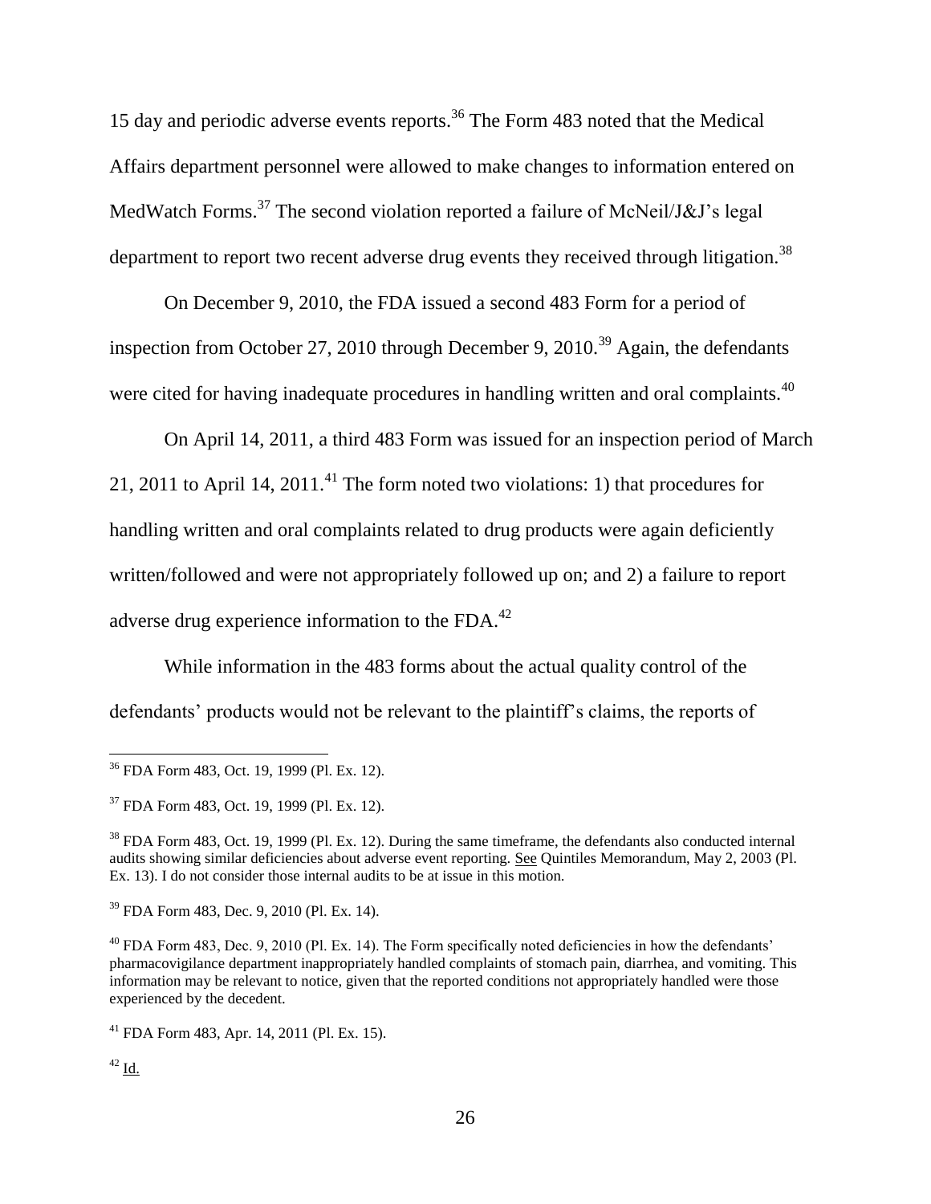15 day and periodic adverse events reports.[36] The Form 483 noted that the Medical Affairs department personnel were allowed to make changes to information entered on MedWatch Forms.[37] The second violation reported a failure of McNeil/J&J's legal department to report two recent adverse drug events they received through litigation.[38]

On December 9, 2010, the FDA issued a second 483 Form for a period of inspection from October 27, 2010 through December 9, 2010.[39] Again, the defendants were cited for having inadequate procedures in handling written and oral complaints.[40]

On April 14, 2011, a third 483 Form was issued for an inspection period of March 21, 2011 to April 14, 2011.[41] The form noted two violations: 1) that procedures for handling written and oral complaints related to drug products were again deficiently written/followed and were not appropriately followed up on; and 2) a failure to report adverse drug experience information to the FDA.[42]

While information in the 483 forms about the actual quality control of the defendants' products would not be relevant to the plaintiff's claims, the reports of

---

[36] FDA Form 483, Oct. 19, 1999 (Pl. Ex. 12).

[37] FDA Form 483, Oct. 19, 1999 (Pl. Ex. 12).

[38] FDA Form 483, Oct. 19, 1999 (Pl. Ex. 12). During the same timeframe, the defendants also conducted internal audits showing similar deficiencies about adverse event reporting. See Quintiles Memorandum, May 2, 2003 (Pl. Ex. 13). I do not consider those internal audits to be at issue in this motion.

[39] FDA Form 483, Dec. 9, 2010 (Pl. Ex. 14).

[40] FDA Form 483, Dec. 9, 2010 (Pl. Ex. 14). The Form specifically noted deficiencies in how the defendants' pharmacovigilance department inappropriately handled complaints of stomach pain, diarrhea, and vomiting. This information may be relevant to notice, given that the reported conditions not appropriately handled were those experienced by the decedent.

[41] FDA Form 483, Apr. 14, 2011 (Pl. Ex. 15).

[42] Id.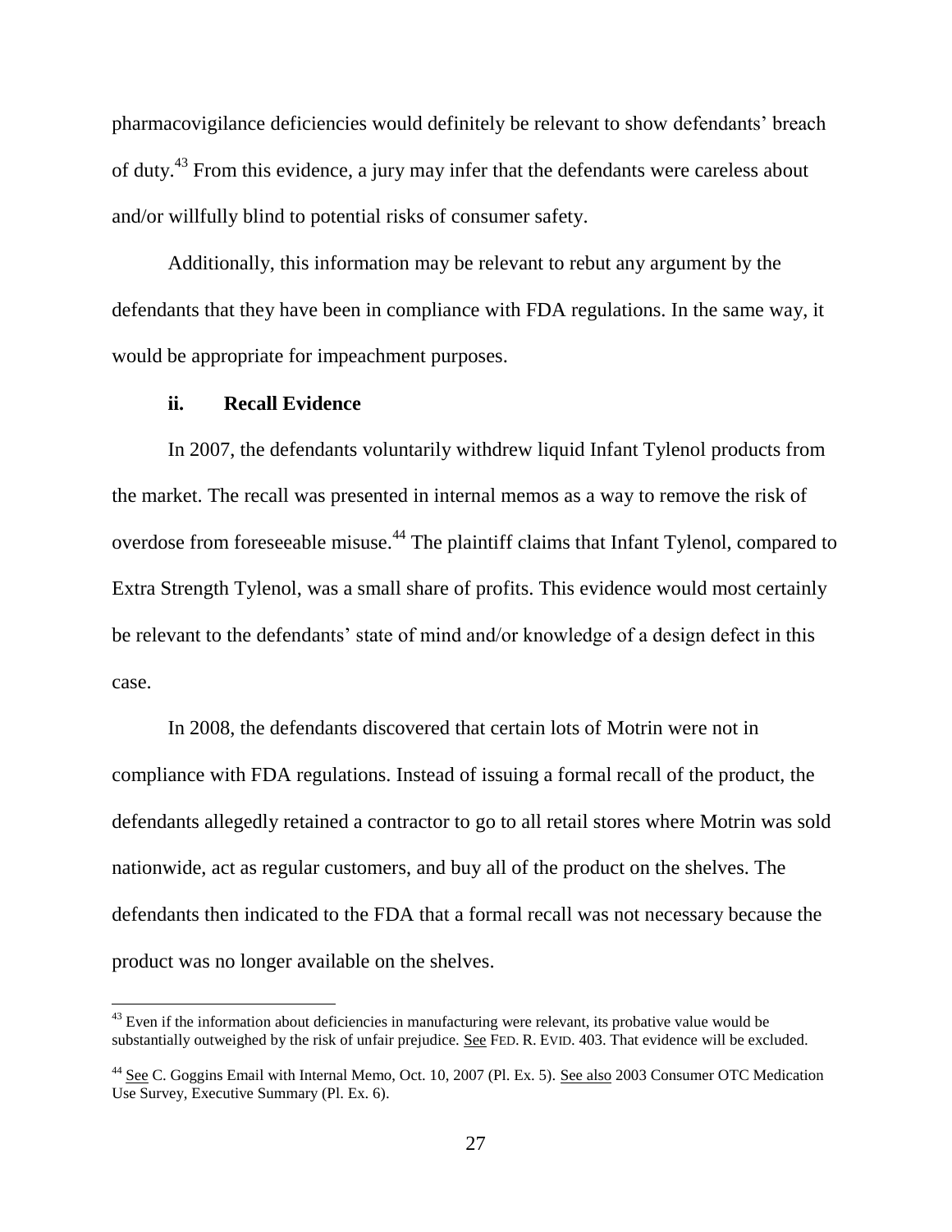pharmacovigilance deficiencies would definitely be relevant to show defendants' breach of duty.[43] From this evidence, a jury may infer that the defendants were careless about and/or willfully blind to potential risks of consumer safety.

Additionally, this information may be relevant to rebut any argument by the defendants that they have been in compliance with FDA regulations. In the same way, it would be appropriate for impeachment purposes.

### ii. Recall Evidence

In 2007, the defendants voluntarily withdrew liquid Infant Tylenol products from the market. The recall was presented in internal memos as a way to remove the risk of overdose from foreseeable misuse.[44] The plaintiff claims that Infant Tylenol, compared to Extra Strength Tylenol, was a small share of profits. This evidence would most certainly be relevant to the defendants' state of mind and/or knowledge of a design defect in this case.

In 2008, the defendants discovered that certain lots of Motrin were not in compliance with FDA regulations. Instead of issuing a formal recall of the product, the defendants allegedly retained a contractor to go to all retail stores where Motrin was sold nationwide, act as regular customers, and buy all of the product on the shelves. The defendants then indicated to the FDA that a formal recall was not necessary because the product was no longer available on the shelves.

---

[43] Even if the information about deficiencies in manufacturing were relevant, its probative value would be substantially outweighed by the risk of unfair prejudice. See FED. R. EVID. 403. That evidence will be excluded.

[44] See C. Goggins Email with Internal Memo, Oct. 10, 2007 (Pl. Ex. 5). See also 2003 Consumer OTC Medication Use Survey, Executive Summary (Pl. Ex. 6).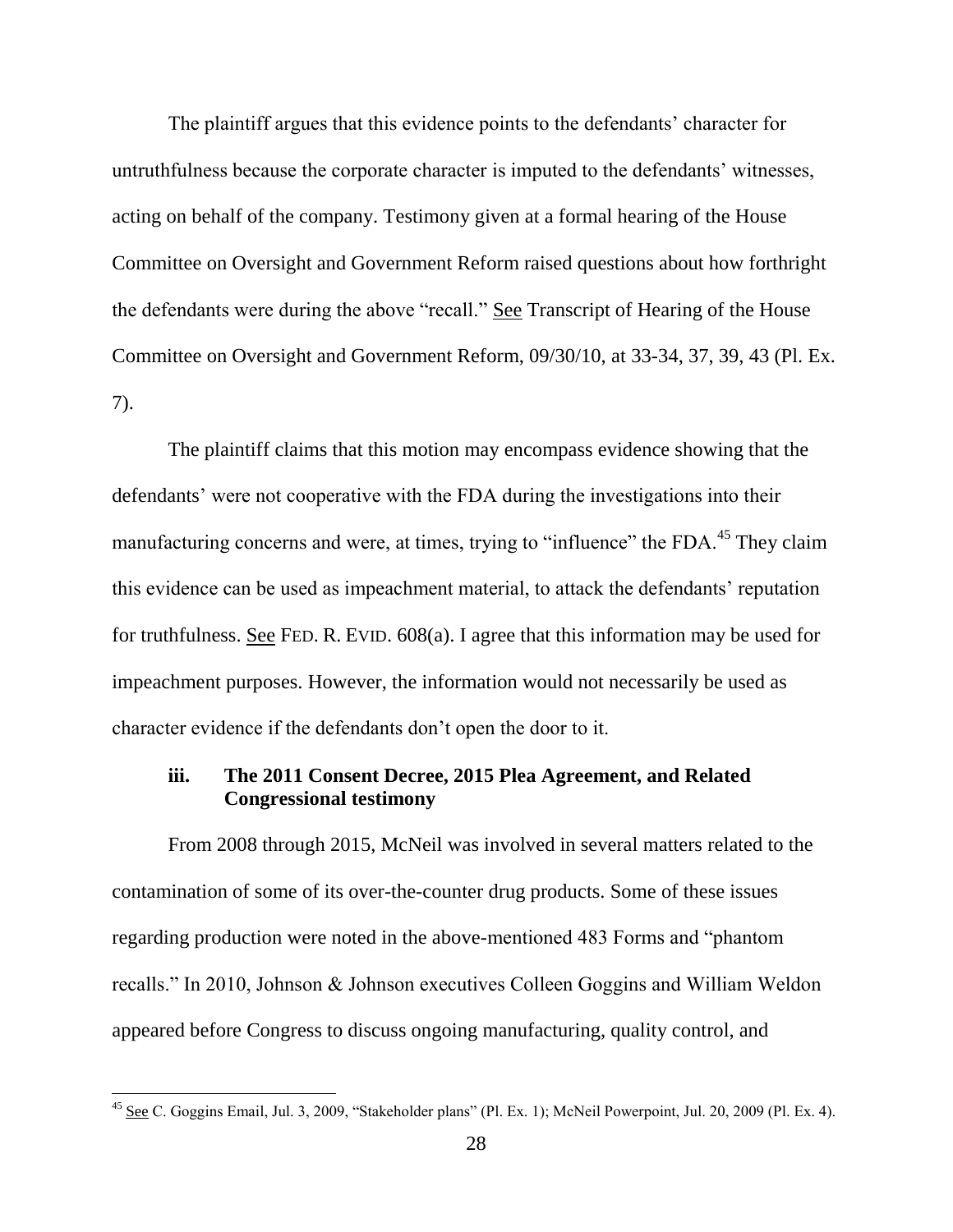The plaintiff argues that this evidence points to the defendants' character for untruthfulness because the corporate character is imputed to the defendants' witnesses, acting on behalf of the company. Testimony given at a formal hearing of the House Committee on Oversight and Government Reform raised questions about how forthright the defendants were during the above "recall." See Transcript of Hearing of the House Committee on Oversight and Government Reform, 09/30/10, at 33-34, 37, 39, 43 (Pl. Ex. 7).

The plaintiff claims that this motion may encompass evidence showing that the defendants' were not cooperative with the FDA during the investigations into their manufacturing concerns and were, at times, trying to "influence" the FDA.[45] They claim this evidence can be used as impeachment material, to attack the defendants' reputation for truthfulness. See FED. R. EVID. 608(a). I agree that this information may be used for impeachment purposes. However, the information would not necessarily be used as character evidence if the defendants don't open the door to it.

### iii. The 2011 Consent Decree, 2015 Plea Agreement, and Related Congressional testimony

From 2008 through 2015, McNeil was involved in several matters related to the contamination of some of its over-the-counter drug products. Some of these issues regarding production were noted in the above-mentioned 483 Forms and "phantom recalls." In 2010, Johnson & Johnson executives Colleen Goggins and William Weldon appeared before Congress to discuss ongoing manufacturing, quality control, and

[45] See C. Goggins Email, Jul. 3, 2009, "Stakeholder plans" (Pl. Ex. 1); McNeil Powerpoint, Jul. 20, 2009 (Pl. Ex. 4).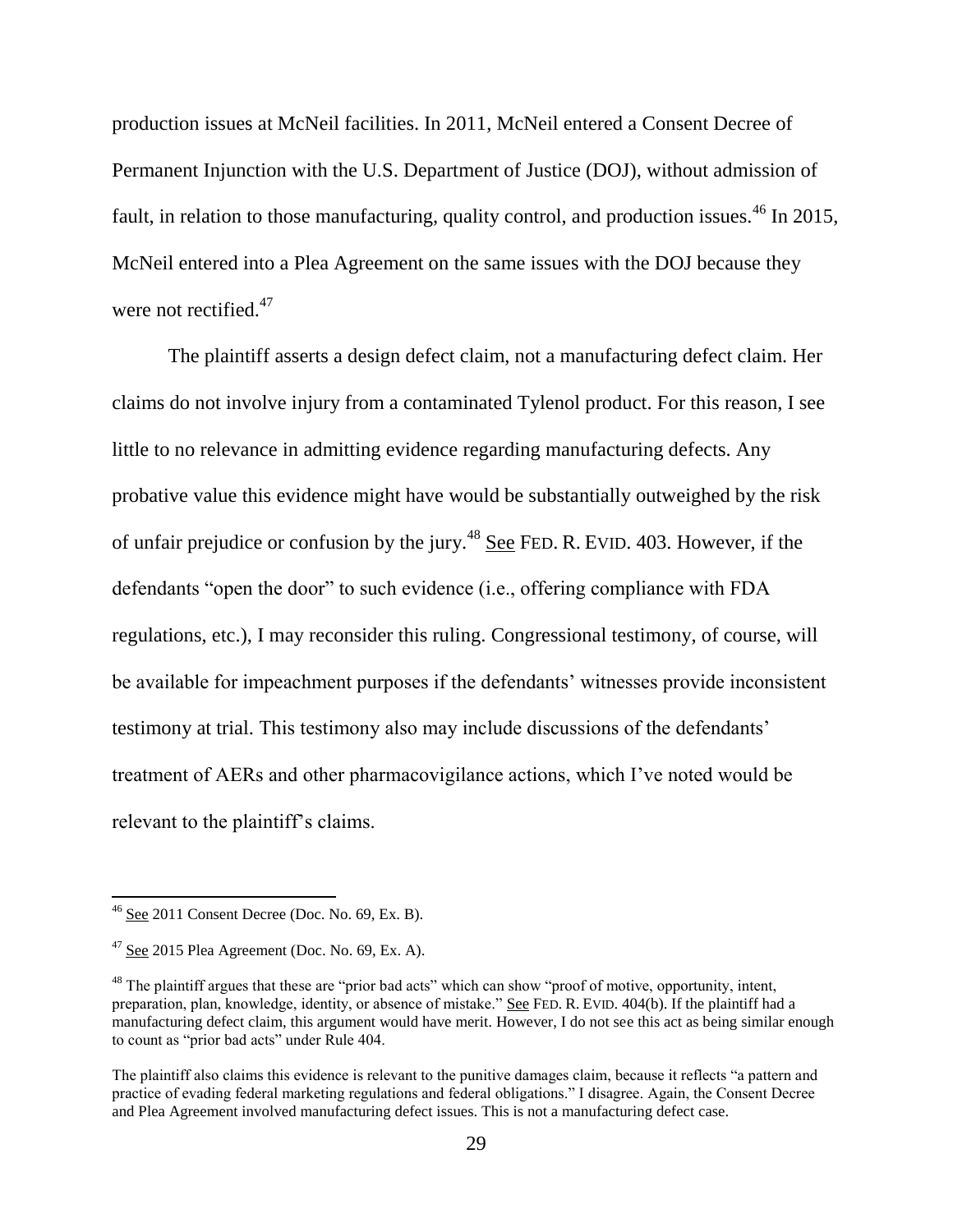production issues at McNeil facilities. In 2011, McNeil entered a Consent Decree of Permanent Injunction with the U.S. Department of Justice (DOJ), without admission of fault, in relation to those manufacturing, quality control, and production issues.[46] In 2015, McNeil entered into a Plea Agreement on the same issues with the DOJ because they were not rectified.[47]

The plaintiff asserts a design defect claim, not a manufacturing defect claim. Her claims do not involve injury from a contaminated Tylenol product. For this reason, I see little to no relevance in admitting evidence regarding manufacturing defects. Any probative value this evidence might have would be substantially outweighed by the risk of unfair prejudice or confusion by the jury.[48] See FED. R. EVID. 403. However, if the defendants "open the door" to such evidence (i.e., offering compliance with FDA regulations, etc.), I may reconsider this ruling. Congressional testimony, of course, will be available for impeachment purposes if the defendants' witnesses provide inconsistent testimony at trial. This testimony also may include discussions of the defendants' treatment of AERs and other pharmacovigilance actions, which I've noted would be relevant to the plaintiff's claims.

---

[46] See 2011 Consent Decree (Doc. No. 69, Ex. B).

[47] See 2015 Plea Agreement (Doc. No. 69, Ex. A).

[48] The plaintiff argues that these are "prior bad acts" which can show "proof of motive, opportunity, intent, preparation, plan, knowledge, identity, or absence of mistake." See FED. R. EVID. 404(b). If the plaintiff had a manufacturing defect claim, this argument would have merit. However, I do not see this act as being similar enough to count as "prior bad acts" under Rule 404.

The plaintiff also claims this evidence is relevant to the punitive damages claim, because it reflects "a pattern and practice of evading federal marketing regulations and federal obligations." I disagree. Again, the Consent Decree and Plea Agreement involved manufacturing defect issues. This is not a manufacturing defect case.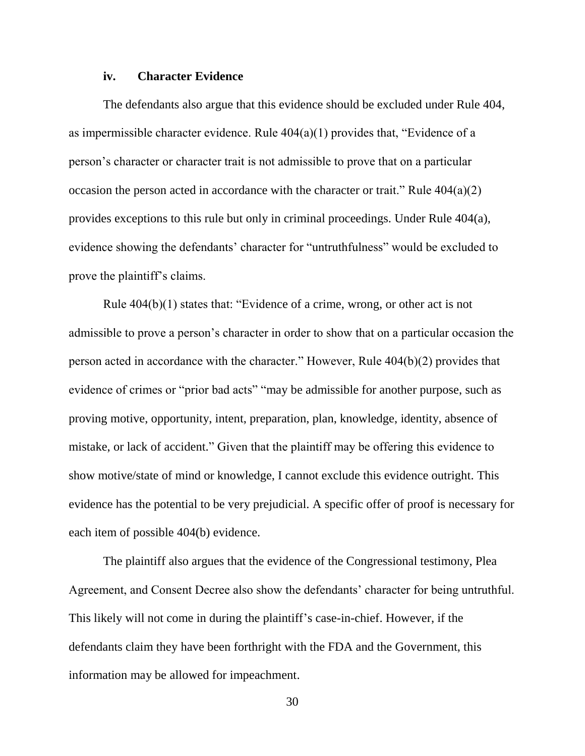### iv. Character Evidence

The defendants also argue that this evidence should be excluded under Rule 404, as impermissible character evidence. Rule 404(a)(1) provides that, "Evidence of a person's character or character trait is not admissible to prove that on a particular occasion the person acted in accordance with the character or trait." Rule 404(a)(2) provides exceptions to this rule but only in criminal proceedings. Under Rule 404(a), evidence showing the defendants' character for "untruthfulness" would be excluded to prove the plaintiff's claims.

Rule 404(b)(1) states that: "Evidence of a crime, wrong, or other act is not admissible to prove a person's character in order to show that on a particular occasion the person acted in accordance with the character." However, Rule 404(b)(2) provides that evidence of crimes or "prior bad acts" "may be admissible for another purpose, such as proving motive, opportunity, intent, preparation, plan, knowledge, identity, absence of mistake, or lack of accident." Given that the plaintiff may be offering this evidence to show motive/state of mind or knowledge, I cannot exclude this evidence outright. This evidence has the potential to be very prejudicial. A specific offer of proof is necessary for each item of possible 404(b) evidence.

The plaintiff also argues that the evidence of the Congressional testimony, Plea Agreement, and Consent Decree also show the defendants' character for being untruthful. This likely will not come in during the plaintiff's case-in-chief. However, if the defendants claim they have been forthright with the FDA and the Government, this information may be allowed for impeachment.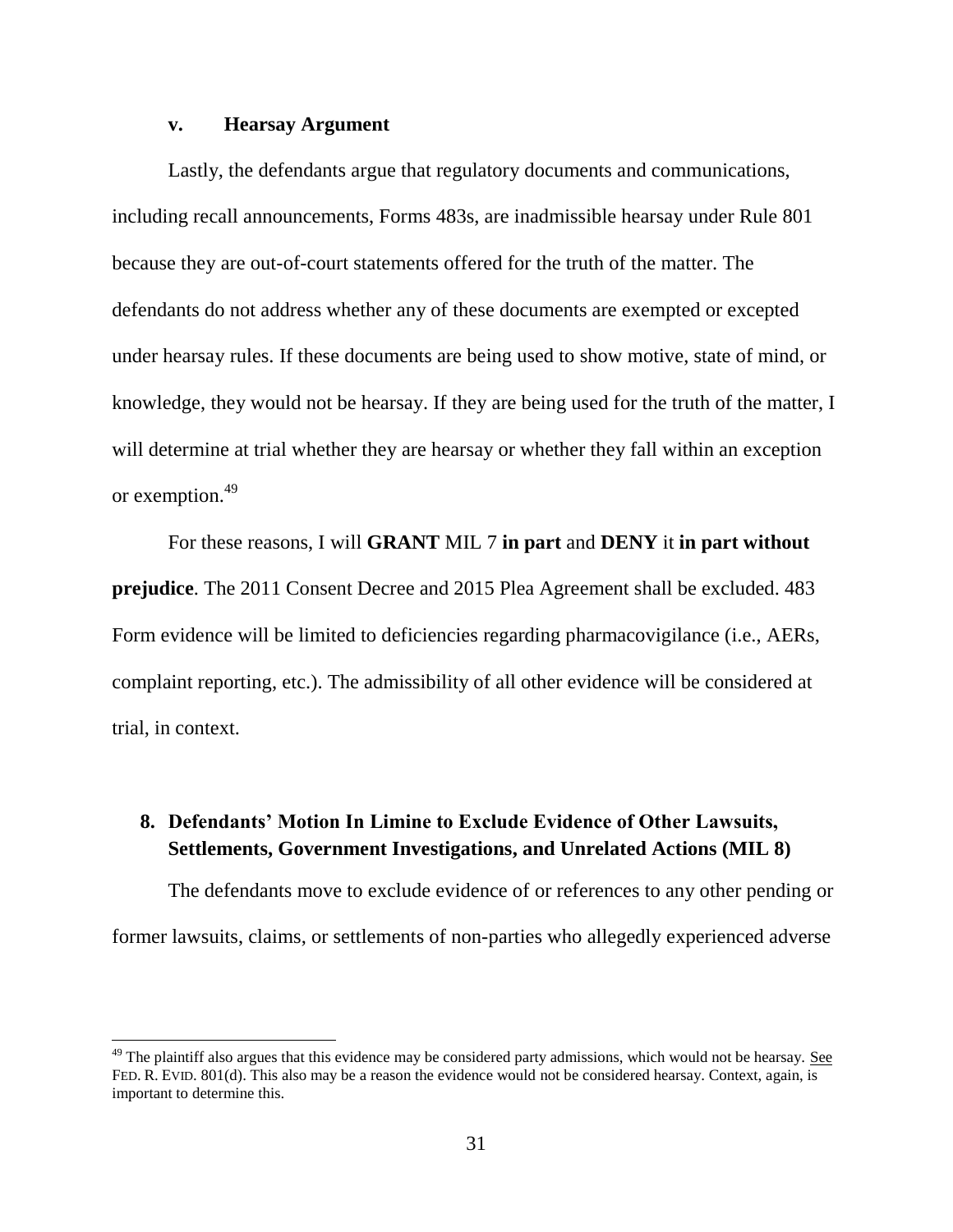#### v. Hearsay Argument

Lastly, the defendants argue that regulatory documents and communications, including recall announcements, Forms 483s, are inadmissible hearsay under Rule 801 because they are out-of-court statements offered for the truth of the matter. The defendants do not address whether any of these documents are exempted or excepted under hearsay rules. If these documents are being used to show motive, state of mind, or knowledge, they would not be hearsay. If they are being used for the truth of the matter, I will determine at trial whether they are hearsay or whether they fall within an exception or exemption.[49]

For these reasons, I will **GRANT** MIL 7 **in part** and **DENY** it **in part without prejudice**. The 2011 Consent Decree and 2015 Plea Agreement shall be excluded. 483 Form evidence will be limited to deficiencies regarding pharmacovigilance (i.e., AERs, complaint reporting, etc.). The admissibility of all other evidence will be considered at trial, in context.

### 8. Defendants' Motion In Limine to Exclude Evidence of Other Lawsuits, Settlements, Government Investigations, and Unrelated Actions (MIL 8)

The defendants move to exclude evidence of or references to any other pending or former lawsuits, claims, or settlements of non-parties who allegedly experienced adverse

---

[49] The plaintiff also argues that this evidence may be considered party admissions, which would not be hearsay. See FED. R. EVID. 801(d). This also may be a reason the evidence would not be considered hearsay. Context, again, is important to determine this.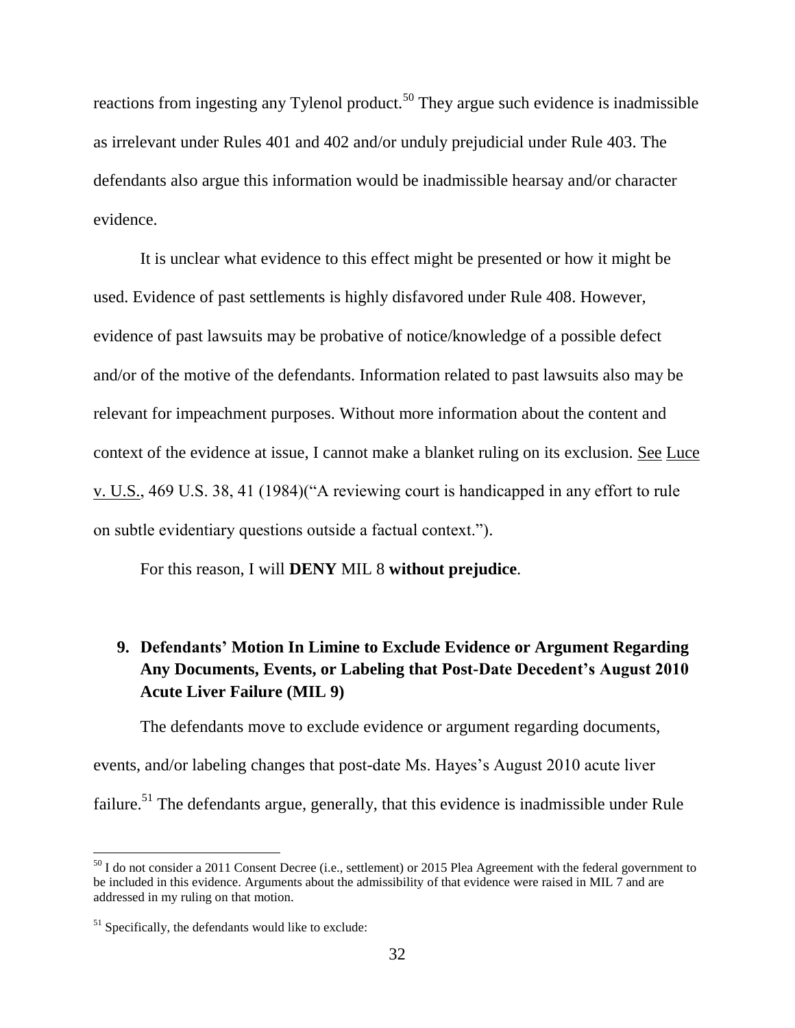reactions from ingesting any Tylenol product.[50] They argue such evidence is inadmissible as irrelevant under Rules 401 and 402 and/or unduly prejudicial under Rule 403. The defendants also argue this information would be inadmissible hearsay and/or character evidence.

It is unclear what evidence to this effect might be presented or how it might be used. Evidence of past settlements is highly disfavored under Rule 408. However, evidence of past lawsuits may be probative of notice/knowledge of a possible defect and/or of the motive of the defendants. Information related to past lawsuits also may be relevant for impeachment purposes. Without more information about the content and context of the evidence at issue, I cannot make a blanket ruling on its exclusion. See Luce v. U.S., 469 U.S. 38, 41 (1984)("A reviewing court is handicapped in any effort to rule on subtle evidentiary questions outside a factual context.").

For this reason, I will **DENY** MIL 8 **without prejudice**.

### 9. Defendants' Motion In Limine to Exclude Evidence or Argument Regarding Any Documents, Events, or Labeling that Post-Date Decedent's August 2010 Acute Liver Failure (MIL 9)

The defendants move to exclude evidence or argument regarding documents, events, and/or labeling changes that post-date Ms. Hayes's August 2010 acute liver failure.[51] The defendants argue, generally, that this evidence is inadmissible under Rule

---

[50] I do not consider a 2011 Consent Decree (i.e., settlement) or 2015 Plea Agreement with the federal government to be included in this evidence. Arguments about the admissibility of that evidence were raised in MIL 7 and are addressed in my ruling on that motion.

[51] Specifically, the defendants would like to exclude: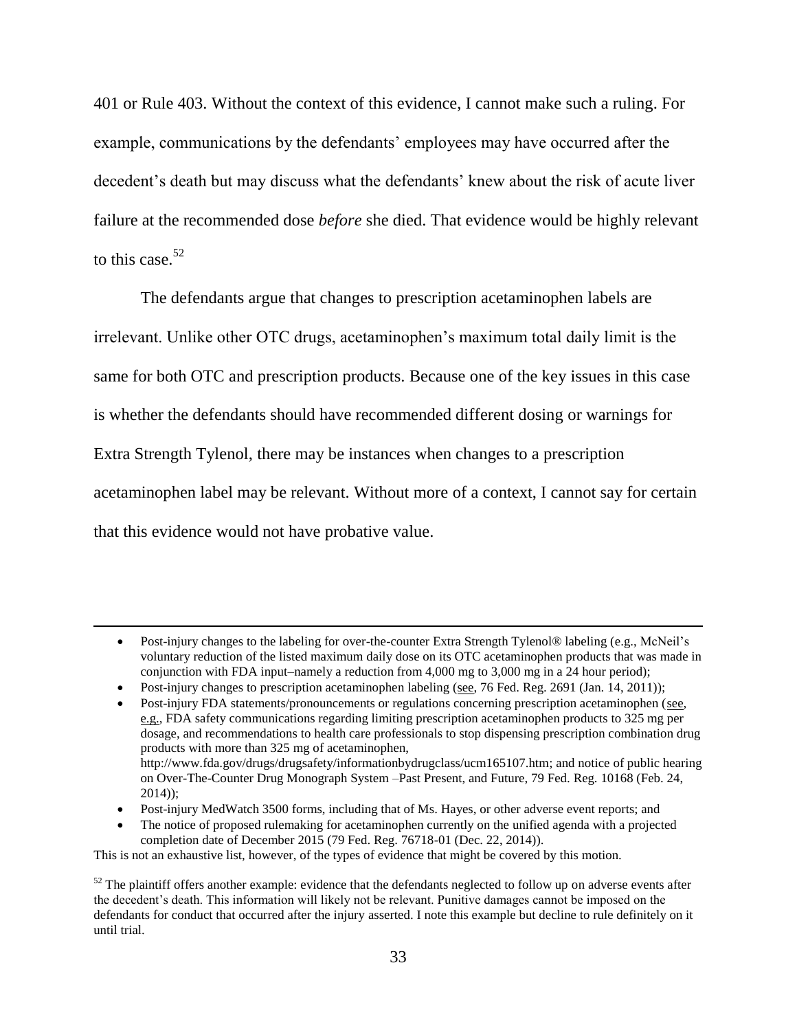401 or Rule 403. Without the context of this evidence, I cannot make such a ruling. For example, communications by the defendants' employees may have occurred after the decedent's death but may discuss what the defendants' knew about the risk of acute liver failure at the recommended dose *before* she died. That evidence would be highly relevant to this case.[52]

The defendants argue that changes to prescription acetaminophen labels are irrelevant. Unlike other OTC drugs, acetaminophen's maximum total daily limit is the same for both OTC and prescription products. Because one of the key issues in this case is whether the defendants should have recommended different dosing or warnings for Extra Strength Tylenol, there may be instances when changes to a prescription acetaminophen label may be relevant. Without more of a context, I cannot say for certain that this evidence would not have probative value.

---

- Post-injury changes to the labeling for over-the-counter Extra Strength Tylenol® labeling (e.g., McNeil's voluntary reduction of the listed maximum daily dose on its OTC acetaminophen products that was made in conjunction with FDA input–namely a reduction from 4,000 mg to 3,000 mg in a 24 hour period);
- Post-injury changes to prescription acetaminophen labeling (see, 76 Fed. Reg. 2691 (Jan. 14, 2011));
- Post-injury FDA statements/pronouncements or regulations concerning prescription acetaminophen (see, e.g., FDA safety communications regarding limiting prescription acetaminophen products to 325 mg per dosage, and recommendations to health care professionals to stop dispensing prescription combination drug products with more than 325 mg of acetaminophen, http://www.fda.gov/drugs/drugsafety/informationbydrugclass/ucm165107.htm; and notice of public hearing on Over-The-Counter Drug Monograph System –Past Present, and Future, 79 Fed. Reg. 10168 (Feb. 24, 2014));
- Post-injury MedWatch 3500 forms, including that of Ms. Hayes, or other adverse event reports; and
- The notice of proposed rulemaking for acetaminophen currently on the unified agenda with a projected completion date of December 2015 (79 Fed. Reg. 76718-01 (Dec. 22, 2014)).

This is not an exhaustive list, however, of the types of evidence that might be covered by this motion.

[52] The plaintiff offers another example: evidence that the defendants neglected to follow up on adverse events after the decedent's death. This information will likely not be relevant. Punitive damages cannot be imposed on the defendants for conduct that occurred after the injury asserted. I note this example but decline to rule definitely on it until trial.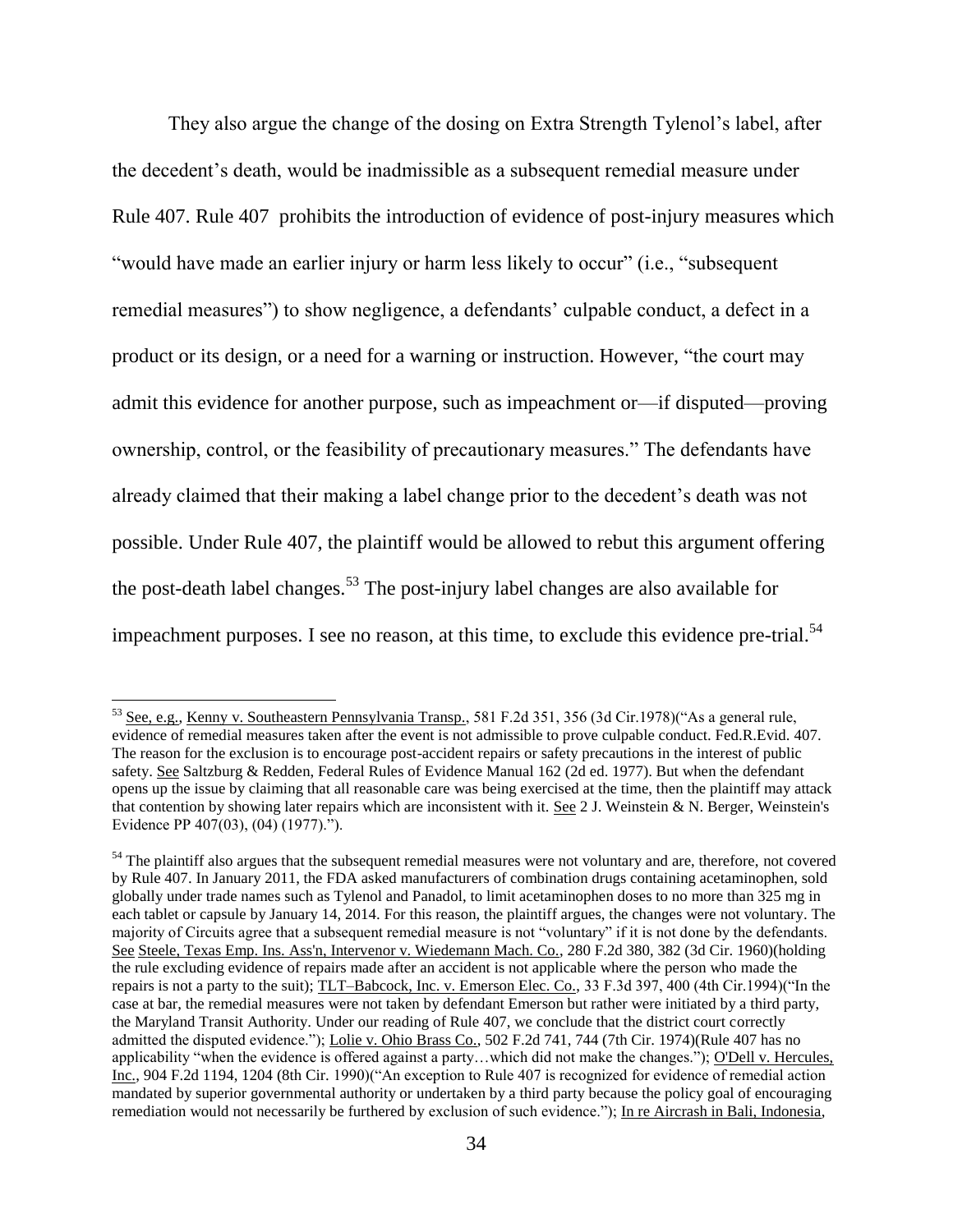They also argue the change of the dosing on Extra Strength Tylenol's label, after the decedent's death, would be inadmissible as a subsequent remedial measure under Rule 407. Rule 407 prohibits the introduction of evidence of post-injury measures which "would have made an earlier injury or harm less likely to occur" (i.e., "subsequent remedial measures") to show negligence, a defendants' culpable conduct, a defect in a product or its design, or a need for a warning or instruction. However, "the court may admit this evidence for another purpose, such as impeachment or—if disputed—proving ownership, control, or the feasibility of precautionary measures." The defendants have already claimed that their making a label change prior to the decedent's death was not possible. Under Rule 407, the plaintiff would be allowed to rebut this argument offering the post-death label changes.[53] The post-injury label changes are also available for impeachment purposes. I see no reason, at this time, to exclude this evidence pre-trial.[54]

---

[53] See, e.g., Kenny v. Southeastern Pennsylvania Transp., 581 F.2d 351, 356 (3d Cir.1978)("As a general rule, evidence of remedial measures taken after the event is not admissible to prove culpable conduct. Fed.R.Evid. 407. The reason for the exclusion is to encourage post-accident repairs or safety precautions in the interest of public safety. See Saltzburg & Redden, Federal Rules of Evidence Manual 162 (2d ed. 1977). But when the defendant opens up the issue by claiming that all reasonable care was being exercised at the time, then the plaintiff may attack that contention by showing later repairs which are inconsistent with it. See 2 J. Weinstein & N. Berger, Weinstein's Evidence PP 407(03), (04) (1977).").

[54] The plaintiff also argues that the subsequent remedial measures were not voluntary and are, therefore, not covered by Rule 407. In January 2011, the FDA asked manufacturers of combination drugs containing acetaminophen, sold globally under trade names such as Tylenol and Panadol, to limit acetaminophen doses to no more than 325 mg in each tablet or capsule by January 14, 2014. For this reason, the plaintiff argues, the changes were not voluntary. The majority of Circuits agree that a subsequent remedial measure is not "voluntary" if it is not done by the defendants. See Steele, Texas Emp. Ins. Ass'n, Intervenor v. Wiedemann Mach. Co., 280 F.2d 380, 382 (3d Cir. 1960)(holding the rule excluding evidence of repairs made after an accident is not applicable where the person who made the repairs is not a party to the suit); TLT–Babcock, Inc. v. Emerson Elec. Co., 33 F.3d 397, 400 (4th Cir.1994)("In the case at bar, the remedial measures were not taken by defendant Emerson but rather were initiated by a third party, the Maryland Transit Authority. Under our reading of Rule 407, we conclude that the district court correctly admitted the disputed evidence."); Lolie v. Ohio Brass Co., 502 F.2d 741, 744 (7th Cir. 1974)(Rule 407 has no applicability "when the evidence is offered against a party…which did not make the changes."); O'Dell v. Hercules, Inc., 904 F.2d 1194, 1204 (8th Cir. 1990)("An exception to Rule 407 is recognized for evidence of remedial action mandated by superior governmental authority or undertaken by a third party because the policy goal of encouraging remediation would not necessarily be furthered by exclusion of such evidence."); In re Aircrash in Bali, Indonesia,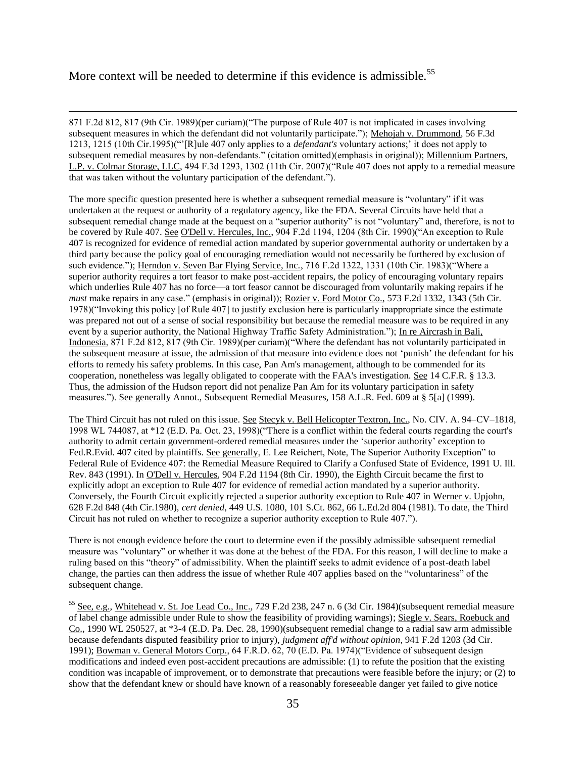More context will be needed to determine if this evidence is admissible.[55]

---

871 F.2d 812, 817 (9th Cir. 1989)(per curiam)("The purpose of Rule 407 is not implicated in cases involving subsequent measures in which the defendant did not voluntarily participate."); Mehojah v. Drummond, 56 F.3d 1213, 1215 (10th Cir.1995)("'[R]ule 407 only applies to a *defendant's* voluntary actions;' it does not apply to subsequent remedial measures by non-defendants." (citation omitted)(emphasis in original)); Millennium Partners, L.P. v. Colmar Storage, LLC, 494 F.3d 1293, 1302 (11th Cir. 2007)("Rule 407 does not apply to a remedial measure that was taken without the voluntary participation of the defendant.").

The more specific question presented here is whether a subsequent remedial measure is "voluntary" if it was undertaken at the request or authority of a regulatory agency, like the FDA. Several Circuits have held that a subsequent remedial change made at the bequest on a "superior authority" is not "voluntary" and, therefore, is not to be covered by Rule 407. See O'Dell v. Hercules, Inc., 904 F.2d 1194, 1204 (8th Cir. 1990)("An exception to Rule 407 is recognized for evidence of remedial action mandated by superior governmental authority or undertaken by a third party because the policy goal of encouraging remediation would not necessarily be furthered by exclusion of such evidence."); Herndon v. Seven Bar Flying Service, Inc., 716 F.2d 1322, 1331 (10th Cir. 1983)("Where a superior authority requires a tort feasor to make post-accident repairs, the policy of encouraging voluntary repairs which underlies Rule 407 has no force—a tort feasor cannot be discouraged from voluntarily making repairs if he *must* make repairs in any case." (emphasis in original)); Rozier v. Ford Motor Co., 573 F.2d 1332, 1343 (5th Cir. 1978)("Invoking this policy [of Rule 407] to justify exclusion here is particularly inappropriate since the estimate was prepared not out of a sense of social responsibility but because the remedial measure was to be required in any event by a superior authority, the National Highway Traffic Safety Administration."); In re Aircrash in Bali, Indonesia, 871 F.2d 812, 817 (9th Cir. 1989)(per curiam)("Where the defendant has not voluntarily participated in the subsequent measure at issue, the admission of that measure into evidence does not 'punish' the defendant for his efforts to remedy his safety problems. In this case, Pan Am's management, although to be commended for its cooperation, nonetheless was legally obligated to cooperate with the FAA's investigation. See 14 C.F.R. § 13.3. Thus, the admission of the Hudson report did not penalize Pan Am for its voluntary participation in safety measures."). See generally Annot., Subsequent Remedial Measures, 158 A.L.R. Fed. 609 at § 5[a] (1999).

The Third Circuit has not ruled on this issue. See Stecyk v. Bell Helicopter Textron, Inc., No. CIV. A. 94–CV–1818, 1998 WL 744087, at *12 (E.D. Pa. Oct. 23, 1998)("There is a conflict within the federal courts regarding the court's authority to admit certain government-ordered remedial measures under the 'superior authority' exception to Fed.R.Evid. 407 cited by plaintiffs. See generally, E. Lee Reichert, Note, The Superior Authority Exception" to Federal Rule of Evidence 407: the Remedial Measure Required to Clarify a Confused State of Evidence, 1991 U. Ill. Rev. 843 (1991). In O'Dell v. Hercules, 904 F.2d 1194 (8th Cir. 1990), the Eighth Circuit became the first to explicitly adopt an exception to Rule 407 for evidence of remedial action mandated by a superior authority. Conversely, the Fourth Circuit explicitly rejected a superior authority exception to Rule 407 in Werner v. Upjohn, 628 F.2d 848 (4th Cir.1980), *cert denied*, 449 U.S. 1080, 101 S.Ct. 862, 66 L.Ed.2d 804 (1981). To date, the Third Circuit has not ruled on whether to recognize a superior authority exception to Rule 407.").

There is not enough evidence before the court to determine even if the possibly admissible subsequent remedial measure was "voluntary" or whether it was done at the behest of the FDA. For this reason, I will decline to make a ruling based on this "theory" of admissibility. When the plaintiff seeks to admit evidence of a post-death label change, the parties can then address the issue of whether Rule 407 applies based on the "voluntariness" of the subsequent change.

[55] See, e.g., Whitehead v. St. Joe Lead Co., Inc., 729 F.2d 238, 247 n. 6 (3d Cir. 1984)(subsequent remedial measure of label change admissible under Rule to show the feasibility of providing warnings); Siegle v. Sears, Roebuck and Co., 1990 WL 250527, at *3-4 (E.D. Pa. Dec. 28, 1990)(subsequent remedial change to a radial saw arm admissible because defendants disputed feasibility prior to injury), *judgment aff'd without opinion*, 941 F.2d 1203 (3d Cir. 1991); Bowman v. General Motors Corp., 64 F.R.D. 62, 70 (E.D. Pa. 1974)("Evidence of subsequent design modifications and indeed even post-accident precautions are admissible: (1) to refute the position that the existing condition was incapable of improvement, or to demonstrate that precautions were feasible before the injury; or (2) to show that the defendant knew or should have known of a reasonably foreseeable danger yet failed to give notice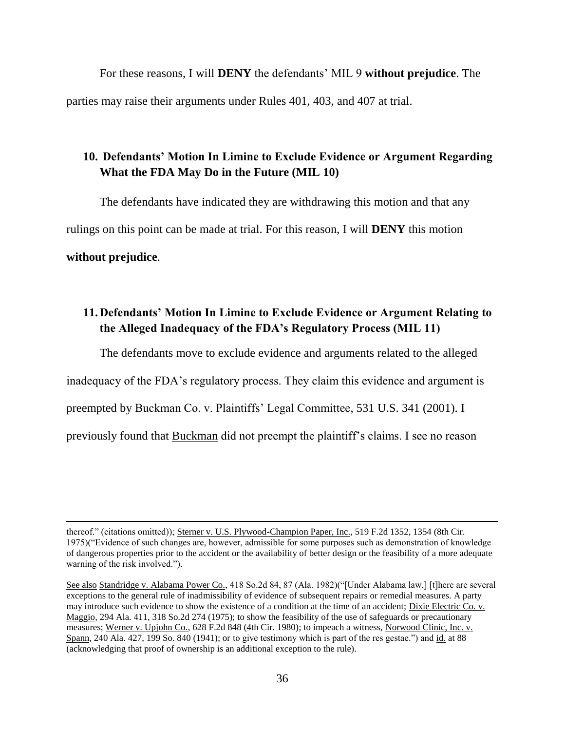For these reasons, I will **DENY** the defendants' MIL 9 **without prejudice**. The parties may raise their arguments under Rules 401, 403, and 407 at trial.

### 10. Defendants' Motion In Limine to Exclude Evidence or Argument Regarding What the FDA May Do in the Future (MIL 10)

The defendants have indicated they are withdrawing this motion and that any rulings on this point can be made at trial. For this reason, I will **DENY** this motion **without prejudice**.

### 11. Defendants' Motion In Limine to Exclude Evidence or Argument Relating to the Alleged Inadequacy of the FDA's Regulatory Process (MIL 11)

The defendants move to exclude evidence and arguments related to the alleged inadequacy of the FDA's regulatory process. They claim this evidence and argument is preempted by Buckman Co. v. Plaintiffs' Legal Committee, 531 U.S. 341 (2001). I previously found that Buckman did not preempt the plaintiff's claims. I see no reason

---

thereof." (citations omitted)); Sterner v. U.S. Plywood-Champion Paper, Inc., 519 F.2d 1352, 1354 (8th Cir. 1975)("Evidence of such changes are, however, admissible for some purposes such as demonstration of knowledge of dangerous properties prior to the accident or the availability of better design or the feasibility of a more adequate warning of the risk involved.").

See also Standridge v. Alabama Power Co., 418 So.2d 84, 87 (Ala. 1982)("[Under Alabama law,] [t]here are several exceptions to the general rule of inadmissibility of evidence of subsequent repairs or remedial measures. A party may introduce such evidence to show the existence of a condition at the time of an accident; Dixie Electric Co. v. Maggio, 294 Ala. 411, 318 So.2d 274 (1975); to show the feasibility of the use of safeguards or precautionary measures; Werner v. Upjohn Co., 628 F.2d 848 (4th Cir. 1980); to impeach a witness, Norwood Clinic, Inc. v. Spann, 240 Ala. 427, 199 So. 840 (1941); or to give testimony which is part of the res gestae.") and id. at 88 (acknowledging that proof of ownership is an additional exception to the rule).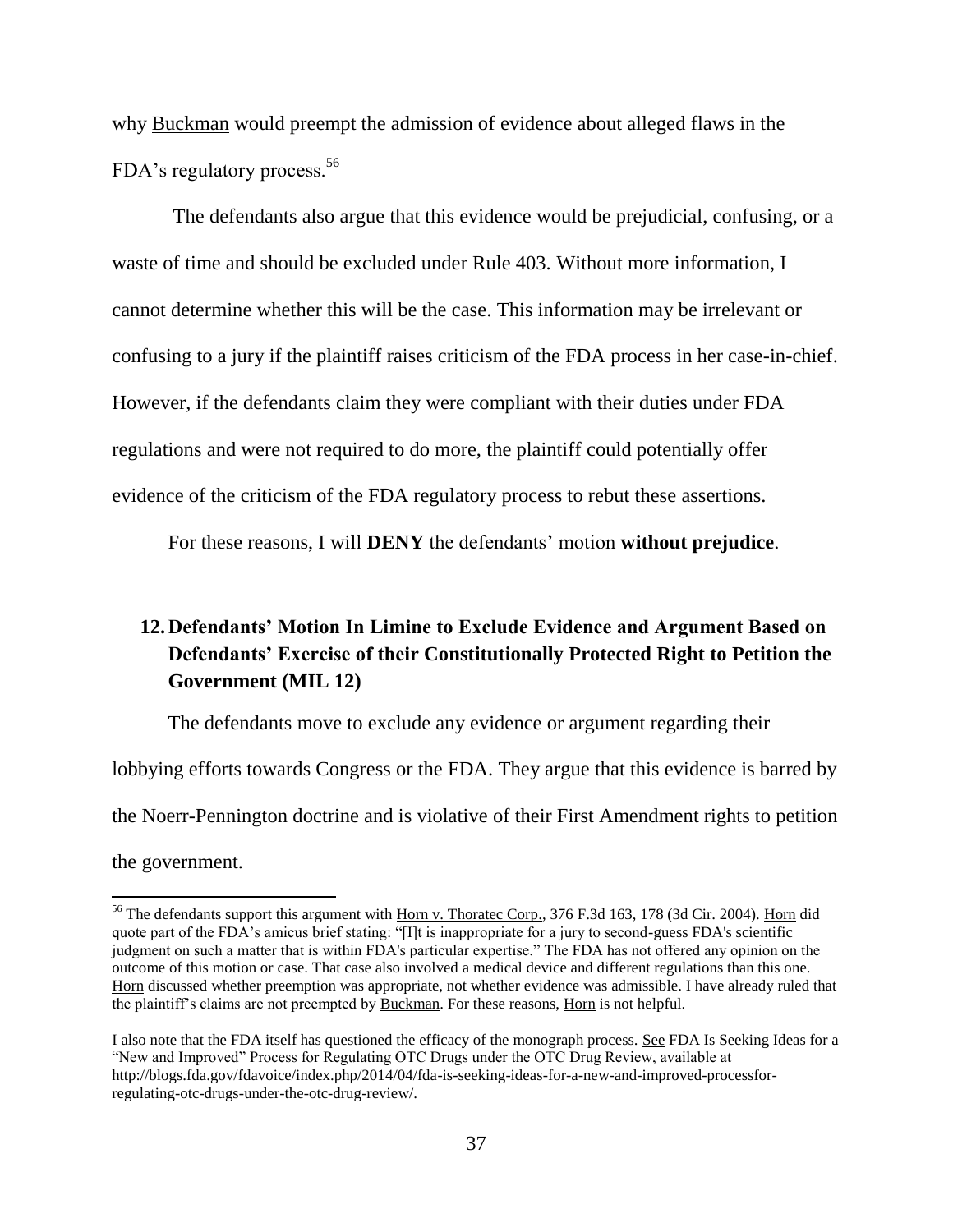why Buckman would preempt the admission of evidence about alleged flaws in the FDA's regulatory process.[56]

The defendants also argue that this evidence would be prejudicial, confusing, or a waste of time and should be excluded under Rule 403. Without more information, I cannot determine whether this will be the case. This information may be irrelevant or confusing to a jury if the plaintiff raises criticism of the FDA process in her case-in-chief. However, if the defendants claim they were compliant with their duties under FDA regulations and were not required to do more, the plaintiff could potentially offer evidence of the criticism of the FDA regulatory process to rebut these assertions.

For these reasons, I will **DENY** the defendants' motion **without prejudice**.

## 12. Defendants' Motion In Limine to Exclude Evidence and Argument Based on Defendants' Exercise of their Constitutionally Protected Right to Petition the Government (MIL 12)

The defendants move to exclude any evidence or argument regarding their lobbying efforts towards Congress or the FDA. They argue that this evidence is barred by the Noerr-Pennington doctrine and is violative of their First Amendment rights to petition the government.

---

[56] The defendants support this argument with Horn v. Thoratec Corp., 376 F.3d 163, 178 (3d Cir. 2004). Horn did quote part of the FDA's amicus brief stating: "[I]t is inappropriate for a jury to second-guess FDA's scientific judgment on such a matter that is within FDA's particular expertise." The FDA has not offered any opinion on the outcome of this motion or case. That case also involved a medical device and different regulations than this one. Horn discussed whether preemption was appropriate, not whether evidence was admissible. I have already ruled that the plaintiff's claims are not preempted by Buckman. For these reasons, Horn is not helpful.

I also note that the FDA itself has questioned the efficacy of the monograph process. See FDA Is Seeking Ideas for a "New and Improved" Process for Regulating OTC Drugs under the OTC Drug Review, available at http://blogs.fda.gov/fdavoice/index.php/2014/04/fda-is-seeking-ideas-for-a-new-and-improved-processfor-regulating-otc-drugs-under-the-otc-drug-review/.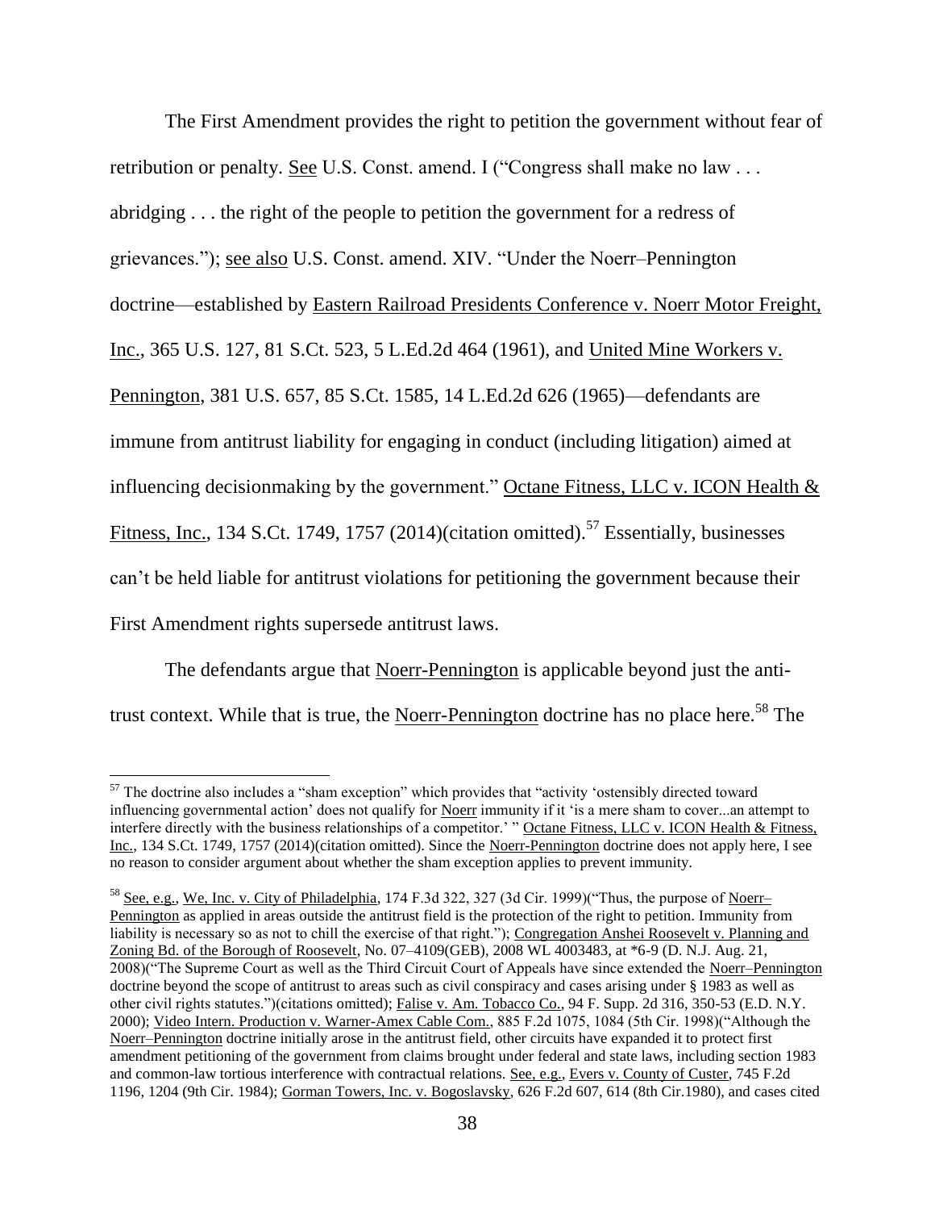The First Amendment provides the right to petition the government without fear of retribution or penalty. See U.S. Const. amend. I ("Congress shall make no law . . . abridging . . . the right of the people to petition the government for a redress of grievances."); see also U.S. Const. amend. XIV. "Under the Noerr–Pennington doctrine—established by Eastern Railroad Presidents Conference v. Noerr Motor Freight, Inc., 365 U.S. 127, 81 S.Ct. 523, 5 L.Ed.2d 464 (1961), and United Mine Workers v. Pennington, 381 U.S. 657, 85 S.Ct. 1585, 14 L.Ed.2d 626 (1965)—defendants are immune from antitrust liability for engaging in conduct (including litigation) aimed at influencing decisionmaking by the government." Octane Fitness, LLC v. ICON Health & Fitness, Inc., 134 S.Ct. 1749, 1757 (2014)(citation omitted).[57] Essentially, businesses can't be held liable for antitrust violations for petitioning the government because their First Amendment rights supersede antitrust laws.

The defendants argue that Noerr-Pennington is applicable beyond just the anti-trust context. While that is true, the Noerr-Pennington doctrine has no place here.[58] The

---

[57] The doctrine also includes a "sham exception" which provides that "activity 'ostensibly directed toward influencing governmental action' does not qualify for Noerr immunity if it 'is a mere sham to cover...an attempt to interfere directly with the business relationships of a competitor.' " Octane Fitness, LLC v. ICON Health & Fitness, Inc., 134 S.Ct. 1749, 1757 (2014)(citation omitted). Since the Noerr-Pennington doctrine does not apply here, I see no reason to consider argument about whether the sham exception applies to prevent immunity.

[58] See, e.g., We, Inc. v. City of Philadelphia, 174 F.3d 322, 327 (3d Cir. 1999)("Thus, the purpose of Noerr–Pennington as applied in areas outside the antitrust field is the protection of the right to petition. Immunity from liability is necessary so as not to chill the exercise of that right."); Congregation Anshei Roosevelt v. Planning and Zoning Bd. of the Borough of Roosevelt, No. 07–4109(GEB), 2008 WL 4003483, at *6-9 (D. N.J. Aug. 21, 2008)("The Supreme Court as well as the Third Circuit Court of Appeals have since extended the Noerr–Pennington doctrine beyond the scope of antitrust to areas such as civil conspiracy and cases arising under § 1983 as well as other civil rights statutes.")(citations omitted); Falise v. Am. Tobacco Co., 94 F. Supp. 2d 316, 350-53 (E.D. N.Y. 2000); Video Intern. Production v. Warner-Amex Cable Com., 885 F.2d 1075, 1084 (5th Cir. 1998)("Although the Noerr–Pennington doctrine initially arose in the antitrust field, other circuits have expanded it to protect first amendment petitioning of the government from claims brought under federal and state laws, including section 1983 and common-law tortious interference with contractual relations. See, e.g., Evers v. County of Custer, 745 F.2d 1196, 1204 (9th Cir. 1984); Gorman Towers, Inc. v. Bogoslavsky, 626 F.2d 607, 614 (8th Cir.1980), and cases cited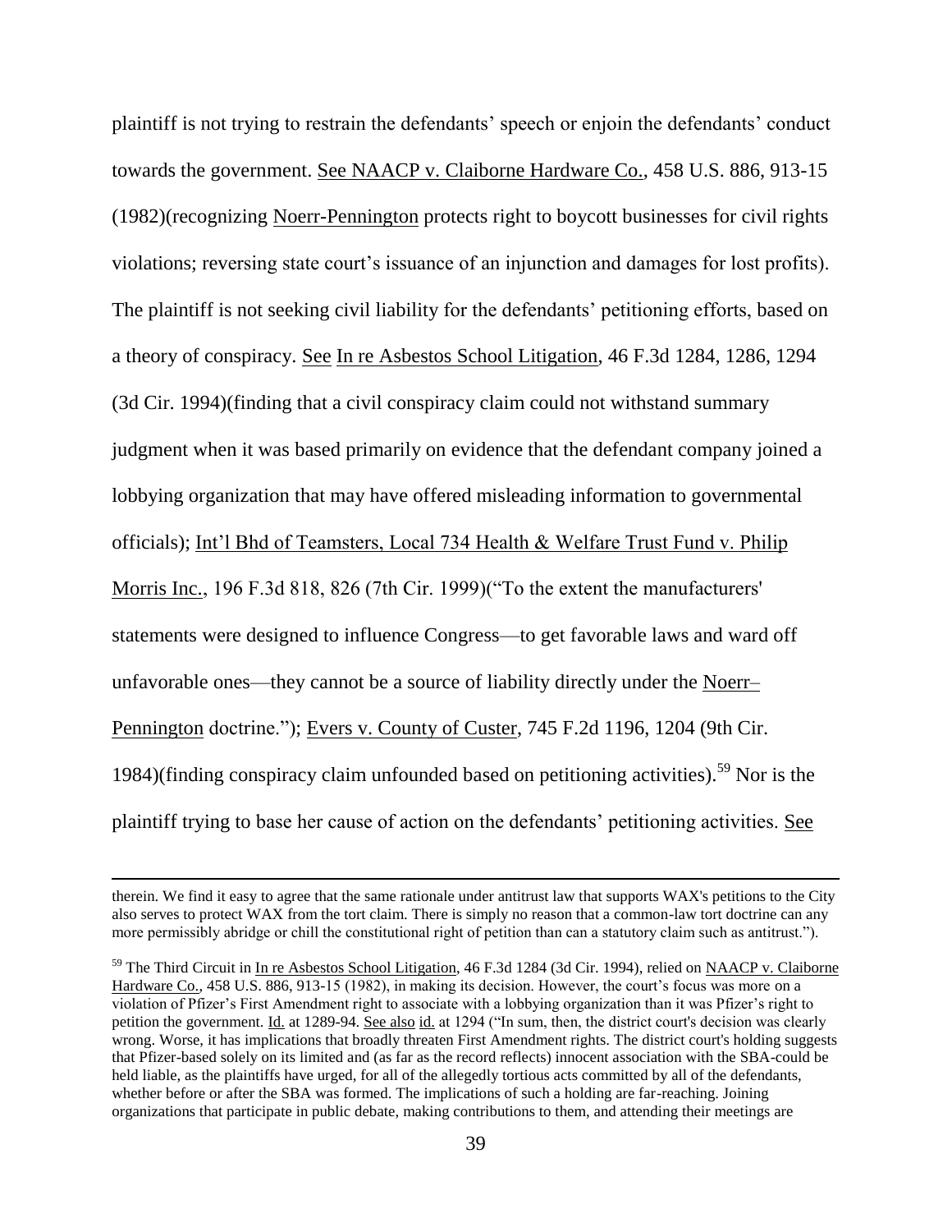plaintiff is not trying to restrain the defendants' speech or enjoin the defendants' conduct towards the government. See NAACP v. Claiborne Hardware Co., 458 U.S. 886, 913-15 (1982)(recognizing Noerr-Pennington protects right to boycott businesses for civil rights violations; reversing state court's issuance of an injunction and damages for lost profits). The plaintiff is not seeking civil liability for the defendants' petitioning efforts, based on a theory of conspiracy. See In re Asbestos School Litigation, 46 F.3d 1284, 1286, 1294 (3d Cir. 1994)(finding that a civil conspiracy claim could not withstand summary judgment when it was based primarily on evidence that the defendant company joined a lobbying organization that may have offered misleading information to governmental officials); Int'l Bhd of Teamsters, Local 734 Health & Welfare Trust Fund v. Philip Morris Inc., 196 F.3d 818, 826 (7th Cir. 1999)("To the extent the manufacturers' statements were designed to influence Congress—to get favorable laws and ward off unfavorable ones—they cannot be a source of liability directly under the Noerr–Pennington doctrine."); Evers v. County of Custer, 745 F.2d 1196, 1204 (9th Cir. 1984)(finding conspiracy claim unfounded based on petitioning activities).[59] Nor is the plaintiff trying to base her cause of action on the defendants' petitioning activities. See

---

therein. We find it easy to agree that the same rationale under antitrust law that supports WAX's petitions to the City also serves to protect WAX from the tort claim. There is simply no reason that a common-law tort doctrine can any more permissibly abridge or chill the constitutional right of petition than can a statutory claim such as antitrust.").

[59] The Third Circuit in In re Asbestos School Litigation, 46 F.3d 1284 (3d Cir. 1994), relied on NAACP v. Claiborne Hardware Co., 458 U.S. 886, 913-15 (1982), in making its decision. However, the court's focus was more on a violation of Pfizer's First Amendment right to associate with a lobbying organization than it was Pfizer's right to petition the government. Id. at 1289-94. See also id. at 1294 ("In sum, then, the district court's decision was clearly wrong. Worse, it has implications that broadly threaten First Amendment rights. The district court's holding suggests that Pfizer-based solely on its limited and (as far as the record reflects) innocent association with the SBA-could be held liable, as the plaintiffs have urged, for all of the allegedly tortious acts committed by all of the defendants, whether before or after the SBA was formed. The implications of such a holding are far-reaching. Joining organizations that participate in public debate, making contributions to them, and attending their meetings are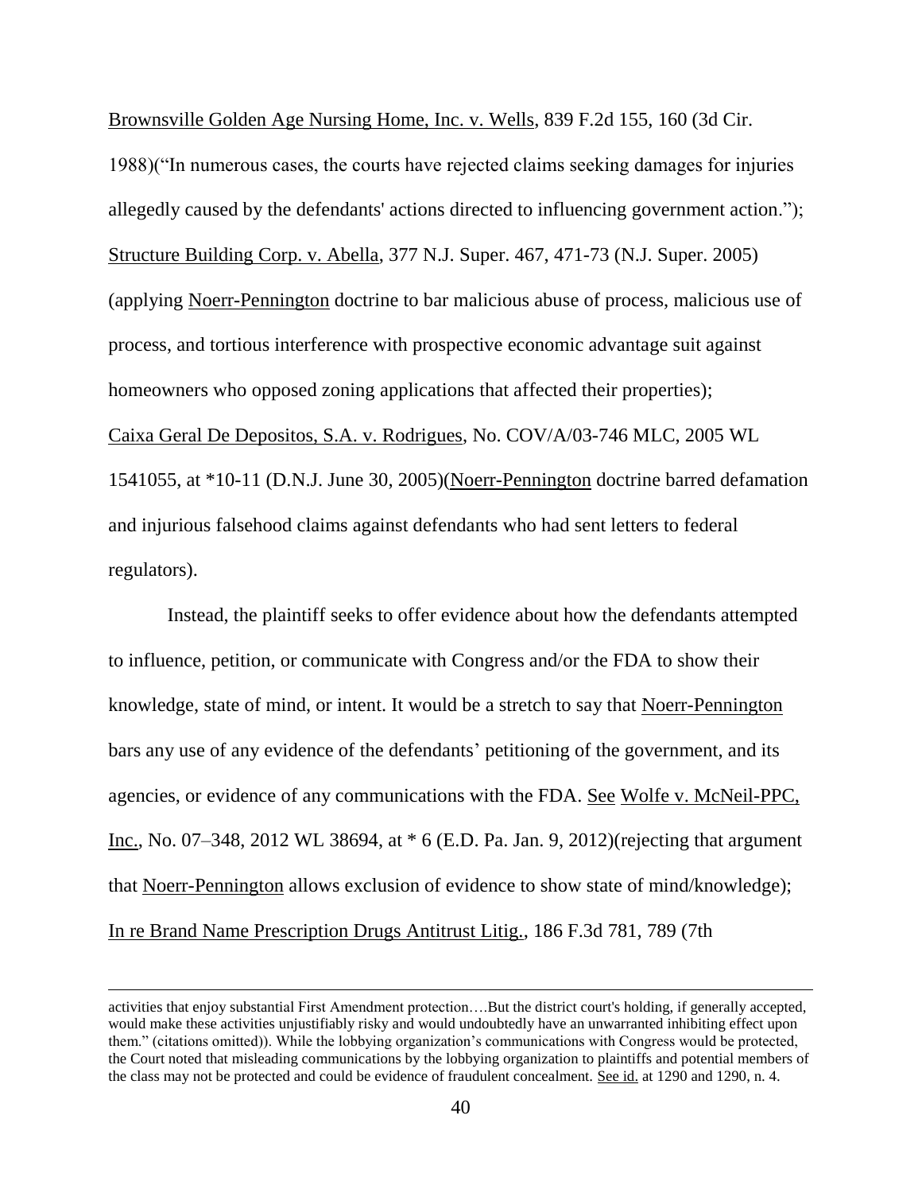Brownsville Golden Age Nursing Home, Inc. v. Wells, 839 F.2d 155, 160 (3d Cir. 1988)("In numerous cases, the courts have rejected claims seeking damages for injuries allegedly caused by the defendants' actions directed to influencing government action."); Structure Building Corp. v. Abella, 377 N.J. Super. 467, 471-73 (N.J. Super. 2005) (applying Noerr-Pennington doctrine to bar malicious abuse of process, malicious use of process, and tortious interference with prospective economic advantage suit against homeowners who opposed zoning applications that affected their properties); Caixa Geral De Depositos, S.A. v. Rodrigues, No. COV/A/03-746 MLC, 2005 WL 1541055, at *10-11 (D.N.J. June 30, 2005)(Noerr-Pennington doctrine barred defamation and injurious falsehood claims against defendants who had sent letters to federal regulators).

Instead, the plaintiff seeks to offer evidence about how the defendants attempted to influence, petition, or communicate with Congress and/or the FDA to show their knowledge, state of mind, or intent. It would be a stretch to say that Noerr-Pennington bars any use of any evidence of the defendants' petitioning of the government, and its agencies, or evidence of any communications with the FDA. See Wolfe v. McNeil-PPC, Inc., No. 07–348, 2012 WL 38694, at * 6 (E.D. Pa. Jan. 9, 2012)(rejecting that argument that Noerr-Pennington allows exclusion of evidence to show state of mind/knowledge); In re Brand Name Prescription Drugs Antitrust Litig., 186 F.3d 781, 789 (7th

---

activities that enjoy substantial First Amendment protection….But the district court's holding, if generally accepted, would make these activities unjustifiably risky and would undoubtedly have an unwarranted inhibiting effect upon them." (citations omitted)). While the lobbying organization's communications with Congress would be protected, the Court noted that misleading communications by the lobbying organization to plaintiffs and potential members of the class may not be protected and could be evidence of fraudulent concealment. See id. at 1290 and 1290, n. 4.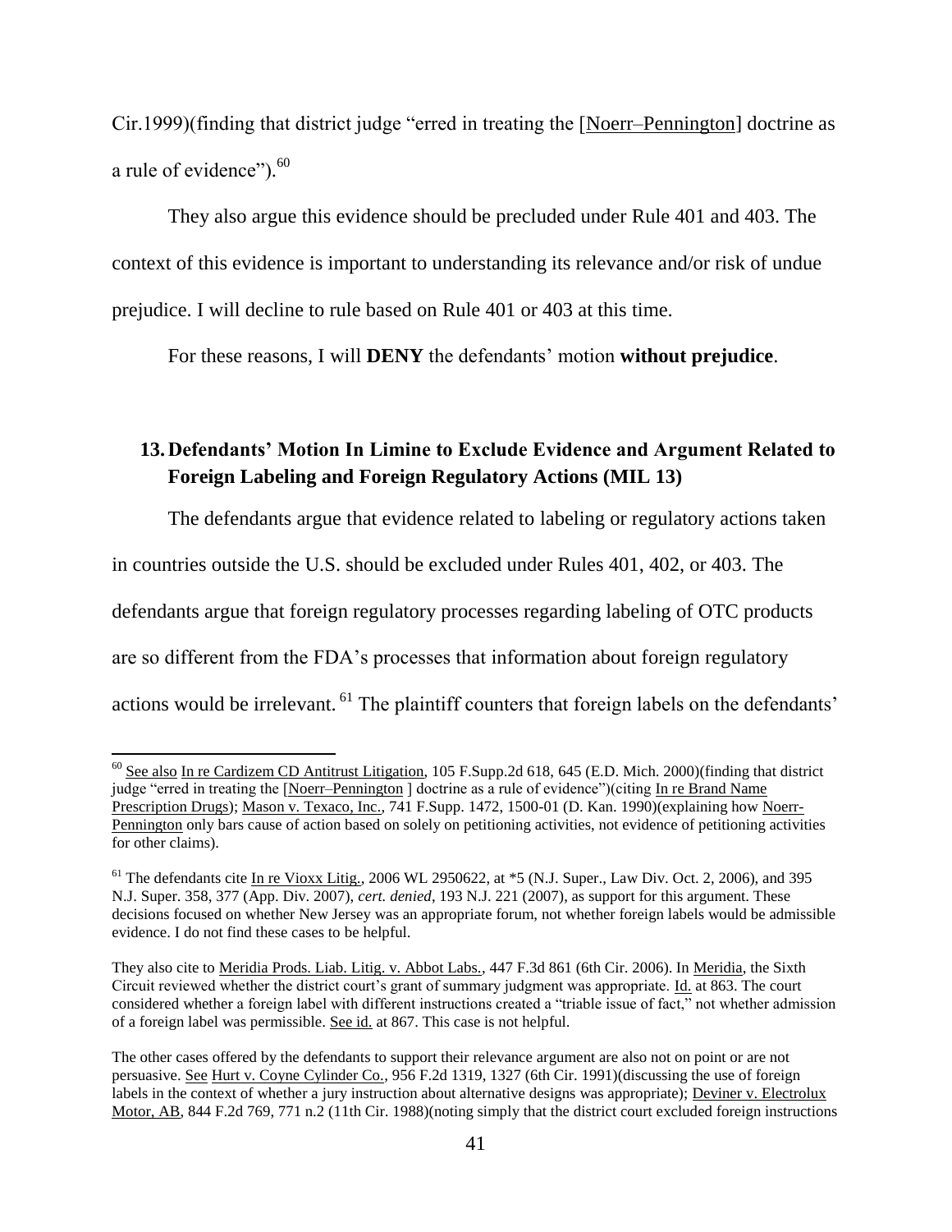Cir.1999)(finding that district judge "erred in treating the [Noerr–Pennington] doctrine as a rule of evidence").[60]

They also argue this evidence should be precluded under Rule 401 and 403. The context of this evidence is important to understanding its relevance and/or risk of undue prejudice. I will decline to rule based on Rule 401 or 403 at this time.

For these reasons, I will **DENY** the defendants' motion **without prejudice**.

### 13. Defendants' Motion In Limine to Exclude Evidence and Argument Related to Foreign Labeling and Foreign Regulatory Actions (MIL 13)

The defendants argue that evidence related to labeling or regulatory actions taken in countries outside the U.S. should be excluded under Rules 401, 402, or 403. The defendants argue that foreign regulatory processes regarding labeling of OTC products are so different from the FDA's processes that information about foreign regulatory actions would be irrelevant.[61] The plaintiff counters that foreign labels on the defendants'

---

[60] See also In re Cardizem CD Antitrust Litigation, 105 F.Supp.2d 618, 645 (E.D. Mich. 2000)(finding that district judge "erred in treating the [Noerr–Pennington ] doctrine as a rule of evidence")(citing In re Brand Name Prescription Drugs); Mason v. Texaco, Inc., 741 F.Supp. 1472, 1500-01 (D. Kan. 1990)(explaining how Noerr-Pennington only bars cause of action based on solely on petitioning activities, not evidence of petitioning activities for other claims).

[61] The defendants cite In re Vioxx Litig., 2006 WL 2950622, at *5 (N.J. Super., Law Div. Oct. 2, 2006), and 395 N.J. Super. 358, 377 (App. Div. 2007), *cert. denied*, 193 N.J. 221 (2007), as support for this argument. These decisions focused on whether New Jersey was an appropriate forum, not whether foreign labels would be admissible evidence. I do not find these cases to be helpful.

They also cite to Meridia Prods. Liab. Litig. v. Abbot Labs., 447 F.3d 861 (6th Cir. 2006). In Meridia, the Sixth Circuit reviewed whether the district court's grant of summary judgment was appropriate. Id. at 863. The court considered whether a foreign label with different instructions created a "triable issue of fact," not whether admission of a foreign label was permissible. See id. at 867. This case is not helpful.

The other cases offered by the defendants to support their relevance argument are also not on point or are not persuasive. See Hurt v. Coyne Cylinder Co., 956 F.2d 1319, 1327 (6th Cir. 1991)(discussing the use of foreign labels in the context of whether a jury instruction about alternative designs was appropriate); Deviner v. Electrolux Motor, AB, 844 F.2d 769, 771 n.2 (11th Cir. 1988)(noting simply that the district court excluded foreign instructions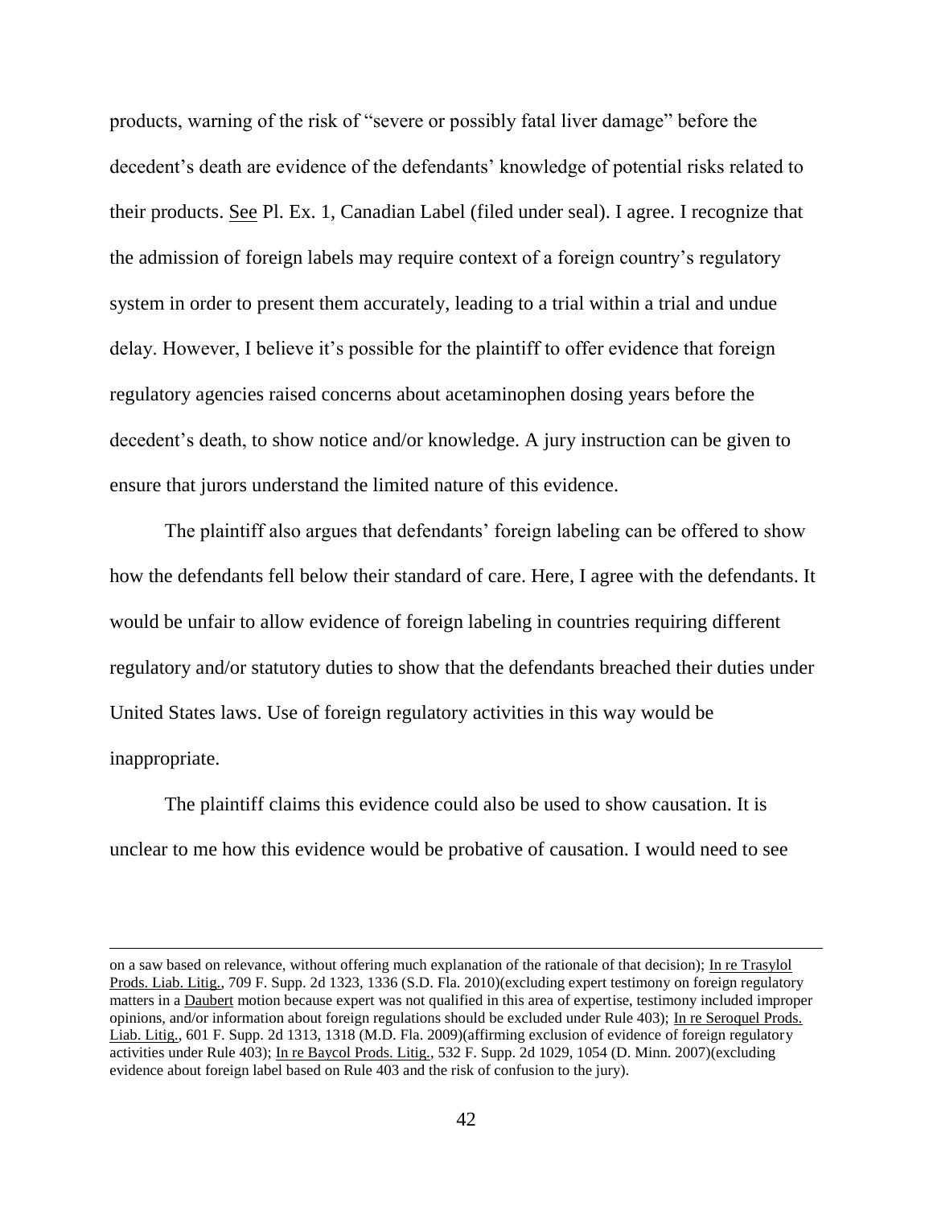products, warning of the risk of "severe or possibly fatal liver damage" before the decedent's death are evidence of the defendants' knowledge of potential risks related to their products. See Pl. Ex. 1, Canadian Label (filed under seal). I agree. I recognize that the admission of foreign labels may require context of a foreign country's regulatory system in order to present them accurately, leading to a trial within a trial and undue delay. However, I believe it's possible for the plaintiff to offer evidence that foreign regulatory agencies raised concerns about acetaminophen dosing years before the decedent's death, to show notice and/or knowledge. A jury instruction can be given to ensure that jurors understand the limited nature of this evidence.

The plaintiff also argues that defendants' foreign labeling can be offered to show how the defendants fell below their standard of care. Here, I agree with the defendants. It would be unfair to allow evidence of foreign labeling in countries requiring different regulatory and/or statutory duties to show that the defendants breached their duties under United States laws. Use of foreign regulatory activities in this way would be inappropriate.

The plaintiff claims this evidence could also be used to show causation. It is unclear to me how this evidence would be probative of causation. I would need to see

---

on a saw based on relevance, without offering much explanation of the rationale of that decision); In re Trasylol Prods. Liab. Litig., 709 F. Supp. 2d 1323, 1336 (S.D. Fla. 2010)(excluding expert testimony on foreign regulatory matters in a Daubert motion because expert was not qualified in this area of expertise, testimony included improper opinions, and/or information about foreign regulations should be excluded under Rule 403); In re Seroquel Prods. Liab. Litig., 601 F. Supp. 2d 1313, 1318 (M.D. Fla. 2009)(affirming exclusion of evidence of foreign regulatory activities under Rule 403); In re Baycol Prods. Litig., 532 F. Supp. 2d 1029, 1054 (D. Minn. 2007)(excluding evidence about foreign label based on Rule 403 and the risk of confusion to the jury).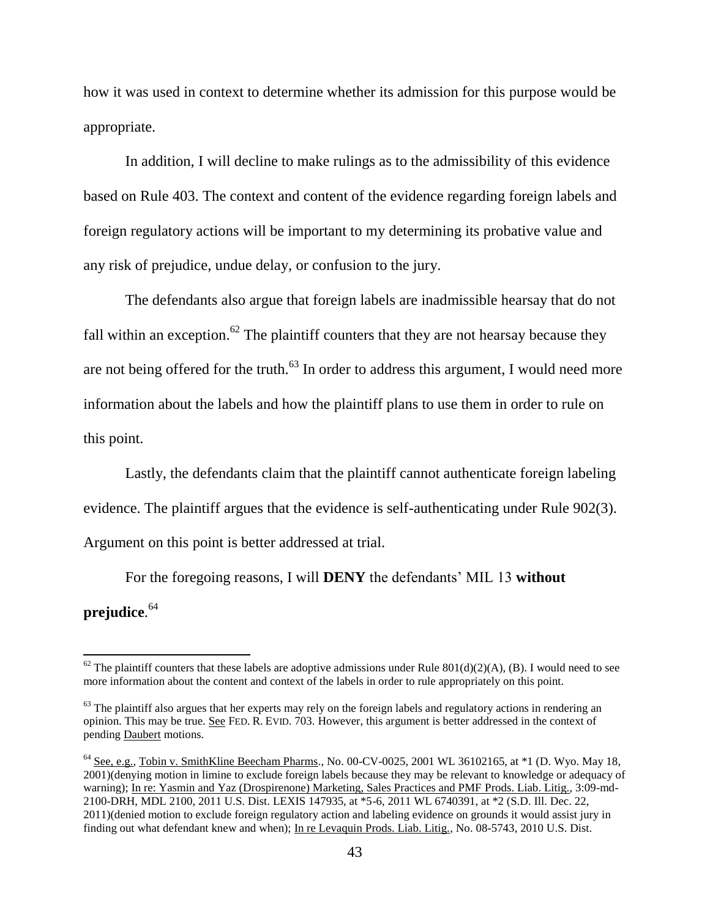how it was used in context to determine whether its admission for this purpose would be appropriate.

In addition, I will decline to make rulings as to the admissibility of this evidence based on Rule 403. The context and content of the evidence regarding foreign labels and foreign regulatory actions will be important to my determining its probative value and any risk of prejudice, undue delay, or confusion to the jury.

The defendants also argue that foreign labels are inadmissible hearsay that do not fall within an exception.[62] The plaintiff counters that they are not hearsay because they are not being offered for the truth.[63] In order to address this argument, I would need more information about the labels and how the plaintiff plans to use them in order to rule on this point.

Lastly, the defendants claim that the plaintiff cannot authenticate foreign labeling evidence. The plaintiff argues that the evidence is self-authenticating under Rule 902(3). Argument on this point is better addressed at trial.

For the foregoing reasons, I will **DENY** the defendants' MIL 13 **without prejudice**.[64]

---

[62] The plaintiff counters that these labels are adoptive admissions under Rule 801(d)(2)(A), (B). I would need to see more information about the content and context of the labels in order to rule appropriately on this point.

[63] The plaintiff also argues that her experts may rely on the foreign labels and regulatory actions in rendering an opinion. This may be true. See FED. R. EVID. 703. However, this argument is better addressed in the context of pending Daubert motions.

[64] See, e.g., Tobin v. SmithKline Beecham Pharms., No. 00-CV-0025, 2001 WL 36102165, at *1 (D. Wyo. May 18, 2001)(denying motion in limine to exclude foreign labels because they may be relevant to knowledge or adequacy of warning); In re: Yasmin and Yaz (Drospirenone) Marketing, Sales Practices and PMF Prods. Liab. Litig., 3:09-md-2100-DRH, MDL 2100, 2011 U.S. Dist. LEXIS 147935, at *5-6, 2011 WL 6740391, at *2 (S.D. Ill. Dec. 22, 2011)(denied motion to exclude foreign regulatory action and labeling evidence on grounds it would assist jury in finding out what defendant knew and when); In re Levaquin Prods. Liab. Litig., No. 08-5743, 2010 U.S. Dist.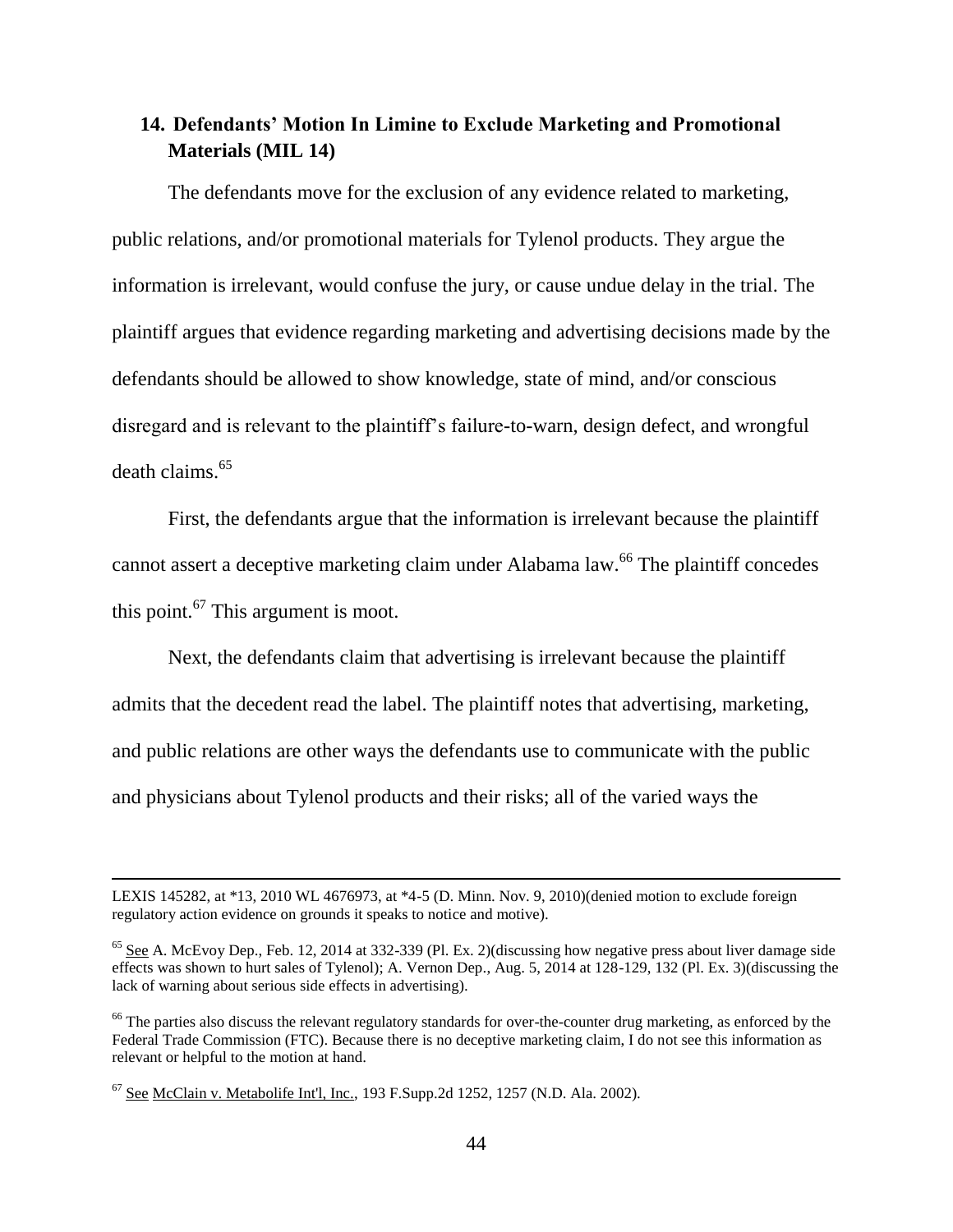## 14. Defendants' Motion In Limine to Exclude Marketing and Promotional Materials (MIL 14)

The defendants move for the exclusion of any evidence related to marketing, public relations, and/or promotional materials for Tylenol products. They argue the information is irrelevant, would confuse the jury, or cause undue delay in the trial. The plaintiff argues that evidence regarding marketing and advertising decisions made by the defendants should be allowed to show knowledge, state of mind, and/or conscious disregard and is relevant to the plaintiff's failure-to-warn, design defect, and wrongful death claims.[65]

First, the defendants argue that the information is irrelevant because the plaintiff cannot assert a deceptive marketing claim under Alabama law.[66] The plaintiff concedes this point.[67] This argument is moot.

Next, the defendants claim that advertising is irrelevant because the plaintiff admits that the decedent read the label. The plaintiff notes that advertising, marketing, and public relations are other ways the defendants use to communicate with the public and physicians about Tylenol products and their risks; all of the varied ways the

---

LEXIS 145282, at *13, 2010 WL 4676973, at *4-5 (D. Minn. Nov. 9, 2010)(denied motion to exclude foreign regulatory action evidence on grounds it speaks to notice and motive).

[65] See A. McEvoy Dep., Feb. 12, 2014 at 332-339 (Pl. Ex. 2)(discussing how negative press about liver damage side effects was shown to hurt sales of Tylenol); A. Vernon Dep., Aug. 5, 2014 at 128-129, 132 (Pl. Ex. 3)(discussing the lack of warning about serious side effects in advertising).

[66] The parties also discuss the relevant regulatory standards for over-the-counter drug marketing, as enforced by the Federal Trade Commission (FTC). Because there is no deceptive marketing claim, I do not see this information as relevant or helpful to the motion at hand.

[67] See McClain v. Metabolife Int'l, Inc., 193 F.Supp.2d 1252, 1257 (N.D. Ala. 2002).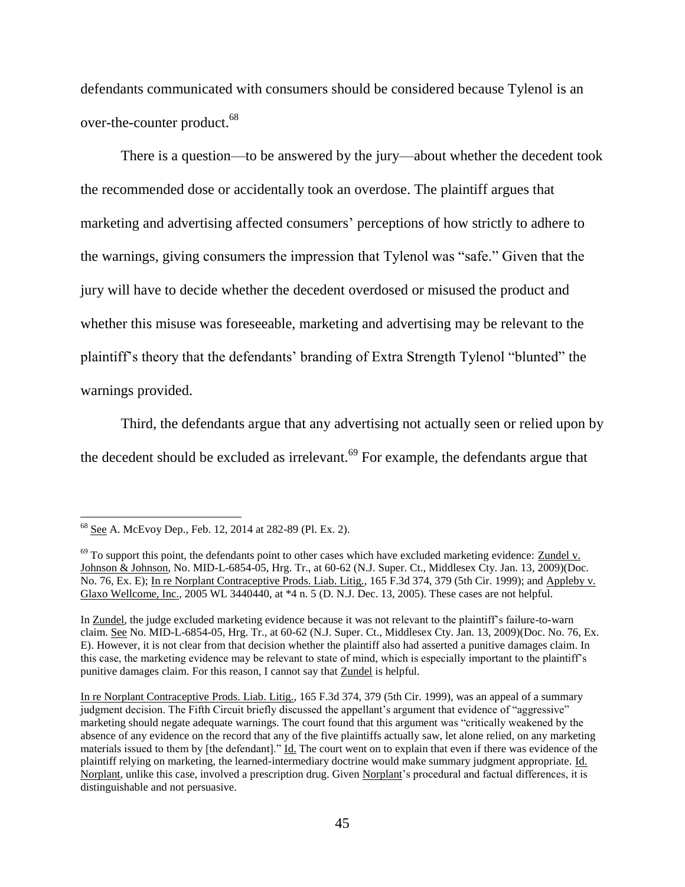defendants communicated with consumers should be considered because Tylenol is an over-the-counter product.[68]

There is a question—to be answered by the jury—about whether the decedent took the recommended dose or accidentally took an overdose. The plaintiff argues that marketing and advertising affected consumers' perceptions of how strictly to adhere to the warnings, giving consumers the impression that Tylenol was "safe." Given that the jury will have to decide whether the decedent overdosed or misused the product and whether this misuse was foreseeable, marketing and advertising may be relevant to the plaintiff's theory that the defendants' branding of Extra Strength Tylenol "blunted" the warnings provided.

Third, the defendants argue that any advertising not actually seen or relied upon by the decedent should be excluded as irrelevant.[69] For example, the defendants argue that

---

[68] See A. McEvoy Dep., Feb. 12, 2014 at 282-89 (Pl. Ex. 2).

[69] To support this point, the defendants point to other cases which have excluded marketing evidence: Zundel v. Johnson & Johnson, No. MID-L-6854-05, Hrg. Tr., at 60-62 (N.J. Super. Ct., Middlesex Cty. Jan. 13, 2009)(Doc. No. 76, Ex. E); In re Norplant Contraceptive Prods. Liab. Litig., 165 F.3d 374, 379 (5th Cir. 1999); and Appleby v. Glaxo Wellcome, Inc., 2005 WL 3440440, at *4 n. 5 (D. N.J. Dec. 13, 2005). These cases are not helpful.

In Zundel, the judge excluded marketing evidence because it was not relevant to the plaintiff's failure-to-warn claim. See No. MID-L-6854-05, Hrg. Tr., at 60-62 (N.J. Super. Ct., Middlesex Cty. Jan. 13, 2009)(Doc. No. 76, Ex. E). However, it is not clear from that decision whether the plaintiff also had asserted a punitive damages claim. In this case, the marketing evidence may be relevant to state of mind, which is especially important to the plaintiff's punitive damages claim. For this reason, I cannot say that Zundel is helpful.

In re Norplant Contraceptive Prods. Liab. Litig., 165 F.3d 374, 379 (5th Cir. 1999), was an appeal of a summary judgment decision. The Fifth Circuit briefly discussed the appellant's argument that evidence of "aggressive" marketing should negate adequate warnings. The court found that this argument was "critically weakened by the absence of any evidence on the record that any of the five plaintiffs actually saw, let alone relied, on any marketing materials issued to them by [the defendant]." Id. The court went on to explain that even if there was evidence of the plaintiff relying on marketing, the learned-intermediary doctrine would make summary judgment appropriate. Id. Norplant, unlike this case, involved a prescription drug. Given Norplant's procedural and factual differences, it is distinguishable and not persuasive.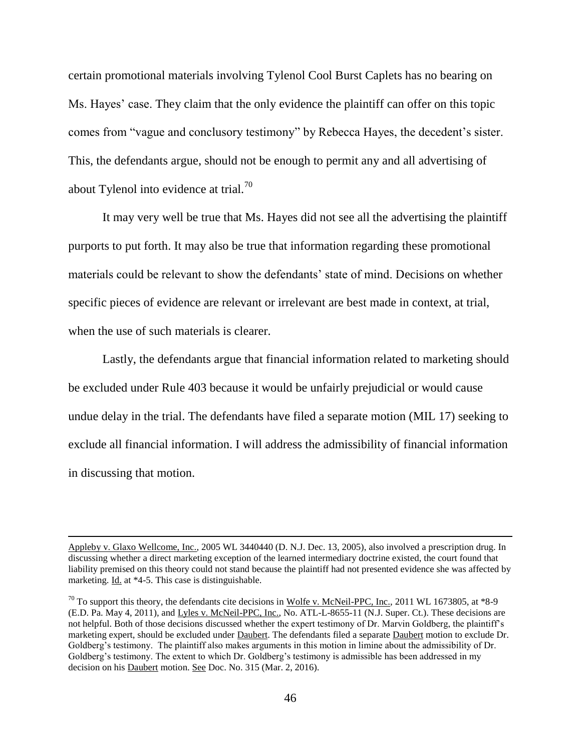certain promotional materials involving Tylenol Cool Burst Caplets has no bearing on Ms. Hayes' case. They claim that the only evidence the plaintiff can offer on this topic comes from "vague and conclusory testimony" by Rebecca Hayes, the decedent's sister. This, the defendants argue, should not be enough to permit any and all advertising of about Tylenol into evidence at trial.[70]

It may very well be true that Ms. Hayes did not see all the advertising the plaintiff purports to put forth. It may also be true that information regarding these promotional materials could be relevant to show the defendants' state of mind. Decisions on whether specific pieces of evidence are relevant or irrelevant are best made in context, at trial, when the use of such materials is clearer.

Lastly, the defendants argue that financial information related to marketing should be excluded under Rule 403 because it would be unfairly prejudicial or would cause undue delay in the trial. The defendants have filed a separate motion (MIL 17) seeking to exclude all financial information. I will address the admissibility of financial information in discussing that motion.

---

Appleby v. Glaxo Wellcome, Inc., 2005 WL 3440440 (D. N.J. Dec. 13, 2005), also involved a prescription drug. In discussing whether a direct marketing exception of the learned intermediary doctrine existed, the court found that liability premised on this theory could not stand because the plaintiff had not presented evidence she was affected by marketing. Id. at *4-5. This case is distinguishable.

[70] To support this theory, the defendants cite decisions in Wolfe v. McNeil-PPC, Inc., 2011 WL 1673805, at *8-9 (E.D. Pa. May 4, 2011), and Lyles v. McNeil-PPC, Inc., No. ATL-L-8655-11 (N.J. Super. Ct.). These decisions are not helpful. Both of those decisions discussed whether the expert testimony of Dr. Marvin Goldberg, the plaintiff's marketing expert, should be excluded under Daubert. The defendants filed a separate Daubert motion to exclude Dr. Goldberg's testimony. The plaintiff also makes arguments in this motion in limine about the admissibility of Dr. Goldberg's testimony. The extent to which Dr. Goldberg's testimony is admissible has been addressed in my decision on his Daubert motion. See Doc. No. 315 (Mar. 2, 2016).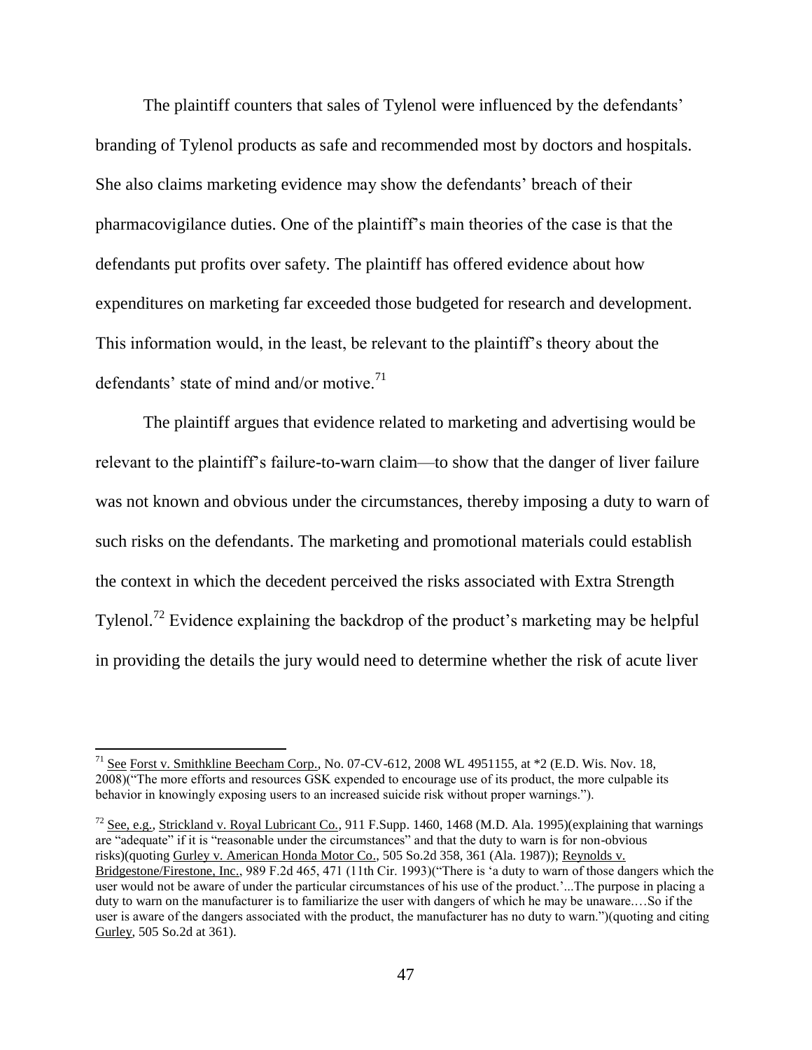The plaintiff counters that sales of Tylenol were influenced by the defendants' branding of Tylenol products as safe and recommended most by doctors and hospitals. She also claims marketing evidence may show the defendants' breach of their pharmacovigilance duties. One of the plaintiff's main theories of the case is that the defendants put profits over safety. The plaintiff has offered evidence about how expenditures on marketing far exceeded those budgeted for research and development. This information would, in the least, be relevant to the plaintiff's theory about the defendants' state of mind and/or motive.[71]

The plaintiff argues that evidence related to marketing and advertising would be relevant to the plaintiff's failure-to-warn claim—to show that the danger of liver failure was not known and obvious under the circumstances, thereby imposing a duty to warn of such risks on the defendants. The marketing and promotional materials could establish the context in which the decedent perceived the risks associated with Extra Strength Tylenol.[72] Evidence explaining the backdrop of the product's marketing may be helpful in providing the details the jury would need to determine whether the risk of acute liver

---

[71] See Forst v. Smithkline Beecham Corp., No. 07-CV-612, 2008 WL 4951155, at *2 (E.D. Wis. Nov. 18, 2008)("The more efforts and resources GSK expended to encourage use of its product, the more culpable its behavior in knowingly exposing users to an increased suicide risk without proper warnings.").

[72] See, e.g., Strickland v. Royal Lubricant Co., 911 F.Supp. 1460, 1468 (M.D. Ala. 1995)(explaining that warnings are "adequate" if it is "reasonable under the circumstances" and that the duty to warn is for non-obvious risks)(quoting Gurley v. American Honda Motor Co., 505 So.2d 358, 361 (Ala. 1987)); Reynolds v. Bridgestone/Firestone, Inc., 989 F.2d 465, 471 (11th Cir. 1993)("There is 'a duty to warn of those dangers which the user would not be aware of under the particular circumstances of his use of the product.'...The purpose in placing a duty to warn on the manufacturer is to familiarize the user with dangers of which he may be unaware.…So if the user is aware of the dangers associated with the product, the manufacturer has no duty to warn.")(quoting and citing Gurley, 505 So.2d at 361).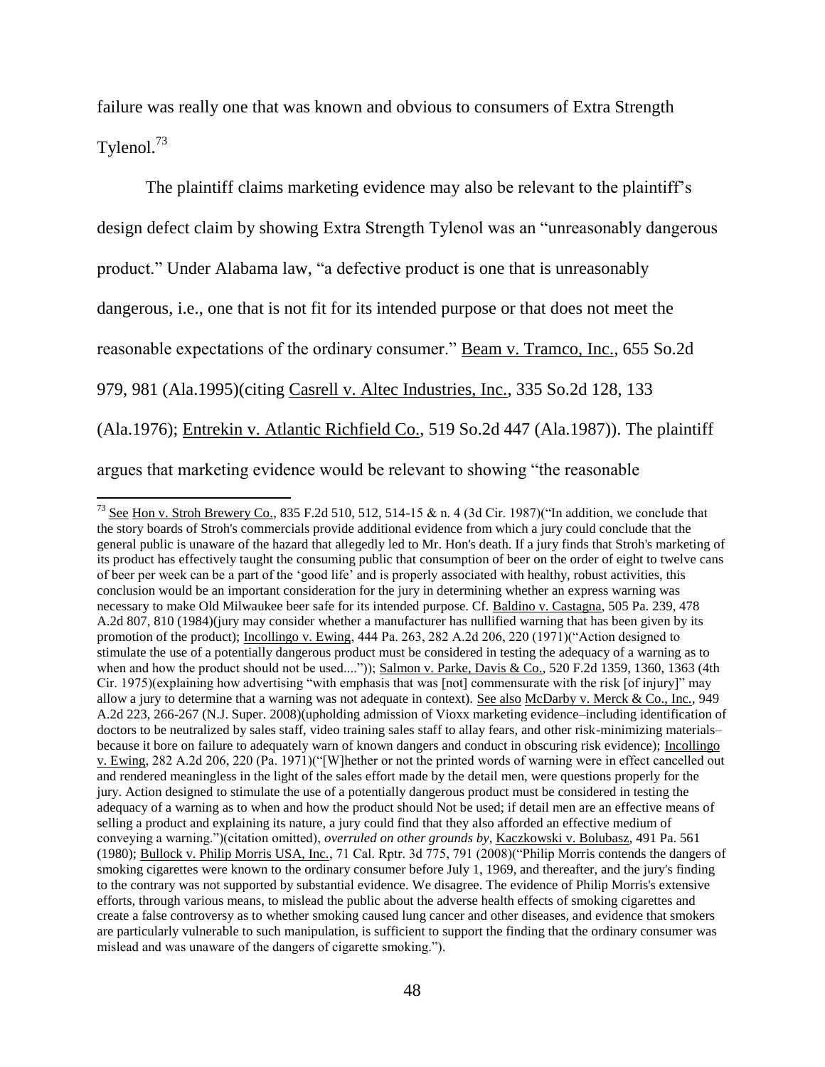failure was really one that was known and obvious to consumers of Extra Strength Tylenol.[73]

The plaintiff claims marketing evidence may also be relevant to the plaintiff's design defect claim by showing Extra Strength Tylenol was an "unreasonably dangerous product." Under Alabama law, "a defective product is one that is unreasonably dangerous, i.e., one that is not fit for its intended purpose or that does not meet the reasonable expectations of the ordinary consumer." Beam v. Tramco, Inc., 655 So.2d 979, 981 (Ala.1995)(citing Casrell v. Altec Industries, Inc., 335 So.2d 128, 133 (Ala.1976); Entrekin v. Atlantic Richfield Co., 519 So.2d 447 (Ala.1987)). The plaintiff argues that marketing evidence would be relevant to showing "the reasonable

---

[73] See Hon v. Stroh Brewery Co., 835 F.2d 510, 512, 514-15 & n. 4 (3d Cir. 1987)("In addition, we conclude that the story boards of Stroh's commercials provide additional evidence from which a jury could conclude that the general public is unaware of the hazard that allegedly led to Mr. Hon's death. If a jury finds that Stroh's marketing of its product has effectively taught the consuming public that consumption of beer on the order of eight to twelve cans of beer per week can be a part of the 'good life' and is properly associated with healthy, robust activities, this conclusion would be an important consideration for the jury in determining whether an express warning was necessary to make Old Milwaukee beer safe for its intended purpose. Cf. Baldino v. Castagna, 505 Pa. 239, 478 A.2d 807, 810 (1984)(jury may consider whether a manufacturer has nullified warning that has been given by its promotion of the product); Incollingo v. Ewing, 444 Pa. 263, 282 A.2d 206, 220 (1971)("Action designed to stimulate the use of a potentially dangerous product must be considered in testing the adequacy of a warning as to when and how the product should not be used....")); Salmon v. Parke, Davis & Co., 520 F.2d 1359, 1360, 1363 (4th Cir. 1975)(explaining how advertising "with emphasis that was [not] commensurate with the risk [of injury]" may allow a jury to determine that a warning was not adequate in context). See also McDarby v. Merck & Co., Inc., 949 A.2d 223, 266-267 (N.J. Super. 2008)(upholding admission of Vioxx marketing evidence–including identification of doctors to be neutralized by sales staff, video training sales staff to allay fears, and other risk-minimizing materials–because it bore on failure to adequately warn of known dangers and conduct in obscuring risk evidence); Incollingo v. Ewing, 282 A.2d 206, 220 (Pa. 1971)("[W]hether or not the printed words of warning were in effect cancelled out and rendered meaningless in the light of the sales effort made by the detail men, were questions properly for the jury. Action designed to stimulate the use of a potentially dangerous product must be considered in testing the adequacy of a warning as to when and how the product should Not be used; if detail men are an effective means of selling a product and explaining its nature, a jury could find that they also afforded an effective medium of conveying a warning.")(citation omitted), *overruled on other grounds by*, Kaczkowski v. Bolubasz, 491 Pa. 561 (1980); Bullock v. Philip Morris USA, Inc., 71 Cal. Rptr. 3d 775, 791 (2008)("Philip Morris contends the dangers of smoking cigarettes were known to the ordinary consumer before July 1, 1969, and thereafter, and the jury's finding to the contrary was not supported by substantial evidence. We disagree. The evidence of Philip Morris's extensive efforts, through various means, to mislead the public about the adverse health effects of smoking cigarettes and create a false controversy as to whether smoking caused lung cancer and other diseases, and evidence that smokers are particularly vulnerable to such manipulation, is sufficient to support the finding that the ordinary consumer was mislead and was unaware of the dangers of cigarette smoking.").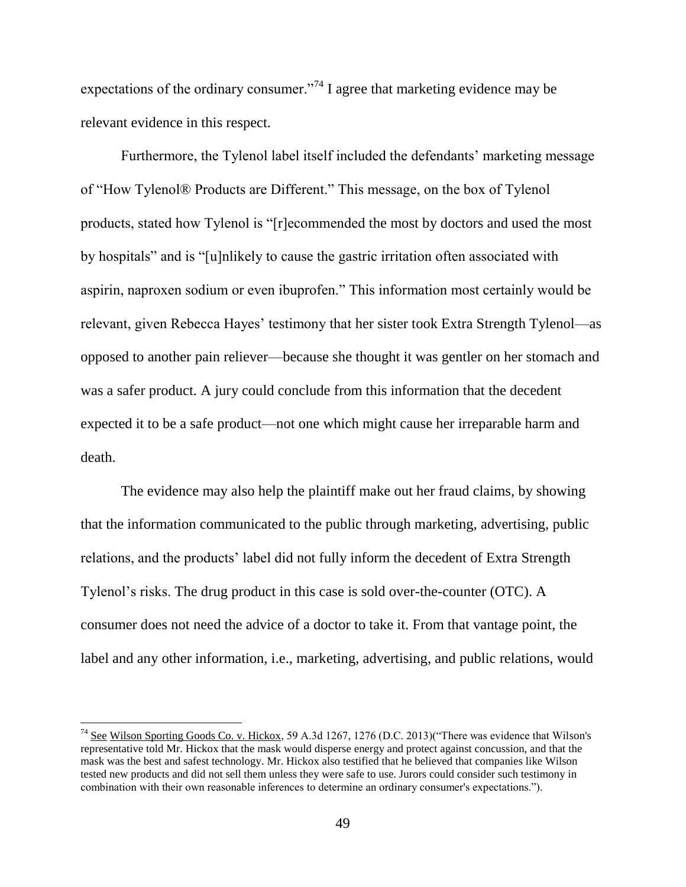expectations of the ordinary consumer."[74] I agree that marketing evidence may be relevant evidence in this respect.

Furthermore, the Tylenol label itself included the defendants' marketing message of "How Tylenol® Products are Different." This message, on the box of Tylenol products, stated how Tylenol is "[r]ecommended the most by doctors and used the most by hospitals" and is "[u]nlikely to cause the gastric irritation often associated with aspirin, naproxen sodium or even ibuprofen." This information most certainly would be relevant, given Rebecca Hayes' testimony that her sister took Extra Strength Tylenol—as opposed to another pain reliever—because she thought it was gentler on her stomach and was a safer product. A jury could conclude from this information that the decedent expected it to be a safe product—not one which might cause her irreparable harm and death.

The evidence may also help the plaintiff make out her fraud claims, by showing that the information communicated to the public through marketing, advertising, public relations, and the products' label did not fully inform the decedent of Extra Strength Tylenol's risks. The drug product in this case is sold over-the-counter (OTC). A consumer does not need the advice of a doctor to take it. From that vantage point, the label and any other information, i.e., marketing, advertising, and public relations, would

---

[74] See Wilson Sporting Goods Co. v. Hickox, 59 A.3d 1267, 1276 (D.C. 2013)("There was evidence that Wilson's representative told Mr. Hickox that the mask would disperse energy and protect against concussion, and that the mask was the best and safest technology. Mr. Hickox also testified that he believed that companies like Wilson tested new products and did not sell them unless they were safe to use. Jurors could consider such testimony in combination with their own reasonable inferences to determine an ordinary consumer's expectations.").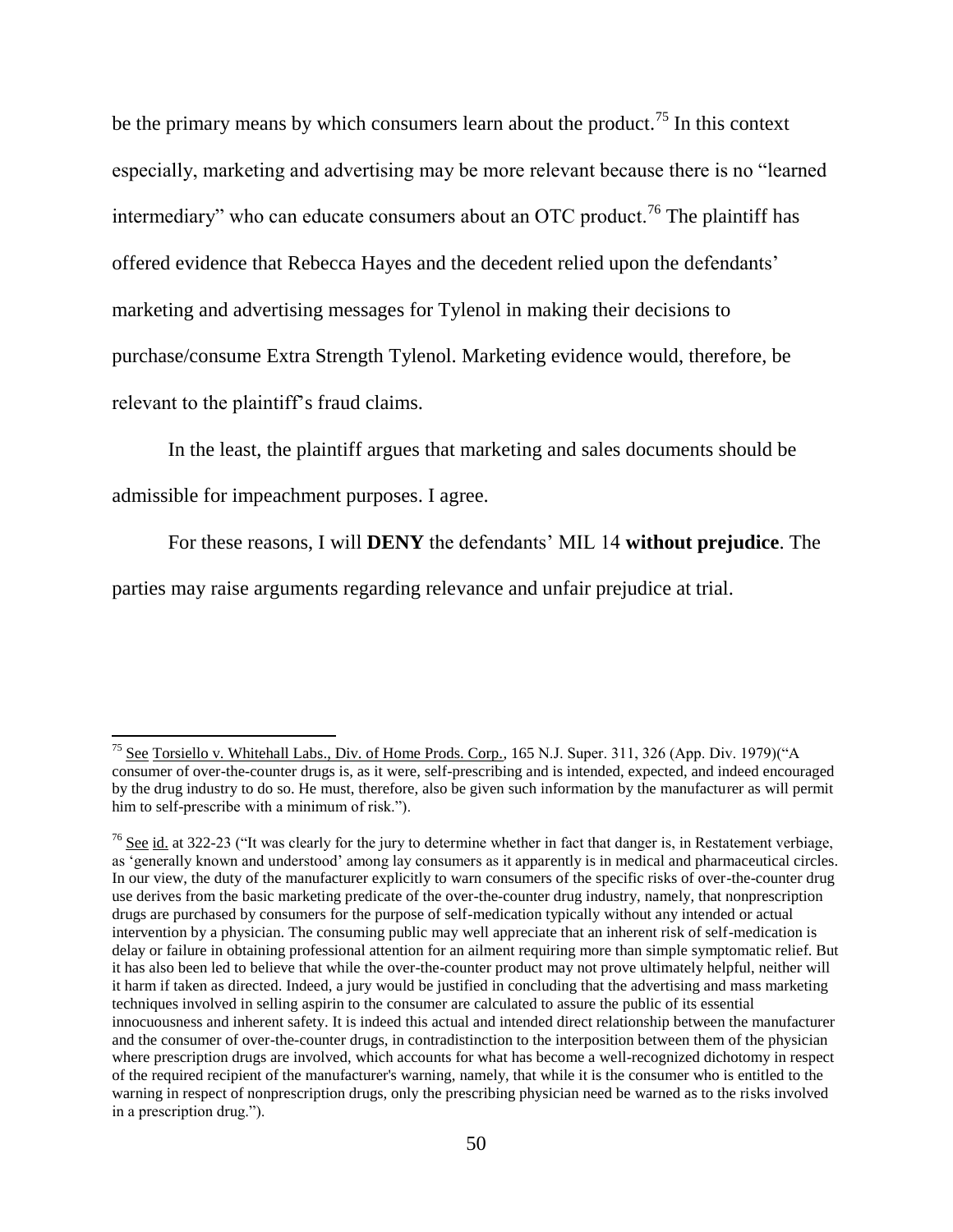be the primary means by which consumers learn about the product.[75] In this context especially, marketing and advertising may be more relevant because there is no "learned intermediary" who can educate consumers about an OTC product.[76] The plaintiff has offered evidence that Rebecca Hayes and the decedent relied upon the defendants' marketing and advertising messages for Tylenol in making their decisions to purchase/consume Extra Strength Tylenol. Marketing evidence would, therefore, be relevant to the plaintiff's fraud claims.

In the least, the plaintiff argues that marketing and sales documents should be admissible for impeachment purposes. I agree.

For these reasons, I will **DENY** the defendants' MIL 14 **without prejudice**. The parties may raise arguments regarding relevance and unfair prejudice at trial.

---

[75] See Torsiello v. Whitehall Labs., Div. of Home Prods. Corp., 165 N.J. Super. 311, 326 (App. Div. 1979)("A consumer of over-the-counter drugs is, as it were, self-prescribing and is intended, expected, and indeed encouraged by the drug industry to do so. He must, therefore, also be given such information by the manufacturer as will permit him to self-prescribe with a minimum of risk.").

[76] See id. at 322-23 ("It was clearly for the jury to determine whether in fact that danger is, in Restatement verbiage, as 'generally known and understood' among lay consumers as it apparently is in medical and pharmaceutical circles. In our view, the duty of the manufacturer explicitly to warn consumers of the specific risks of over-the-counter drug use derives from the basic marketing predicate of the over-the-counter drug industry, namely, that nonprescription drugs are purchased by consumers for the purpose of self-medication typically without any intended or actual intervention by a physician. The consuming public may well appreciate that an inherent risk of self-medication is delay or failure in obtaining professional attention for an ailment requiring more than simple symptomatic relief. But it has also been led to believe that while the over-the-counter product may not prove ultimately helpful, neither will it harm if taken as directed. Indeed, a jury would be justified in concluding that the advertising and mass marketing techniques involved in selling aspirin to the consumer are calculated to assure the public of its essential innocuousness and inherent safety. It is indeed this actual and intended direct relationship between the manufacturer and the consumer of over-the-counter drugs, in contradistinction to the interposition between them of the physician where prescription drugs are involved, which accounts for what has become a well-recognized dichotomy in respect of the required recipient of the manufacturer's warning, namely, that while it is the consumer who is entitled to the warning in respect of nonprescription drugs, only the prescribing physician need be warned as to the risks involved in a prescription drug.").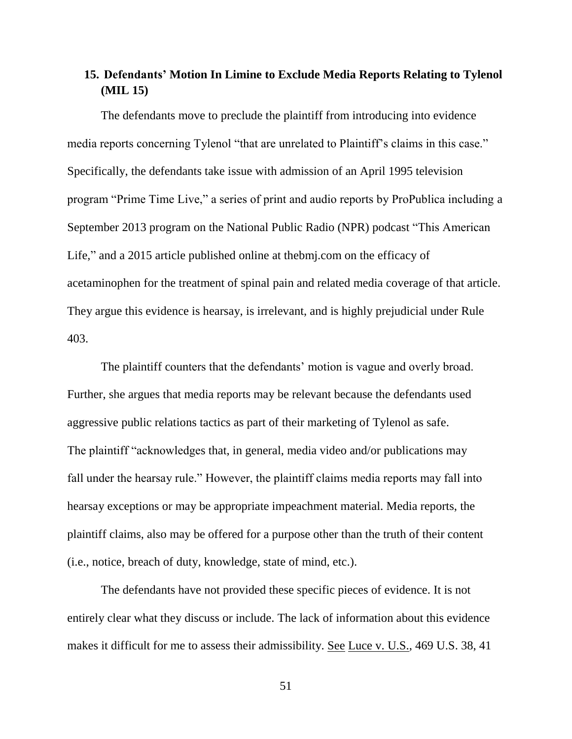## 15. Defendants' Motion In Limine to Exclude Media Reports Relating to Tylenol (MIL 15)

The defendants move to preclude the plaintiff from introducing into evidence media reports concerning Tylenol "that are unrelated to Plaintiff's claims in this case." Specifically, the defendants take issue with admission of an April 1995 television program "Prime Time Live," a series of print and audio reports by ProPublica including a September 2013 program on the National Public Radio (NPR) podcast "This American Life," and a 2015 article published online at thebmj.com on the efficacy of acetaminophen for the treatment of spinal pain and related media coverage of that article. They argue this evidence is hearsay, is irrelevant, and is highly prejudicial under Rule 403.

The plaintiff counters that the defendants' motion is vague and overly broad. Further, she argues that media reports may be relevant because the defendants used aggressive public relations tactics as part of their marketing of Tylenol as safe. The plaintiff "acknowledges that, in general, media video and/or publications may fall under the hearsay rule." However, the plaintiff claims media reports may fall into hearsay exceptions or may be appropriate impeachment material. Media reports, the plaintiff claims, also may be offered for a purpose other than the truth of their content (i.e., notice, breach of duty, knowledge, state of mind, etc.).

The defendants have not provided these specific pieces of evidence. It is not entirely clear what they discuss or include. The lack of information about this evidence makes it difficult for me to assess their admissibility. See Luce v. U.S., 469 U.S. 38, 41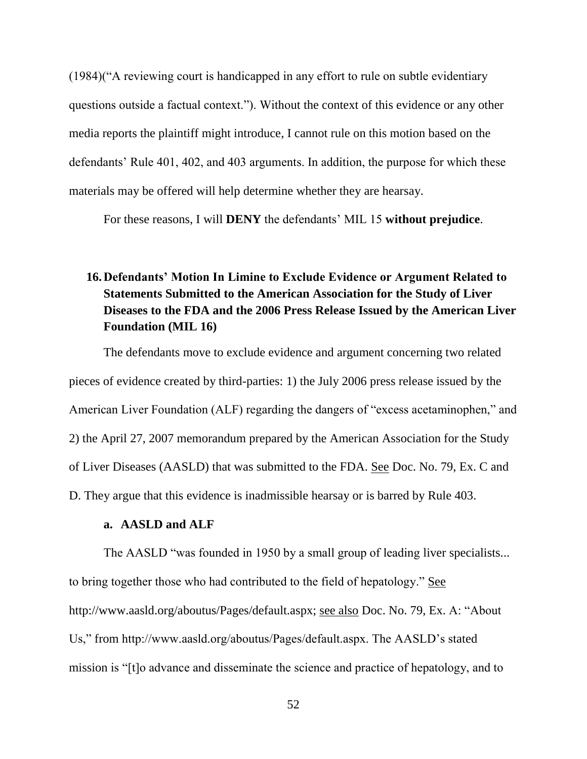(1984)("A reviewing court is handicapped in any effort to rule on subtle evidentiary questions outside a factual context."). Without the context of this evidence or any other media reports the plaintiff might introduce, I cannot rule on this motion based on the defendants' Rule 401, 402, and 403 arguments. In addition, the purpose for which these materials may be offered will help determine whether they are hearsay.

For these reasons, I will **DENY** the defendants' MIL 15 **without prejudice**.

## 16. Defendants' Motion In Limine to Exclude Evidence or Argument Related to Statements Submitted to the American Association for the Study of Liver Diseases to the FDA and the 2006 Press Release Issued by the American Liver Foundation (MIL 16)

The defendants move to exclude evidence and argument concerning two related pieces of evidence created by third-parties: 1) the July 2006 press release issued by the American Liver Foundation (ALF) regarding the dangers of "excess acetaminophen," and 2) the April 27, 2007 memorandum prepared by the American Association for the Study of Liver Diseases (AASLD) that was submitted to the FDA. See Doc. No. 79, Ex. C and D. They argue that this evidence is inadmissible hearsay or is barred by Rule 403.

### a. AASLD and ALF

The AASLD "was founded in 1950 by a small group of leading liver specialists... to bring together those who had contributed to the field of hepatology." See http://www.aasld.org/aboutus/Pages/default.aspx; see also Doc. No. 79, Ex. A: "About Us," from http://www.aasld.org/aboutus/Pages/default.aspx. The AASLD's stated mission is "[t]o advance and disseminate the science and practice of hepatology, and to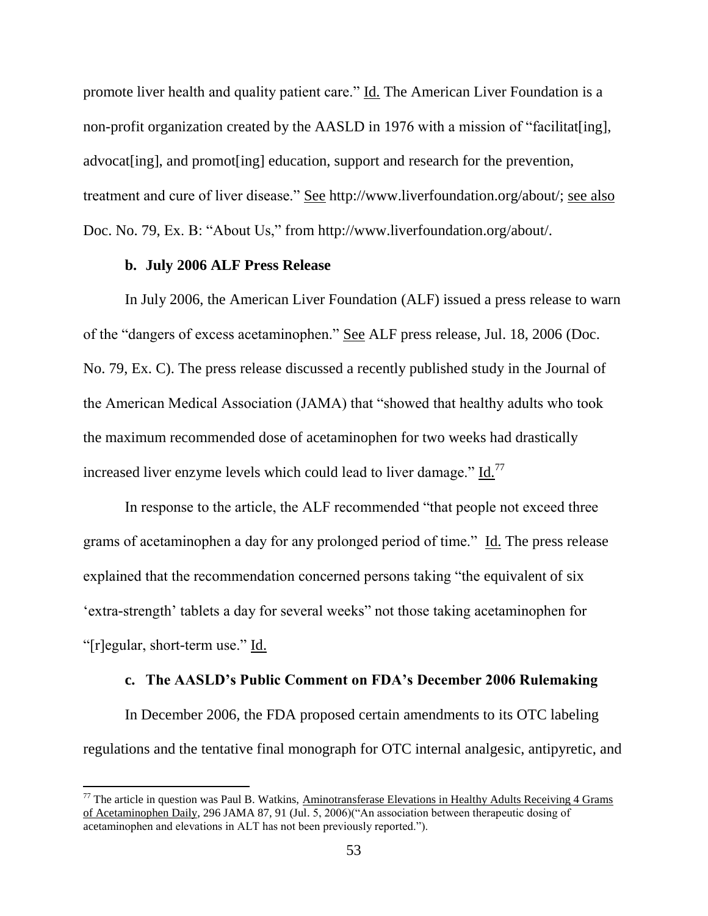promote liver health and quality patient care." Id. The American Liver Foundation is a non-profit organization created by the AASLD in 1976 with a mission of "facilitat[ing], advocat[ing], and promot[ing] education, support and research for the prevention, treatment and cure of liver disease." See http://www.liverfoundation.org/about/; see also Doc. No. 79, Ex. B: "About Us," from http://www.liverfoundation.org/about/.

**b. July 2006 ALF Press Release**

In July 2006, the American Liver Foundation (ALF) issued a press release to warn of the "dangers of excess acetaminophen." See ALF press release, Jul. 18, 2006 (Doc. No. 79, Ex. C). The press release discussed a recently published study in the Journal of the American Medical Association (JAMA) that "showed that healthy adults who took the maximum recommended dose of acetaminophen for two weeks had drastically increased liver enzyme levels which could lead to liver damage." Id.[77]

In response to the article, the ALF recommended "that people not exceed three grams of acetaminophen a day for any prolonged period of time." Id. The press release explained that the recommendation concerned persons taking "the equivalent of six 'extra-strength' tablets a day for several weeks" not those taking acetaminophen for "[r]egular, short-term use." Id.

**c. The AASLD's Public Comment on FDA's December 2006 Rulemaking**

In December 2006, the FDA proposed certain amendments to its OTC labeling regulations and the tentative final monograph for OTC internal analgesic, antipyretic, and

---

[77] The article in question was Paul B. Watkins, Aminotransferase Elevations in Healthy Adults Receiving 4 Grams of Acetaminophen Daily, 296 JAMA 87, 91 (Jul. 5, 2006)("An association between therapeutic dosing of acetaminophen and elevations in ALT has not been previously reported.").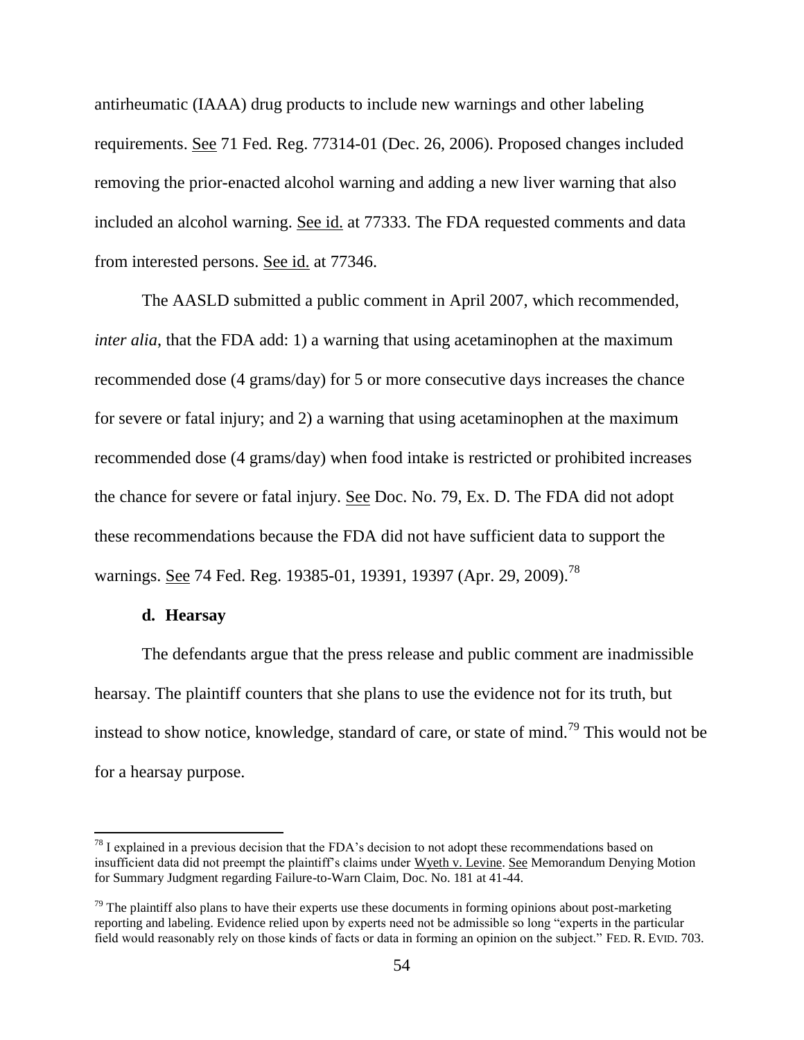antirheumatic (IAAA) drug products to include new warnings and other labeling requirements. See 71 Fed. Reg. 77314-01 (Dec. 26, 2006). Proposed changes included removing the prior-enacted alcohol warning and adding a new liver warning that also included an alcohol warning. See id. at 77333. The FDA requested comments and data from interested persons. See id. at 77346.

The AASLD submitted a public comment in April 2007, which recommended, *inter alia*, that the FDA add: 1) a warning that using acetaminophen at the maximum recommended dose (4 grams/day) for 5 or more consecutive days increases the chance for severe or fatal injury; and 2) a warning that using acetaminophen at the maximum recommended dose (4 grams/day) when food intake is restricted or prohibited increases the chance for severe or fatal injury. See Doc. No. 79, Ex. D. The FDA did not adopt these recommendations because the FDA did not have sufficient data to support the warnings. See 74 Fed. Reg. 19385-01, 19391, 19397 (Apr. 29, 2009).[78]

**d. Hearsay**

The defendants argue that the press release and public comment are inadmissible hearsay. The plaintiff counters that she plans to use the evidence not for its truth, but instead to show notice, knowledge, standard of care, or state of mind.[79] This would not be for a hearsay purpose.

---

[78] I explained in a previous decision that the FDA's decision to not adopt these recommendations based on insufficient data did not preempt the plaintiff's claims under Wyeth v. Levine. See Memorandum Denying Motion for Summary Judgment regarding Failure-to-Warn Claim, Doc. No. 181 at 41-44.

[79] The plaintiff also plans to have their experts use these documents in forming opinions about post-marketing reporting and labeling. Evidence relied upon by experts need not be admissible so long "experts in the particular field would reasonably rely on those kinds of facts or data in forming an opinion on the subject." FED. R. EVID. 703.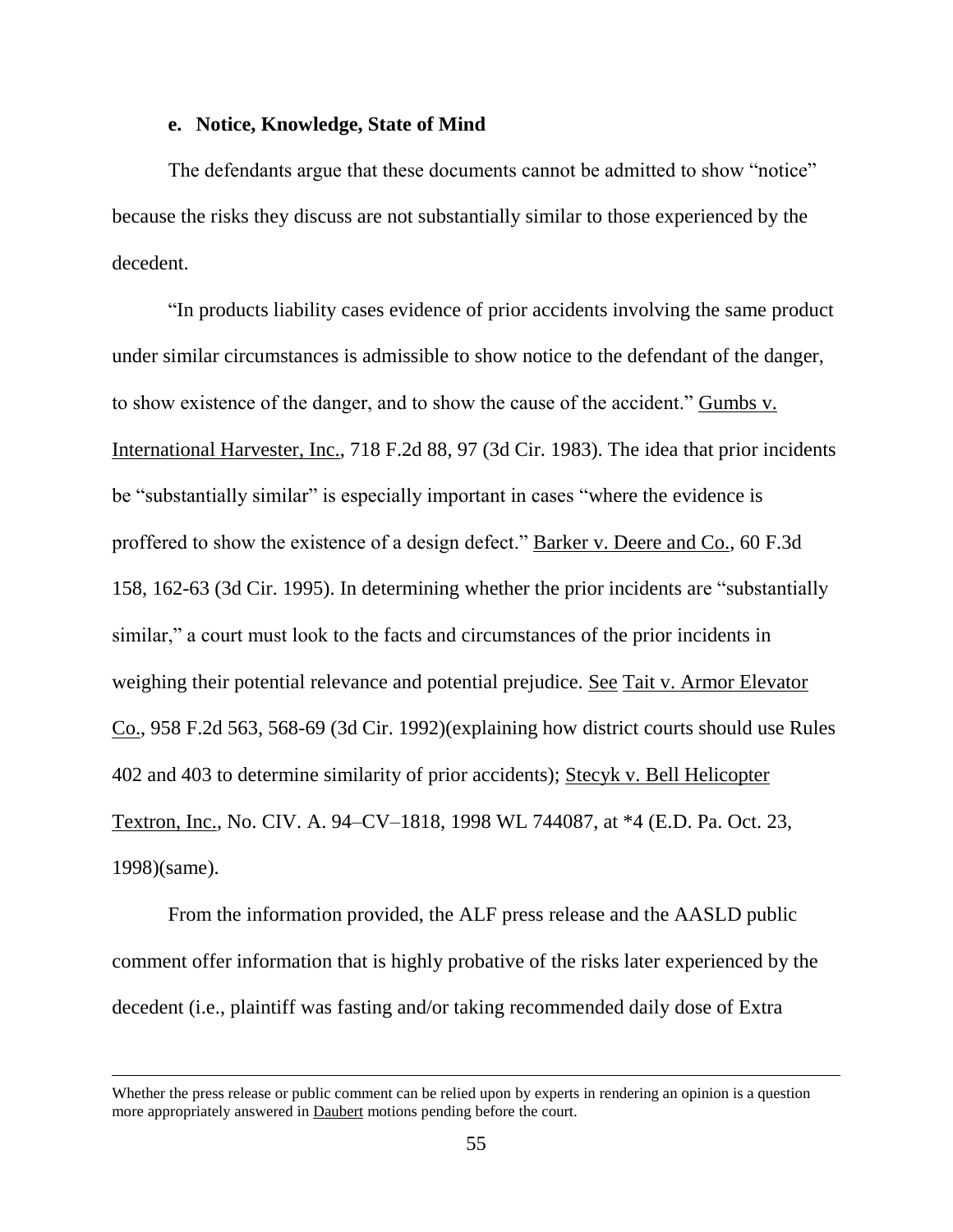#### e. Notice, Knowledge, State of Mind

The defendants argue that these documents cannot be admitted to show "notice" because the risks they discuss are not substantially similar to those experienced by the decedent.

"In products liability cases evidence of prior accidents involving the same product under similar circumstances is admissible to show notice to the defendant of the danger, to show existence of the danger, and to show the cause of the accident." Gumbs v. International Harvester, Inc., 718 F.2d 88, 97 (3d Cir. 1983). The idea that prior incidents be "substantially similar" is especially important in cases "where the evidence is proffered to show the existence of a design defect." Barker v. Deere and Co., 60 F.3d 158, 162-63 (3d Cir. 1995). In determining whether the prior incidents are "substantially similar," a court must look to the facts and circumstances of the prior incidents in weighing their potential relevance and potential prejudice. See Tait v. Armor Elevator Co., 958 F.2d 563, 568-69 (3d Cir. 1992)(explaining how district courts should use Rules 402 and 403 to determine similarity of prior accidents); Stecyk v. Bell Helicopter Textron, Inc., No. CIV. A. 94–CV–1818, 1998 WL 744087, at *4 (E.D. Pa. Oct. 23, 1998)(same).

From the information provided, the ALF press release and the AASLD public comment offer information that is highly probative of the risks later experienced by the decedent (i.e., plaintiff was fasting and/or taking recommended daily dose of Extra

---

Whether the press release or public comment can be relied upon by experts in rendering an opinion is a question more appropriately answered in Daubert motions pending before the court.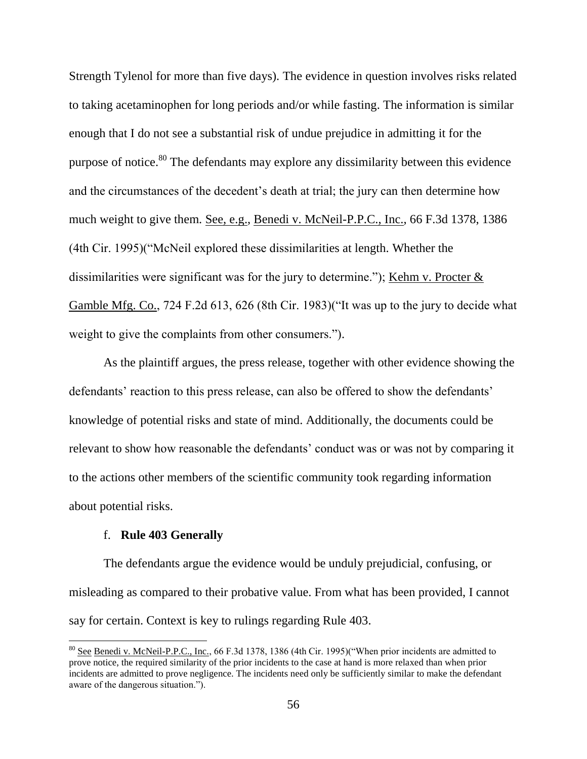Strength Tylenol for more than five days). The evidence in question involves risks related to taking acetaminophen for long periods and/or while fasting. The information is similar enough that I do not see a substantial risk of undue prejudice in admitting it for the purpose of notice.[80] The defendants may explore any dissimilarity between this evidence and the circumstances of the decedent's death at trial; the jury can then determine how much weight to give them. See, e.g., Benedi v. McNeil-P.P.C., Inc., 66 F.3d 1378, 1386 (4th Cir. 1995)("McNeil explored these dissimilarities at length. Whether the dissimilarities were significant was for the jury to determine."); Kehm v. Procter & Gamble Mfg. Co., 724 F.2d 613, 626 (8th Cir. 1983)("It was up to the jury to decide what weight to give the complaints from other consumers.").

As the plaintiff argues, the press release, together with other evidence showing the defendants' reaction to this press release, can also be offered to show the defendants' knowledge of potential risks and state of mind. Additionally, the documents could be relevant to show how reasonable the defendants' conduct was or was not by comparing it to the actions other members of the scientific community took regarding information about potential risks.

f. **Rule 403 Generally**

The defendants argue the evidence would be unduly prejudicial, confusing, or misleading as compared to their probative value. From what has been provided, I cannot say for certain. Context is key to rulings regarding Rule 403.

---

[80] See Benedi v. McNeil-P.P.C., Inc., 66 F.3d 1378, 1386 (4th Cir. 1995)("When prior incidents are admitted to prove notice, the required similarity of the prior incidents to the case at hand is more relaxed than when prior incidents are admitted to prove negligence. The incidents need only be sufficiently similar to make the defendant aware of the dangerous situation.").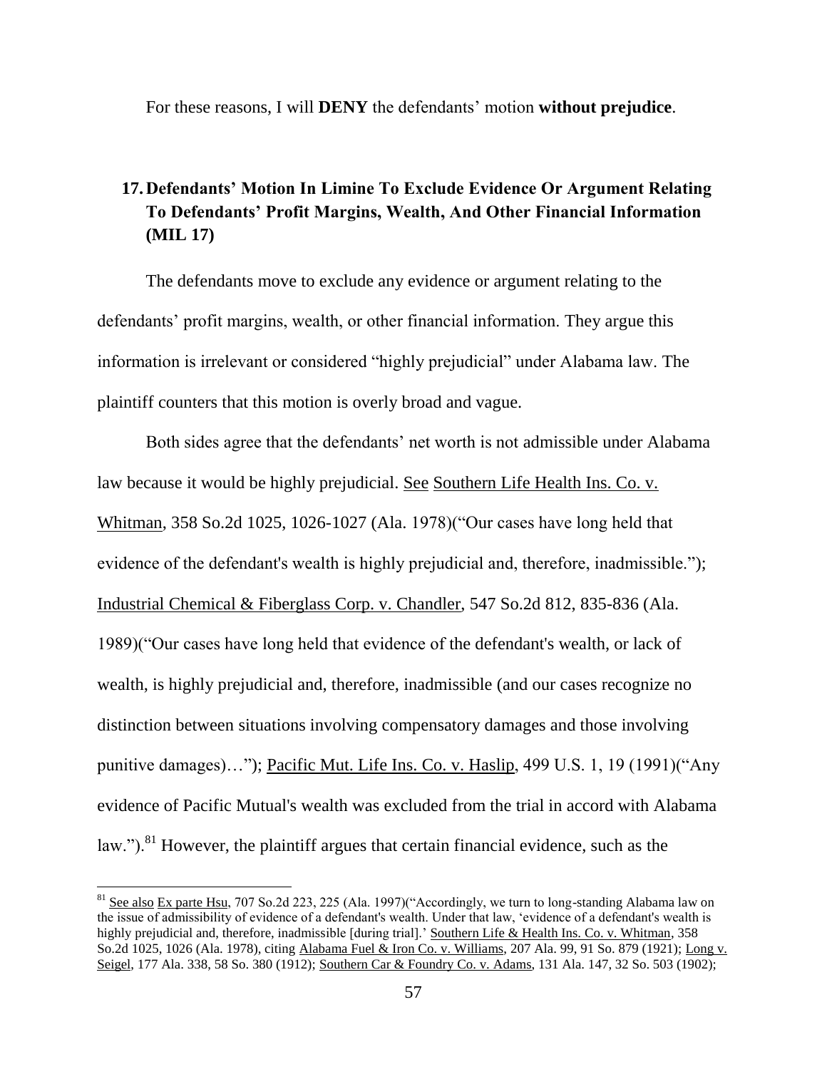For these reasons, I will **DENY** the defendants' motion **without prejudice**.

## 17. Defendants' Motion In Limine To Exclude Evidence Or Argument Relating To Defendants' Profit Margins, Wealth, And Other Financial Information (MIL 17)

The defendants move to exclude any evidence or argument relating to the defendants' profit margins, wealth, or other financial information. They argue this information is irrelevant or considered "highly prejudicial" under Alabama law. The plaintiff counters that this motion is overly broad and vague.

Both sides agree that the defendants' net worth is not admissible under Alabama law because it would be highly prejudicial. See Southern Life Health Ins. Co. v. Whitman, 358 So.2d 1025, 1026-1027 (Ala. 1978)("Our cases have long held that evidence of the defendant's wealth is highly prejudicial and, therefore, inadmissible."); Industrial Chemical & Fiberglass Corp. v. Chandler, 547 So.2d 812, 835-836 (Ala. 1989)("Our cases have long held that evidence of the defendant's wealth, or lack of wealth, is highly prejudicial and, therefore, inadmissible (and our cases recognize no distinction between situations involving compensatory damages and those involving punitive damages)…"); Pacific Mut. Life Ins. Co. v. Haslip, 499 U.S. 1, 19 (1991)("Any evidence of Pacific Mutual's wealth was excluded from the trial in accord with Alabama law.").[81] However, the plaintiff argues that certain financial evidence, such as the

[81] See also Ex parte Hsu, 707 So.2d 223, 225 (Ala. 1997)("Accordingly, we turn to long-standing Alabama law on the issue of admissibility of evidence of a defendant's wealth. Under that law, 'evidence of a defendant's wealth is highly prejudicial and, therefore, inadmissible [during trial].' Southern Life & Health Ins. Co. v. Whitman, 358 So.2d 1025, 1026 (Ala. 1978), citing Alabama Fuel & Iron Co. v. Williams, 207 Ala. 99, 91 So. 879 (1921); Long v. Seigel, 177 Ala. 338, 58 So. 380 (1912); Southern Car & Foundry Co. v. Adams, 131 Ala. 147, 32 So. 503 (1902);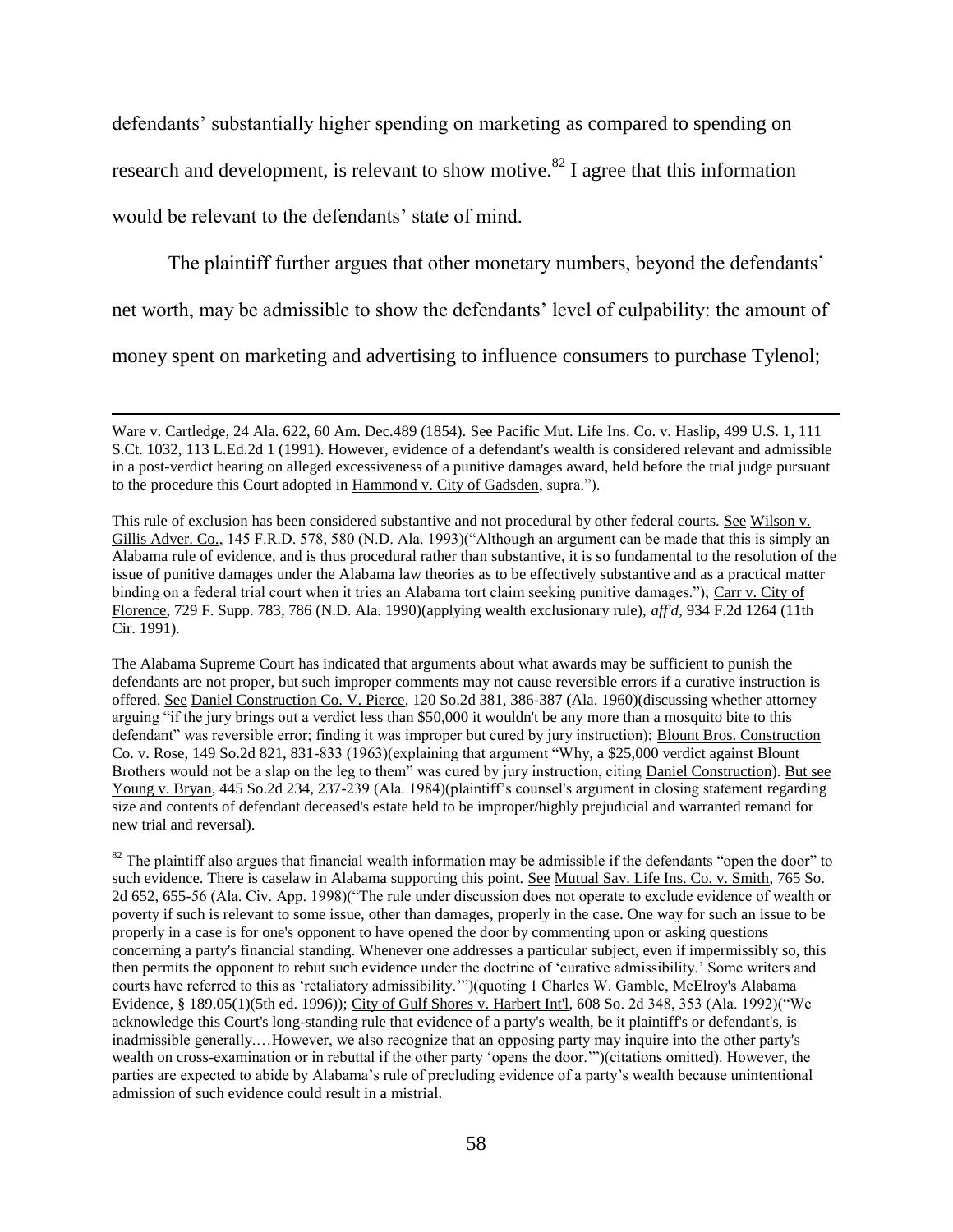defendants' substantially higher spending on marketing as compared to spending on research and development, is relevant to show motive.[82] I agree that this information would be relevant to the defendants' state of mind.

The plaintiff further argues that other monetary numbers, beyond the defendants' net worth, may be admissible to show the defendants' level of culpability: the amount of money spent on marketing and advertising to influence consumers to purchase Tylenol;

---

Ware v. Cartledge, 24 Ala. 622, 60 Am. Dec.489 (1854). See Pacific Mut. Life Ins. Co. v. Haslip, 499 U.S. 1, 111 S.Ct. 1032, 113 L.Ed.2d 1 (1991). However, evidence of a defendant's wealth is considered relevant and admissible in a post-verdict hearing on alleged excessiveness of a punitive damages award, held before the trial judge pursuant to the procedure this Court adopted in Hammond v. City of Gadsden, supra.").

This rule of exclusion has been considered substantive and not procedural by other federal courts. See Wilson v. Gillis Adver. Co., 145 F.R.D. 578, 580 (N.D. Ala. 1993)("Although an argument can be made that this is simply an Alabama rule of evidence, and is thus procedural rather than substantive, it is so fundamental to the resolution of the issue of punitive damages under the Alabama law theories as to be effectively substantive and as a practical matter binding on a federal trial court when it tries an Alabama tort claim seeking punitive damages."); Carr v. City of Florence, 729 F. Supp. 783, 786 (N.D. Ala. 1990)(applying wealth exclusionary rule), *aff'd*, 934 F.2d 1264 (11th Cir. 1991).

The Alabama Supreme Court has indicated that arguments about what awards may be sufficient to punish the defendants are not proper, but such improper comments may not cause reversible errors if a curative instruction is offered. See Daniel Construction Co. V. Pierce, 120 So.2d 381, 386-387 (Ala. 1960)(discussing whether attorney arguing "if the jury brings out a verdict less than $50,000 it wouldn't be any more than a mosquito bite to this defendant" was reversible error; finding it was improper but cured by jury instruction); Blount Bros. Construction Co. v. Rose, 149 So.2d 821, 831-833 (1963)(explaining that argument "Why, a $25,000 verdict against Blount Brothers would not be a slap on the leg to them" was cured by jury instruction, citing Daniel Construction). But see Young v. Bryan, 445 So.2d 234, 237-239 (Ala. 1984)(plaintiff's counsel's argument in closing statement regarding size and contents of defendant deceased's estate held to be improper/highly prejudicial and warranted remand for new trial and reversal).

[82] The plaintiff also argues that financial wealth information may be admissible if the defendants "open the door" to such evidence. There is caselaw in Alabama supporting this point. See Mutual Sav. Life Ins. Co. v. Smith, 765 So. 2d 652, 655-56 (Ala. Civ. App. 1998)("The rule under discussion does not operate to exclude evidence of wealth or poverty if such is relevant to some issue, other than damages, properly in the case. One way for such an issue to be properly in a case is for one's opponent to have opened the door by commenting upon or asking questions concerning a party's financial standing. Whenever one addresses a particular subject, even if impermissibly so, this then permits the opponent to rebut such evidence under the doctrine of 'curative admissibility.' Some writers and courts have referred to this as 'retaliatory admissibility.'")(quoting 1 Charles W. Gamble, McElroy's Alabama Evidence, § 189.05(1)(5th ed. 1996)); City of Gulf Shores v. Harbert Int'l, 608 So. 2d 348, 353 (Ala. 1992)("We acknowledge this Court's long-standing rule that evidence of a party's wealth, be it plaintiff's or defendant's, is inadmissible generally.…However, we also recognize that an opposing party may inquire into the other party's wealth on cross-examination or in rebuttal if the other party 'opens the door.'")(citations omitted). However, the parties are expected to abide by Alabama's rule of precluding evidence of a party's wealth because unintentional admission of such evidence could result in a mistrial.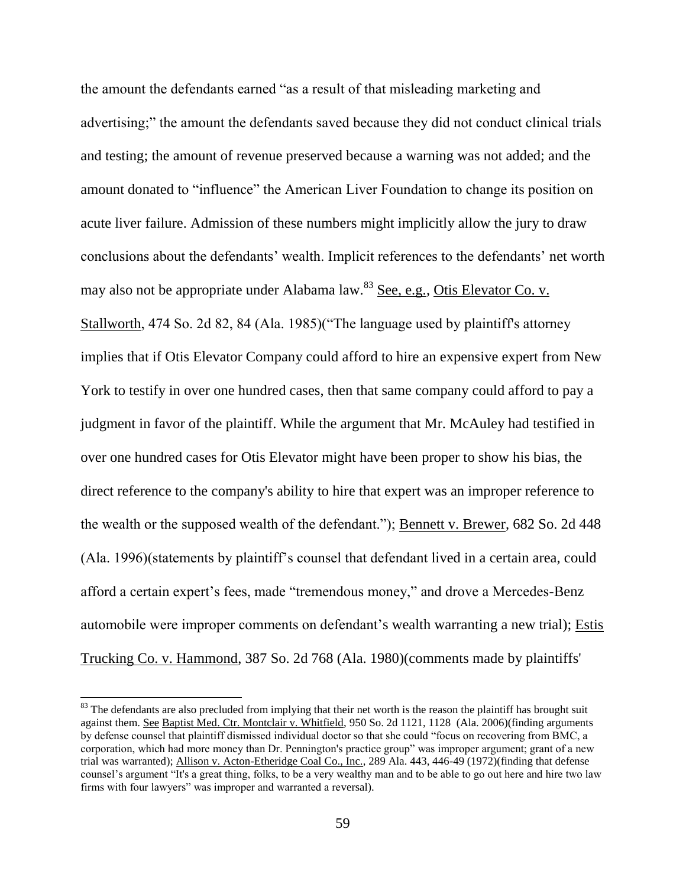the amount the defendants earned "as a result of that misleading marketing and advertising;" the amount the defendants saved because they did not conduct clinical trials and testing; the amount of revenue preserved because a warning was not added; and the amount donated to "influence" the American Liver Foundation to change its position on acute liver failure. Admission of these numbers might implicitly allow the jury to draw conclusions about the defendants' wealth. Implicit references to the defendants' net worth may also not be appropriate under Alabama law.[83] See, e.g., Otis Elevator Co. v. Stallworth, 474 So. 2d 82, 84 (Ala. 1985)("The language used by plaintiff's attorney implies that if Otis Elevator Company could afford to hire an expensive expert from New York to testify in over one hundred cases, then that same company could afford to pay a judgment in favor of the plaintiff. While the argument that Mr. McAuley had testified in over one hundred cases for Otis Elevator might have been proper to show his bias, the direct reference to the company's ability to hire that expert was an improper reference to the wealth or the supposed wealth of the defendant."); Bennett v. Brewer, 682 So. 2d 448 (Ala. 1996)(statements by plaintiff's counsel that defendant lived in a certain area, could afford a certain expert's fees, made "tremendous money," and drove a Mercedes-Benz automobile were improper comments on defendant's wealth warranting a new trial); Estis Trucking Co. v. Hammond, 387 So. 2d 768 (Ala. 1980)(comments made by plaintiffs'

---

[83] The defendants are also precluded from implying that their net worth is the reason the plaintiff has brought suit against them. See Baptist Med. Ctr. Montclair v. Whitfield, 950 So. 2d 1121, 1128 (Ala. 2006)(finding arguments by defense counsel that plaintiff dismissed individual doctor so that she could "focus on recovering from BMC, a corporation, which had more money than Dr. Pennington's practice group" was improper argument; grant of a new trial was warranted); Allison v. Acton-Etheridge Coal Co., Inc., 289 Ala. 443, 446-49 (1972)(finding that defense counsel's argument "It's a great thing, folks, to be a very wealthy man and to be able to go out here and hire two law firms with four lawyers" was improper and warranted a reversal).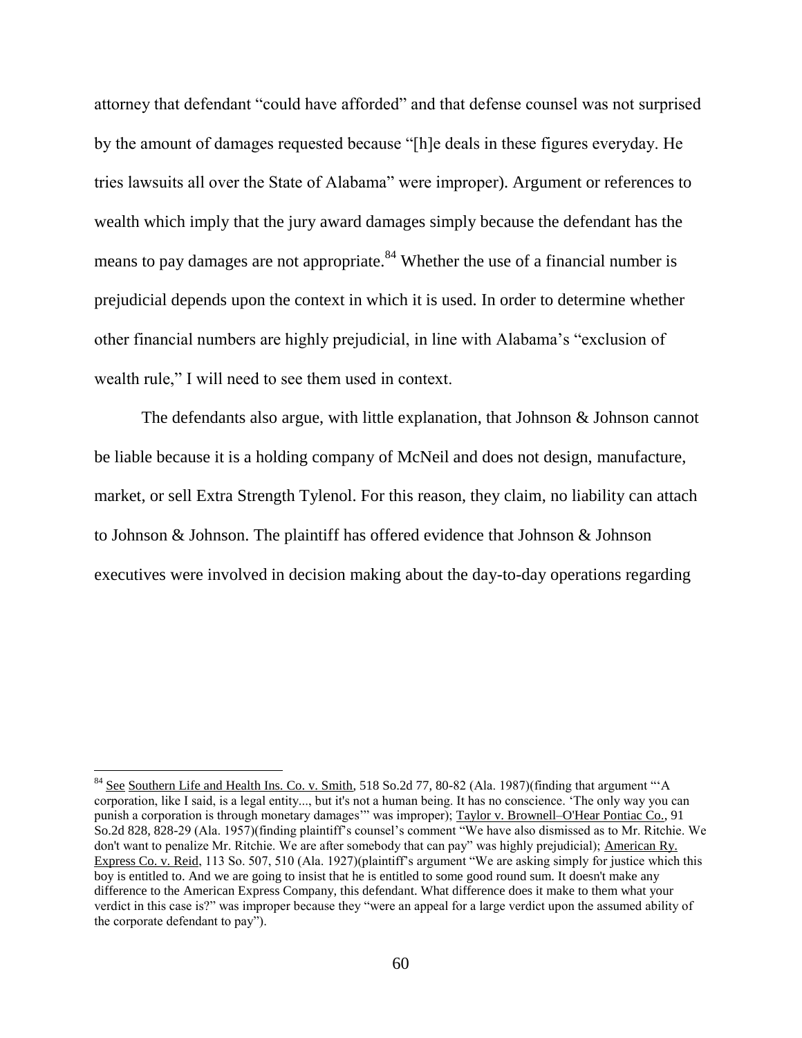attorney that defendant "could have afforded" and that defense counsel was not surprised by the amount of damages requested because "[h]e deals in these figures everyday. He tries lawsuits all over the State of Alabama" were improper). Argument or references to wealth which imply that the jury award damages simply because the defendant has the means to pay damages are not appropriate.[84] Whether the use of a financial number is prejudicial depends upon the context in which it is used. In order to determine whether other financial numbers are highly prejudicial, in line with Alabama's "exclusion of wealth rule," I will need to see them used in context.

The defendants also argue, with little explanation, that Johnson & Johnson cannot be liable because it is a holding company of McNeil and does not design, manufacture, market, or sell Extra Strength Tylenol. For this reason, they claim, no liability can attach to Johnson & Johnson. The plaintiff has offered evidence that Johnson & Johnson executives were involved in decision making about the day-to-day operations regarding

---

[84] See Southern Life and Health Ins. Co. v. Smith, 518 So.2d 77, 80-82 (Ala. 1987)(finding that argument "'A corporation, like I said, is a legal entity..., but it's not a human being. It has no conscience. 'The only way you can punish a corporation is through monetary damages'" was improper); Taylor v. Brownell–O'Hear Pontiac Co., 91 So.2d 828, 828-29 (Ala. 1957)(finding plaintiff's counsel's comment "We have also dismissed as to Mr. Ritchie. We don't want to penalize Mr. Ritchie. We are after somebody that can pay" was highly prejudicial); American Ry. Express Co. v. Reid, 113 So. 507, 510 (Ala. 1927)(plaintiff's argument "We are asking simply for justice which this boy is entitled to. And we are going to insist that he is entitled to some good round sum. It doesn't make any difference to the American Express Company, this defendant. What difference does it make to them what your verdict in this case is?" was improper because they "were an appeal for a large verdict upon the assumed ability of the corporate defendant to pay").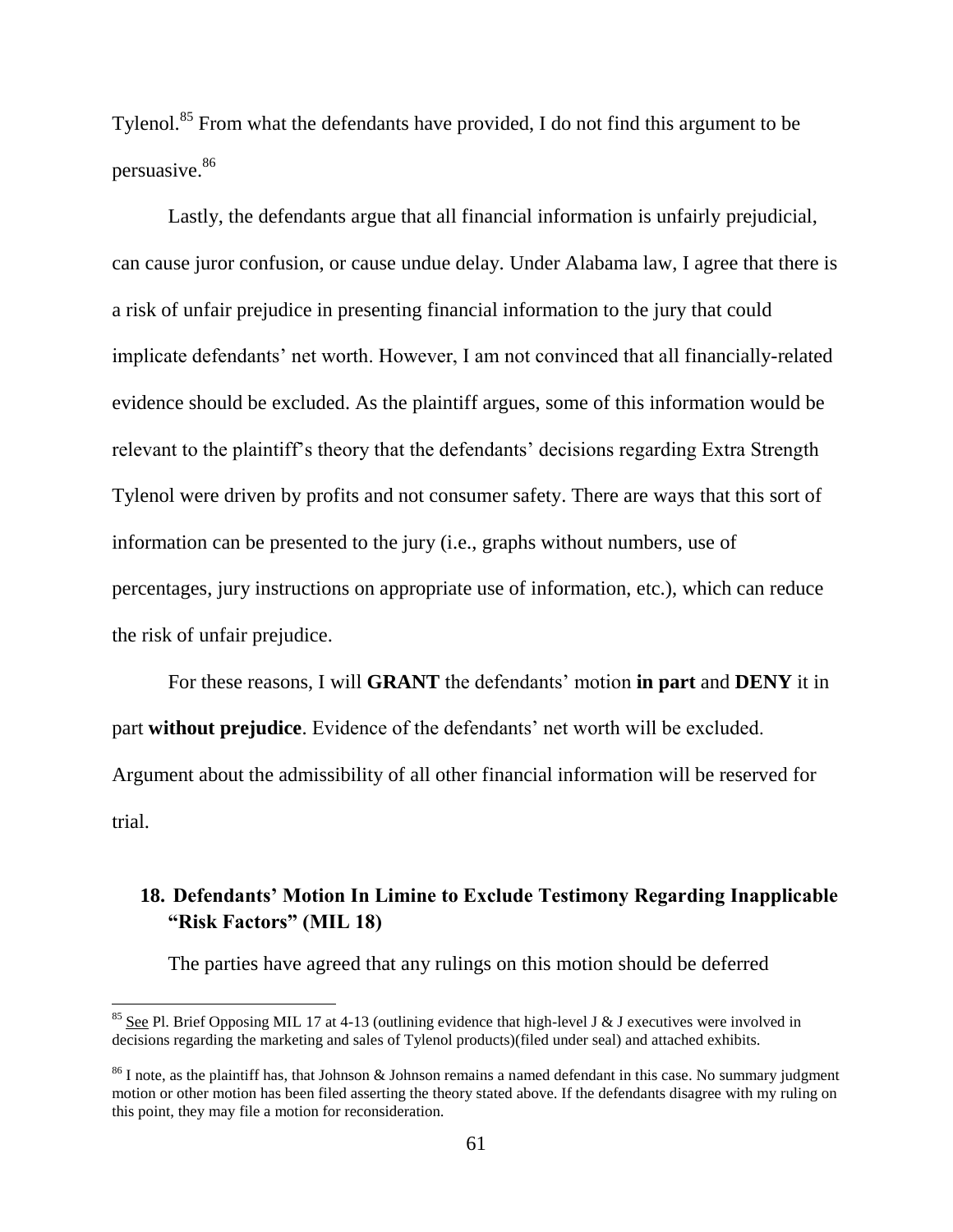Tylenol.[85] From what the defendants have provided, I do not find this argument to be persuasive.[86]

Lastly, the defendants argue that all financial information is unfairly prejudicial, can cause juror confusion, or cause undue delay. Under Alabama law, I agree that there is a risk of unfair prejudice in presenting financial information to the jury that could implicate defendants' net worth. However, I am not convinced that all financially-related evidence should be excluded. As the plaintiff argues, some of this information would be relevant to the plaintiff's theory that the defendants' decisions regarding Extra Strength Tylenol were driven by profits and not consumer safety. There are ways that this sort of information can be presented to the jury (i.e., graphs without numbers, use of percentages, jury instructions on appropriate use of information, etc.), which can reduce the risk of unfair prejudice.

For these reasons, I will **GRANT** the defendants' motion **in part** and **DENY** it in part **without prejudice**. Evidence of the defendants' net worth will be excluded. Argument about the admissibility of all other financial information will be reserved for trial.

### 18. Defendants' Motion In Limine to Exclude Testimony Regarding Inapplicable "Risk Factors" (MIL 18)

The parties have agreed that any rulings on this motion should be deferred

---

[85] See Pl. Brief Opposing MIL 17 at 4-13 (outlining evidence that high-level J & J executives were involved in decisions regarding the marketing and sales of Tylenol products)(filed under seal) and attached exhibits.

[86] I note, as the plaintiff has, that Johnson & Johnson remains a named defendant in this case. No summary judgment motion or other motion has been filed asserting the theory stated above. If the defendants disagree with my ruling on this point, they may file a motion for reconsideration.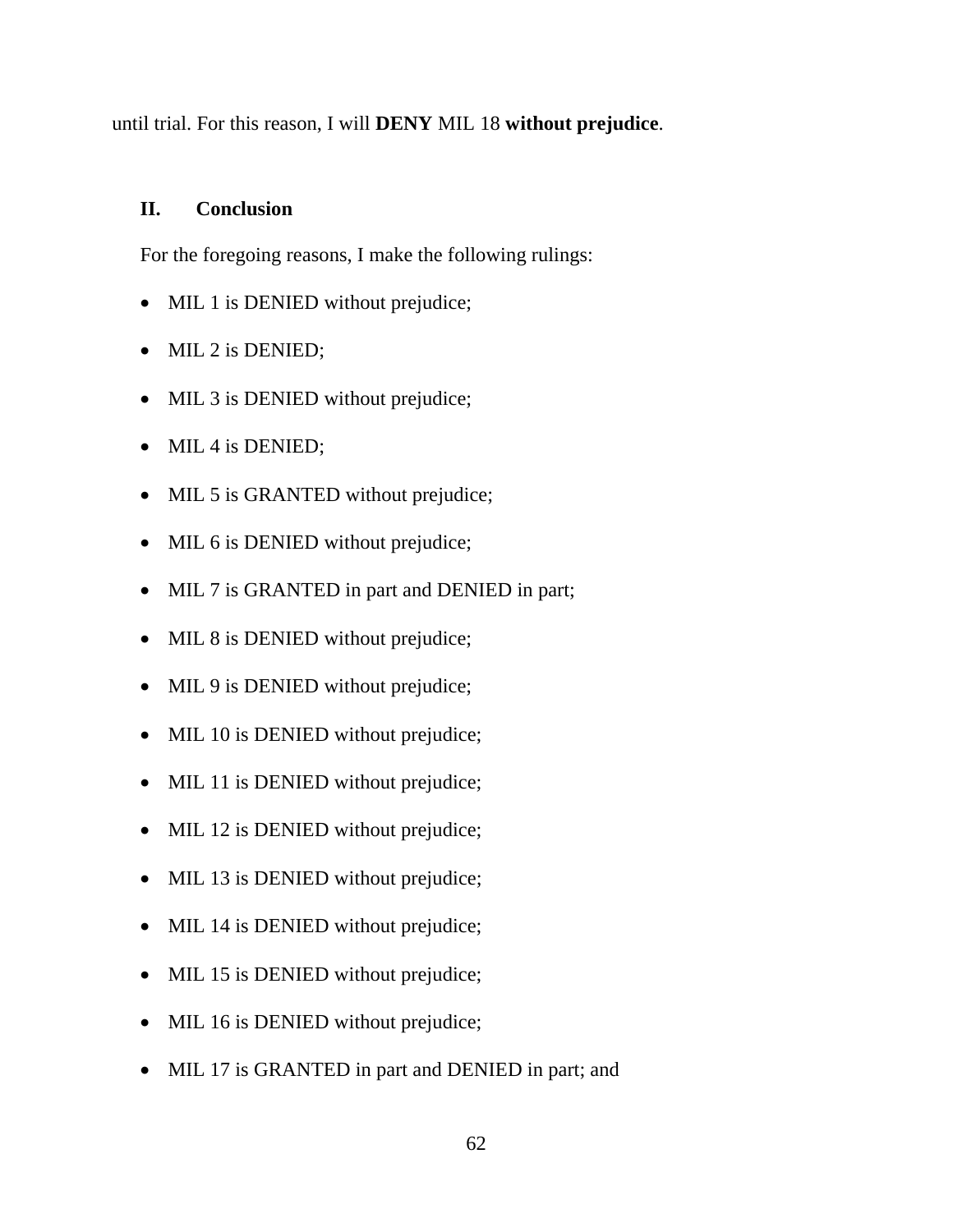until trial. For this reason, I will **DENY** MIL 18 **without prejudice**.

## II. Conclusion

For the foregoing reasons, I make the following rulings:

- MIL 1 is DENIED without prejudice;
- MIL 2 is DENIED;
- MIL 3 is DENIED without prejudice;
- MIL 4 is DENIED;
- MIL 5 is GRANTED without prejudice;
- MIL 6 is DENIED without prejudice;
- MIL 7 is GRANTED in part and DENIED in part;
- MIL 8 is DENIED without prejudice;
- MIL 9 is DENIED without prejudice;
- MIL 10 is DENIED without prejudice;
- MIL 11 is DENIED without prejudice;
- MIL 12 is DENIED without prejudice;
- MIL 13 is DENIED without prejudice;
- MIL 14 is DENIED without prejudice;
- MIL 15 is DENIED without prejudice;
- MIL 16 is DENIED without prejudice;
- MIL 17 is GRANTED in part and DENIED in part; and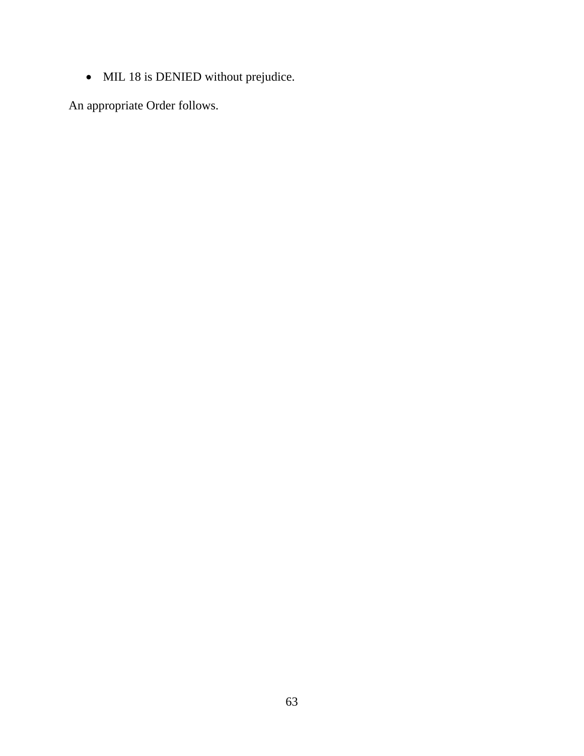- MIL 18 is DENIED without prejudice.

An appropriate Order follows.